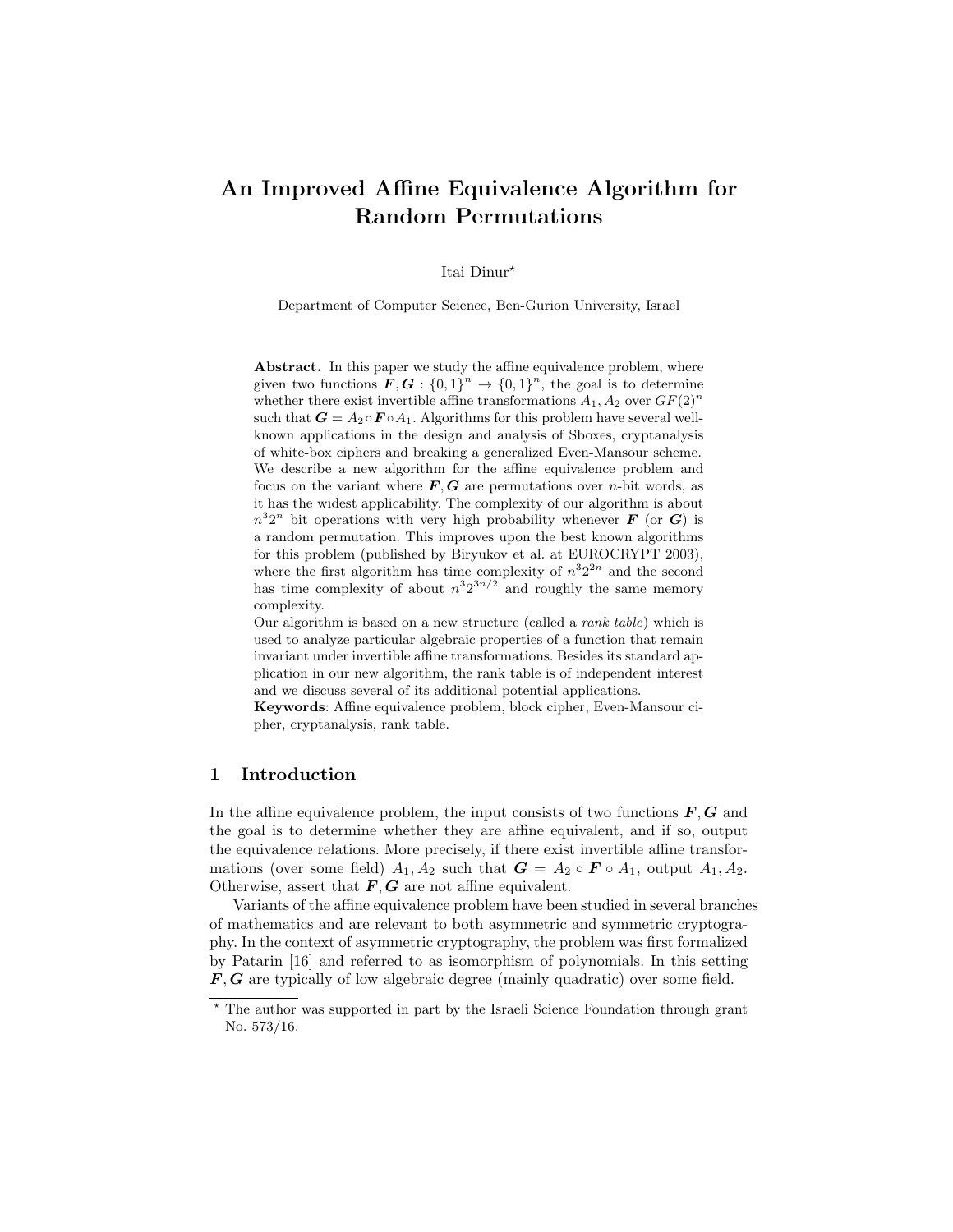# An Improved Affine Equivalence Algorithm for Random Permutations

Itai Dinur*

Department of Computer Science, Ben-Gurion University, Israel

**Abstract.** In this paper we study the affine equivalence problem, where given two functions $\boldsymbol{F}, \boldsymbol{G} : \{0,1\}^n \rightarrow \{0,1\}^n$, the goal is to determine whether there exist invertible affine transformations $A_1, A_2$ over $GF(2)^n$ such that $\boldsymbol{G} = A_2 \circ \boldsymbol{F} \circ A_1$. Algorithms for this problem have several well-known applications in the design and analysis of Sboxes, cryptanalysis of white-box ciphers and breaking a generalized Even-Mansour scheme. We describe a new algorithm for the affine equivalence problem and focus on the variant where $\boldsymbol{F}, \boldsymbol{G}$ are permutations over $n$-bit words, as it has the widest applicability. The complexity of our algorithm is about $n^3 2^n$ bit operations with very high probability whenever $\boldsymbol{F}$ (or $\boldsymbol{G}$) is a random permutation. This improves upon the best known algorithms for this problem (published by Biryukov et al. at EUROCRYPT 2003), where the first algorithm has time complexity of $n^3 2^{2n}$ and the second has time complexity of about $n^3 2^{3n/2}$ and roughly the same memory complexity.

Our algorithm is based on a new structure (called a *rank table*) which is used to analyze particular algebraic properties of a function that remain invariant under invertible affine transformations. Besides its standard application in our new algorithm, the rank table is of independent interest and we discuss several of its additional potential applications.

**Keywords**: Affine equivalence problem, block cipher, Even-Mansour cipher, cryptanalysis, rank table.

## 1 Introduction

In the affine equivalence problem, the input consists of two functions $\boldsymbol{F}, \boldsymbol{G}$ and the goal is to determine whether they are affine equivalent, and if so, output the equivalence relations. More precisely, if there exist invertible affine transformations (over some field) $A_1, A_2$ such that $\boldsymbol{G} = A_2 \circ \boldsymbol{F} \circ A_1$, output $A_1, A_2$. Otherwise, assert that $\boldsymbol{F}, \boldsymbol{G}$ are not affine equivalent.

Variants of the affine equivalence problem have been studied in several branches of mathematics and are relevant to both asymmetric and symmetric cryptography. In the context of asymmetric cryptography, the problem was first formalized by Patarin [16] and referred to as isomorphism of polynomials. In this setting $\boldsymbol{F}, \boldsymbol{G}$ are typically of low algebraic degree (mainly quadratic) over some field.

* The author was supported in part by the Israeli Science Foundation through grant No. 573/16.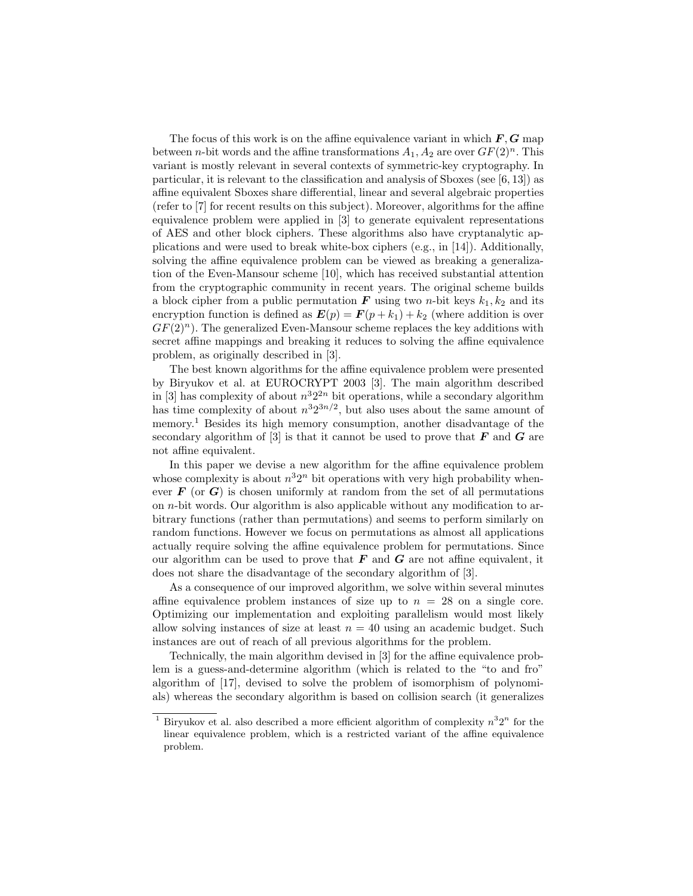The focus of this work is on the affine equivalence variant in which $\boldsymbol{F}, \boldsymbol{G}$ map between $n$-bit words and the affine transformations $A_1, A_2$ are over $GF(2)^n$. This variant is mostly relevant in several contexts of symmetric-key cryptography. In particular, it is relevant to the classification and analysis of Sboxes (see [6, 13]) as affine equivalent Sboxes share differential, linear and several algebraic properties (refer to [7] for recent results on this subject). Moreover, algorithms for the affine equivalence problem were applied in [3] to generate equivalent representations of AES and other block ciphers. These algorithms also have cryptanalytic applications and were used to break white-box ciphers (e.g., in [14]). Additionally, solving the affine equivalence problem can be viewed as breaking a generalization of the Even-Mansour scheme [10], which has received substantial attention from the cryptographic community in recent years. The original scheme builds a block cipher from a public permutation $\boldsymbol{F}$ using two $n$-bit keys $k_1, k_2$ and its encryption function is defined as $\boldsymbol{E}(p) = \boldsymbol{F}(p + k_1) + k_2$ (where addition is over $GF(2)^n$). The generalized Even-Mansour scheme replaces the key additions with secret affine mappings and breaking it reduces to solving the affine equivalence problem, as originally described in [3].

The best known algorithms for the affine equivalence problem were presented by Biryukov et al. at EUROCRYPT 2003 [3]. The main algorithm described in [3] has complexity of about $n^3 2^{2n}$ bit operations, while a secondary algorithm has time complexity of about $n^3 2^{3n/2}$, but also uses about the same amount of memory.[1] Besides its high memory consumption, another disadvantage of the secondary algorithm of [3] is that it cannot be used to prove that $\boldsymbol{F}$ and $\boldsymbol{G}$ are not affine equivalent.

In this paper we devise a new algorithm for the affine equivalence problem whose complexity is about $n^3 2^n$ bit operations with very high probability whenever $\boldsymbol{F}$ (or $\boldsymbol{G}$) is chosen uniformly at random from the set of all permutations on $n$-bit words. Our algorithm is also applicable without any modification to arbitrary functions (rather than permutations) and seems to perform similarly on random functions. However we focus on permutations as almost all applications actually require solving the affine equivalence problem for permutations. Since our algorithm can be used to prove that $\boldsymbol{F}$ and $\boldsymbol{G}$ are not affine equivalent, it does not share the disadvantage of the secondary algorithm of [3].

As a consequence of our improved algorithm, we solve within several minutes affine equivalence problem instances of size up to $n = 28$ on a single core. Optimizing our implementation and exploiting parallelism would most likely allow solving instances of size at least $n = 40$ using an academic budget. Such instances are out of reach of all previous algorithms for the problem.

Technically, the main algorithm devised in [3] for the affine equivalence problem is a guess-and-determine algorithm (which is related to the "to and fro" algorithm of [17], devised to solve the problem of isomorphism of polynomials) whereas the secondary algorithm is based on collision search (it generalizes

[1] Biryukov et al. also described a more efficient algorithm of complexity $n^3 2^n$ for the linear equivalence problem, which is a restricted variant of the affine equivalence problem.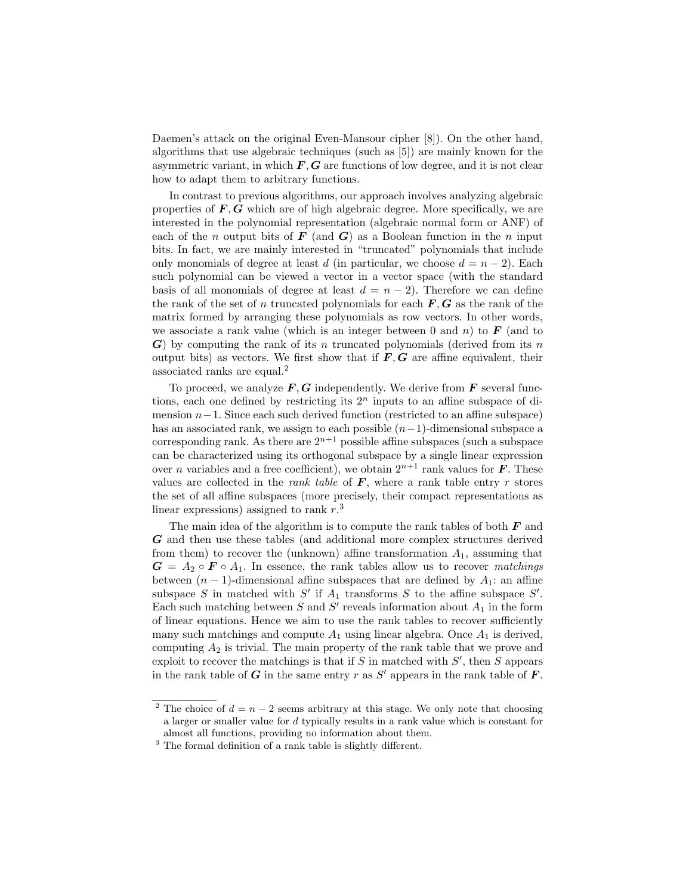Daemen's attack on the original Even-Mansour cipher [8]). On the other hand, algorithms that use algebraic techniques (such as [5]) are mainly known for the asymmetric variant, in which $\boldsymbol{F}, \boldsymbol{G}$ are functions of low degree, and it is not clear how to adapt them to arbitrary functions.

In contrast to previous algorithms, our approach involves analyzing algebraic properties of $\boldsymbol{F}, \boldsymbol{G}$ which are of high algebraic degree. More specifically, we are interested in the polynomial representation (algebraic normal form or ANF) of each of the $n$ output bits of $\boldsymbol{F}$ (and $\boldsymbol{G}$) as a Boolean function in the $n$ input bits. In fact, we are mainly interested in "truncated" polynomials that include only monomials of degree at least $d$ (in particular, we choose $d = n-2$). Each such polynomial can be viewed a vector in a vector space (with the standard basis of all monomials of degree at least $d = n-2$). Therefore we can define the rank of the set of $n$ truncated polynomials for each $\boldsymbol{F}, \boldsymbol{G}$ as the rank of the matrix formed by arranging these polynomials as row vectors. In other words, we associate a rank value (which is an integer between 0 and $n$) to $\boldsymbol{F}$ (and to $\boldsymbol{G}$) by computing the rank of its $n$ truncated polynomials (derived from its $n$ output bits) as vectors. We first show that if $\boldsymbol{F}, \boldsymbol{G}$ are affine equivalent, their associated ranks are equal.[2]

To proceed, we analyze $\boldsymbol{F}, \boldsymbol{G}$ independently. We derive from $\boldsymbol{F}$ several functions, each one defined by restricting its $2^n$ inputs to an affine subspace of dimension $n-1$. Since each such derived function (restricted to an affine subspace) has an associated rank, we assign to each possible $(n-1)$-dimensional subspace a corresponding rank. As there are $2^{n+1}$ possible affine subspaces (such a subspace can be characterized using its orthogonal subspace by a single linear expression over $n$ variables and a free coefficient), we obtain $2^{n+1}$ rank values for $\boldsymbol{F}$. These values are collected in the *rank table* of $\boldsymbol{F}$, where a rank table entry $r$ stores the set of all affine subspaces (more precisely, their compact representations as linear expressions) assigned to rank $r$.[3]

The main idea of the algorithm is to compute the rank tables of both $\boldsymbol{F}$ and $\boldsymbol{G}$ and then use these tables (and additional more complex structures derived from them) to recover the (unknown) affine transformation $A_1$, assuming that $\boldsymbol{G} = A_2 \circ \boldsymbol{F} \circ A_1$. In essence, the rank tables allow us to recover *matchings* between $(n-1)$-dimensional affine subspaces that are defined by $A_1$: an affine subspace $S$ in matched with $S'$ if $A_1$ transforms $S$ to the affine subspace $S'$. Each such matching between $S$ and $S'$ reveals information about $A_1$ in the form of linear equations. Hence we aim to use the rank tables to recover sufficiently many such matchings and compute $A_1$ using linear algebra. Once $A_1$ is derived, computing $A_2$ is trivial. The main property of the rank table that we prove and exploit to recover the matchings is that if $S$ in matched with $S'$, then $S$ appears in the rank table of $\boldsymbol{G}$ in the same entry $r$ as $S'$ appears in the rank table of $\boldsymbol{F}$.

---

[2] The choice of $d = n-2$ seems arbitrary at this stage. We only note that choosing a larger or smaller value for $d$ typically results in a rank value which is constant for almost all functions, providing no information about them.

[3] The formal definition of a rank table is slightly different.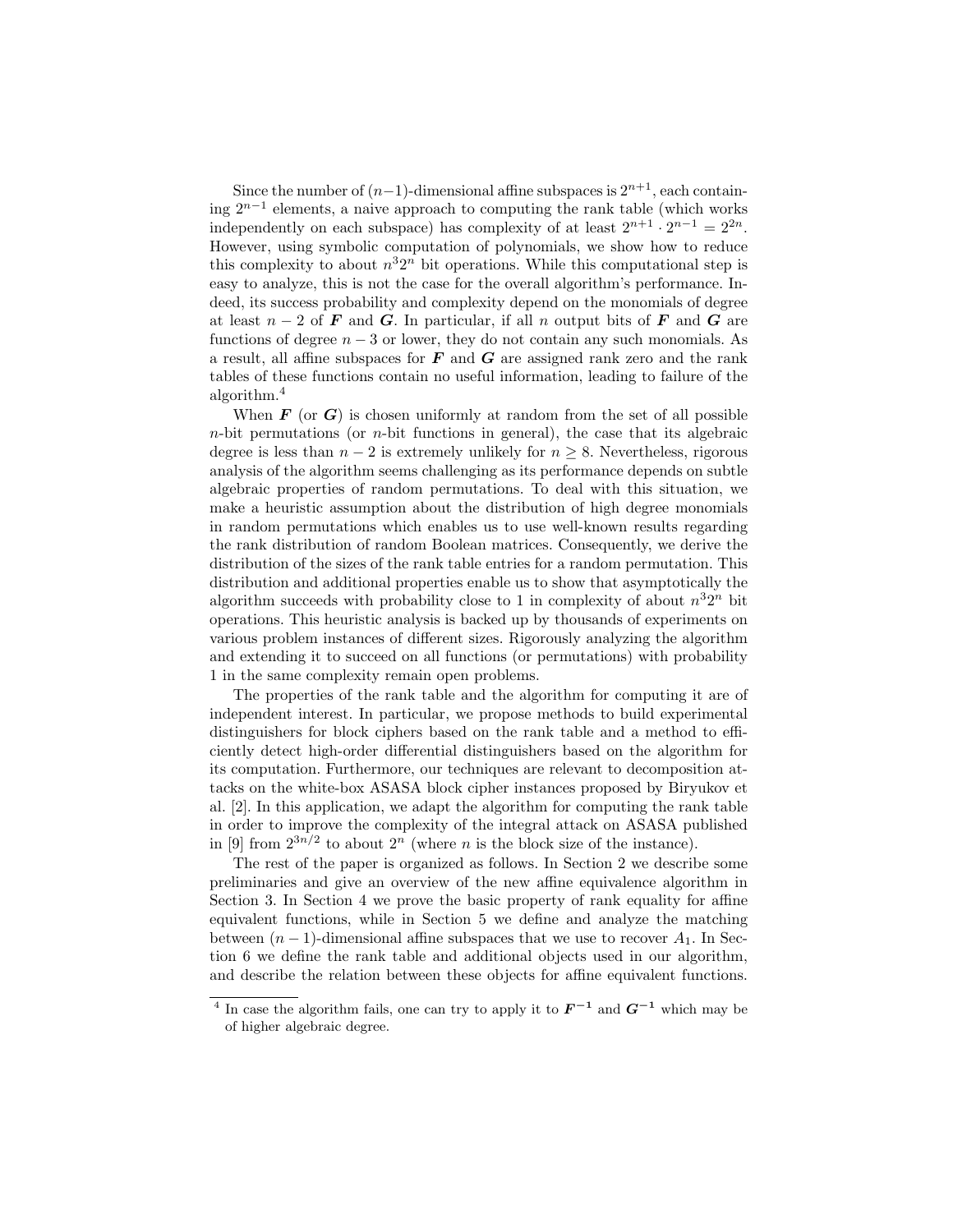Since the number of $(n-1)$-dimensional affine subspaces is $2^{n+1}$, each containing $2^{n-1}$ elements, a naive approach to computing the rank table (which works independently on each subspace) has complexity of at least $2^{n+1} \cdot 2^{n-1} = 2^{2n}$. However, using symbolic computation of polynomials, we show how to reduce this complexity to about $n^3 2^n$ bit operations. While this computational step is easy to analyze, this is not the case for the overall algorithm's performance. Indeed, its success probability and complexity depend on the monomials of degree at least $n-2$ of $\boldsymbol{F}$ and $\boldsymbol{G}$. In particular, if all $n$ output bits of $\boldsymbol{F}$ and $\boldsymbol{G}$ are functions of degree $n-3$ or lower, they do not contain any such monomials. As a result, all affine subspaces for $\boldsymbol{F}$ and $\boldsymbol{G}$ are assigned rank zero and the rank tables of these functions contain no useful information, leading to failure of the algorithm.[4]

When $\boldsymbol{F}$ (or $\boldsymbol{G}$) is chosen uniformly at random from the set of all possible $n$-bit permutations (or $n$-bit functions in general), the case that its algebraic degree is less than $n-2$ is extremely unlikely for $n \geq 8$. Nevertheless, rigorous analysis of the algorithm seems challenging as its performance depends on subtle algebraic properties of random permutations. To deal with this situation, we make a heuristic assumption about the distribution of high degree monomials in random permutations which enables us to use well-known results regarding the rank distribution of random Boolean matrices. Consequently, we derive the distribution of the sizes of the rank table entries for a random permutation. This distribution and additional properties enable us to show that asymptotically the algorithm succeeds with probability close to 1 in complexity of about $n^3 2^n$ bit operations. This heuristic analysis is backed up by thousands of experiments on various problem instances of different sizes. Rigorously analyzing the algorithm and extending it to succeed on all functions (or permutations) with probability 1 in the same complexity remain open problems.

The properties of the rank table and the algorithm for computing it are of independent interest. In particular, we propose methods to build experimental distinguishers for block ciphers based on the rank table and a method to efficiently detect high-order differential distinguishers based on the algorithm for its computation. Furthermore, our techniques are relevant to decomposition attacks on the white-box ASASA block cipher instances proposed by Biryukov et al. [2]. In this application, we adapt the algorithm for computing the rank table in order to improve the complexity of the integral attack on ASASA published in [9] from $2^{3n/2}$ to about $2^n$ (where $n$ is the block size of the instance).

The rest of the paper is organized as follows. In Section 2 we describe some preliminaries and give an overview of the new affine equivalence algorithm in Section 3. In Section 4 we prove the basic property of rank equality for affine equivalent functions, while in Section 5 we define and analyze the matching between $(n-1)$-dimensional affine subspaces that we use to recover $A_1$. In Section 6 we define the rank table and additional objects used in our algorithm, and describe the relation between these objects for affine equivalent functions.

[4] In case the algorithm fails, one can try to apply it to $\boldsymbol{F^{-1}}$ and $\boldsymbol{G^{-1}}$ which may be of higher algebraic degree.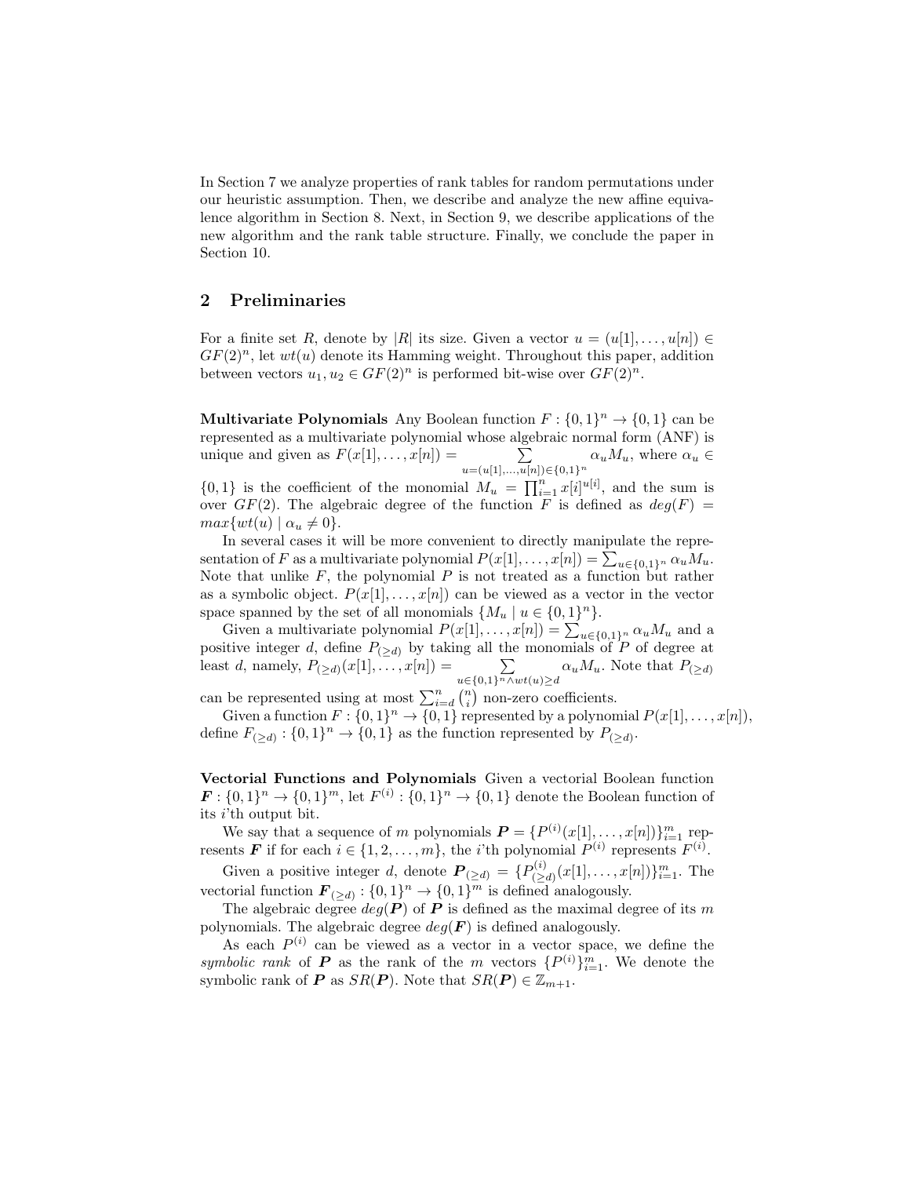In Section 7 we analyze properties of rank tables for random permutations under our heuristic assumption. Then, we describe and analyze the new affine equivalence algorithm in Section 8. Next, in Section 9, we describe applications of the new algorithm and the rank table structure. Finally, we conclude the paper in Section 10.

## 2 Preliminaries

For a finite set $R$, denote by $|R|$ its size. Given a vector $u = (u[1], \ldots, u[n]) \in GF(2)^n$, let $wt(u)$ denote its Hamming weight. Throughout this paper, addition between vectors $u_1, u_2 \in GF(2)^n$ is performed bit-wise over $GF(2)^n$.

**Multivariate Polynomials** Any Boolean function $F : \{0,1\}^n \rightarrow \{0,1\}$ can be represented as a multivariate polynomial whose algebraic normal form (ANF) is unique and given as $F(x[1], \ldots, x[n]) = \sum_{u=(u[1],\ldots,u[n]) \in \{0,1\}^n} \alpha_u M_u$, where $\alpha_u \in \{0,1\}$ is the coefficient of the monomial $M_u = \prod_{i=1}^{n} x[i]^{u[i]}$, and the sum is over $GF(2)$. The algebraic degree of the function $F$ is defined as $deg(F) = max\{wt(u) \mid \alpha_u \neq 0\}$.

In several cases it will be more convenient to directly manipulate the representation of $F$ as a multivariate polynomial $P(x[1], \ldots, x[n]) = \sum_{u \in \{0,1\}^n} \alpha_u M_u$. Note that unlike $F$, the polynomial $P$ is not treated as a function but rather as a symbolic object. $P(x[1], \ldots, x[n])$ can be viewed as a vector in the vector space spanned by the set of all monomials $\{M_u \mid u \in \{0,1\}^n\}$.

Given a multivariate polynomial $P(x[1], \ldots, x[n]) = \sum_{u \in \{0,1\}^n} \alpha_u M_u$ and a positive integer $d$, define $P_{(\geq d)}$ by taking all the monomials of $P$ of degree at least $d$, namely, $P_{(\geq d)}(x[1], \ldots, x[n]) = \sum_{u \in \{0,1\}^n \wedge wt(u) \geq d} \alpha_u M_u$. Note that $P_{(\geq d)}$ can be represented using at most $\sum_{i=d}^{n} \binom{n}{i}$ non-zero coefficients.

Given a function $F : \{0,1\}^n \rightarrow \{0,1\}$ represented by a polynomial $P(x[1], \ldots, x[n])$, define $F_{(\geq d)} : \{0,1\}^n \rightarrow \{0,1\}$ as the function represented by $P_{(\geq d)}$.

**Vectorial Functions and Polynomials** Given a vectorial Boolean function $\boldsymbol{F} : \{0,1\}^n \rightarrow \{0,1\}^m$, let $F^{(i)} : \{0,1\}^n \rightarrow \{0,1\}$ denote the Boolean function of its $i$'th output bit.

We say that a sequence of $m$ polynomials $\boldsymbol{P} = \{P^{(i)}(x[1], \ldots, x[n])\}_{i=1}^{m}$ represents $\boldsymbol{F}$ if for each $i \in \{1, 2, \ldots, m\}$, the $i$'th polynomial $P^{(i)}$ represents $F^{(i)}$.

Given a positive integer $d$, denote $\boldsymbol{P}_{(\geq d)} = \{P_{(\geq d)}^{(i)}(x[1], \ldots, x[n])\}_{i=1}^{m}$. The vectorial function $\boldsymbol{F}_{(\geq d)} : \{0,1\}^n \rightarrow \{0,1\}^m$ is defined analogously.

The algebraic degree $deg(\boldsymbol{P})$ of $\boldsymbol{P}$ is defined as the maximal degree of its $m$ polynomials. The algebraic degree $deg(\boldsymbol{F})$ is defined analogously.

As each $P^{(i)}$ can be viewed as a vector in a vector space, we define the *symbolic rank* of $\boldsymbol{P}$ as the rank of the $m$ vectors $\{P^{(i)}\}_{i=1}^{m}$. We denote the symbolic rank of $\boldsymbol{P}$ as $SR(\boldsymbol{P})$. Note that $SR(\boldsymbol{P}) \in \mathbb{Z}_{m+1}$.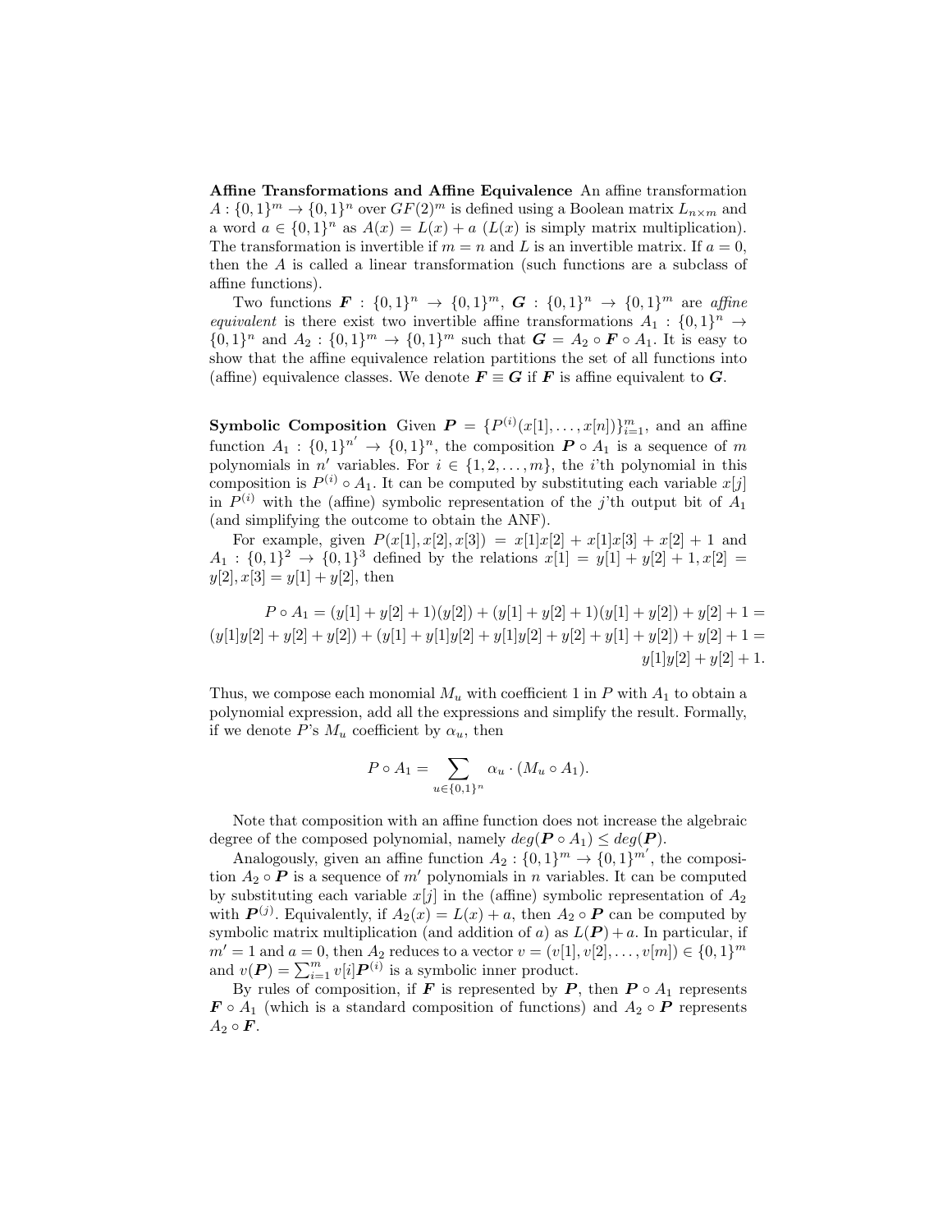**Affine Transformations and Affine Equivalence** An affine transformation $A : \{0,1\}^m \rightarrow \{0,1\}^n$ over $GF(2)^m$ is defined using a Boolean matrix $L_{n \times m}$ and a word $a \in \{0,1\}^n$ as $A(x) = L(x) + a$ ($L(x)$ is simply matrix multiplication). The transformation is invertible if $m = n$ and $L$ is an invertible matrix. If $a = 0$, then the $A$ is called a linear transformation (such functions are a subclass of affine functions).

Two functions $\boldsymbol{F} : \{0,1\}^n \rightarrow \{0,1\}^m$, $\boldsymbol{G} : \{0,1\}^n \rightarrow \{0,1\}^m$ are *affine equivalent* is there exist two invertible affine transformations $A_1 : \{0,1\}^n \rightarrow \{0,1\}^n$ and $A_2 : \{0,1\}^m \rightarrow \{0,1\}^m$ such that $\boldsymbol{G} = A_2 \circ \boldsymbol{F} \circ A_1$. It is easy to show that the affine equivalence relation partitions the set of all functions into (affine) equivalence classes. We denote $\boldsymbol{F} \equiv \boldsymbol{G}$ if $\boldsymbol{F}$ is affine equivalent to $\boldsymbol{G}$.

**Symbolic Composition** Given $\boldsymbol{P} = \{P^{(i)}(x[1], \ldots, x[n])\}_{i=1}^m$, and an affine function $A_1 : \{0,1\}^{n'} \rightarrow \{0,1\}^n$, the composition $\boldsymbol{P} \circ A_1$ is a sequence of $m$ polynomials in $n'$ variables. For $i \in \{1, 2, \ldots, m\}$, the $i$'th polynomial in this composition is $P^{(i)} \circ A_1$. It can be computed by substituting each variable $x[j]$ in $P^{(i)}$ with the (affine) symbolic representation of the $j$'th output bit of $A_1$ (and simplifying the outcome to obtain the ANF).

For example, given $P(x[1], x[2], x[3]) = x[1]x[2] + x[1]x[3] + x[2] + 1$ and $A_1 : \{0,1\}^2 \rightarrow \{0,1\}^3$ defined by the relations $x[1] = y[1] + y[2] + 1, x[2] = y[2], x[3] = y[1] + y[2]$, then

$$P \circ A_1 = (y[1] + y[2] + 1)(y[2]) + (y[1] + y[2] + 1)(y[1] + y[2]) + y[2] + 1 =$$
$$(y[1]y[2] + y[2] + y[2]) + (y[1] + y[1]y[2] + y[1]y[2] + y[2] + y[1] + y[2]) + y[2] + 1 =$$
$$y[1]y[2] + y[2] + 1.$$

Thus, we compose each monomial $M_u$ with coefficient 1 in $P$ with $A_1$ to obtain a polynomial expression, add all the expressions and simplify the result. Formally, if we denote $P$'s $M_u$ coefficient by $\alpha_u$, then

$$P \circ A_1 = \sum_{u \in \{0,1\}^n} \alpha_u \cdot (M_u \circ A_1).$$

Note that composition with an affine function does not increase the algebraic degree of the composed polynomial, namely $deg(\boldsymbol{P} \circ A_1) \leq deg(\boldsymbol{P})$.

Analogously, given an affine function $A_2 : \{0,1\}^m \rightarrow \{0,1\}^{m'}$, the composition $A_2 \circ \boldsymbol{P}$ is a sequence of $m'$ polynomials in $n$ variables. It can be computed by substituting each variable $x[j]$ in the (affine) symbolic representation of $A_2$ with $\boldsymbol{P}^{(j)}$. Equivalently, if $A_2(x) = L(x) + a$, then $A_2 \circ \boldsymbol{P}$ can be computed by symbolic matrix multiplication (and addition of $a$) as $L(\boldsymbol{P}) + a$. In particular, if $m' = 1$ and $a = 0$, then $A_2$ reduces to a vector $v = (v[1], v[2], \ldots, v[m]) \in \{0,1\}^m$ and $v(\boldsymbol{P}) = \sum_{i=1}^m v[i]\boldsymbol{P}^{(i)}$ is a symbolic inner product.

By rules of composition, if $\boldsymbol{F}$ is represented by $\boldsymbol{P}$, then $\boldsymbol{P} \circ A_1$ represents $\boldsymbol{F} \circ A_1$ (which is a standard composition of functions) and $A_2 \circ \boldsymbol{P}$ represents $A_2 \circ \boldsymbol{F}$.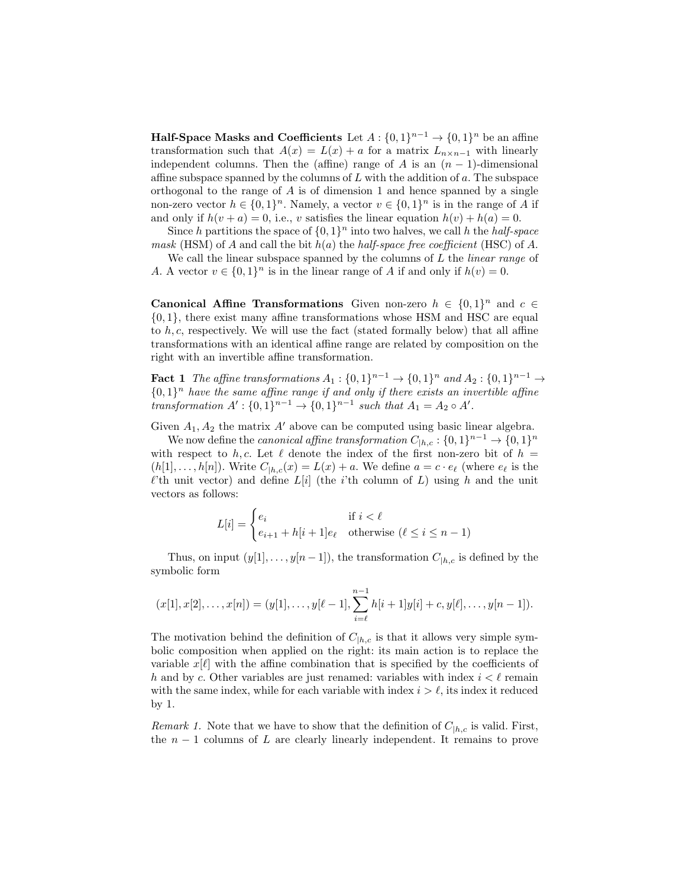**Half-Space Masks and Coefficients** Let $A : \{0,1\}^{n-1} \to \{0,1\}^n$ be an affine transformation such that $A(x) = L(x) + a$ for a matrix $L_{n \times n-1}$ with linearly independent columns. Then the (affine) range of $A$ is an $(n-1)$-dimensional affine subspace spanned by the columns of $L$ with the addition of $a$. The subspace orthogonal to the range of $A$ is of dimension 1 and hence spanned by a single non-zero vector $h \in \{0,1\}^n$. Namely, a vector $v \in \{0,1\}^n$ is in the range of $A$ if and only if $h(v + a) = 0$, i.e., $v$ satisfies the linear equation $h(v) + h(a) = 0$.

Since $h$ partitions the space of $\{0,1\}^n$ into two halves, we call $h$ the *half-space mask* (HSM) of $A$ and call the bit $h(a)$ the *half-space free coefficient* (HSC) of $A$.

We call the linear subspace spanned by the columns of $L$ the *linear range* of $A$. A vector $v \in \{0,1\}^n$ is in the linear range of $A$ if and only if $h(v) = 0$.

**Canonical Affine Transformations** Given non-zero $h \in \{0,1\}^n$ and $c \in \{0,1\}$, there exist many affine transformations whose HSM and HSC are equal to $h, c$, respectively. We will use the fact (stated formally below) that all affine transformations with an identical affine range are related by composition on the right with an invertible affine transformation.

**Fact 1** *The affine transformations $A_1 : \{0,1\}^{n-1} \to \{0,1\}^n$ and $A_2 : \{0,1\}^{n-1} \to \{0,1\}^n$ have the same affine range if and only if there exists an invertible affine transformation $A' : \{0,1\}^{n-1} \to \{0,1\}^{n-1}$ such that $A_1 = A_2 \circ A'$.*

Given $A_1, A_2$ the matrix $A'$ above can be computed using basic linear algebra.

We now define the *canonical affine transformation* $C_{|h,c} : \{0,1\}^{n-1} \to \{0,1\}^n$ with respect to $h, c$. Let $\ell$ denote the index of the first non-zero bit of $h = (h[1], \ldots, h[n])$. Write $C_{|h,c}(x) = L(x) + a$. We define $a = c \cdot e_\ell$ (where $e_\ell$ is the $\ell$'th unit vector) and define $L[i]$ (the $i$'th column of $L$) using $h$ and the unit vectors as follows:

$$L[i] = \begin{cases} e_i & \text{if } i < \ell \\ e_{i+1} + h[i+1]e_\ell & \text{otherwise } (\ell \leq i \leq n-1) \end{cases}$$

Thus, on input $(y[1], \ldots, y[n-1])$, the transformation $C_{|h,c}$ is defined by the symbolic form

$$(x[1], x[2], \ldots, x[n]) = (y[1], \ldots, y[\ell-1], \sum_{i=\ell}^{n-1} h[i+1]y[i] + c, y[\ell], \ldots, y[n-1]).$$

The motivation behind the definition of $C_{|h,c}$ is that it allows very simple symbolic composition when applied on the right: its main action is to replace the variable $x[\ell]$ with the affine combination that is specified by the coefficients of $h$ and by $c$. Other variables are just renamed: variables with index $i < \ell$ remain with the same index, while for each variable with index $i > \ell$, its index it reduced by 1.

*Remark 1.* Note that we have to show that the definition of $C_{|h,c}$ is valid. First, the $n-1$ columns of $L$ are clearly linearly independent. It remains to prove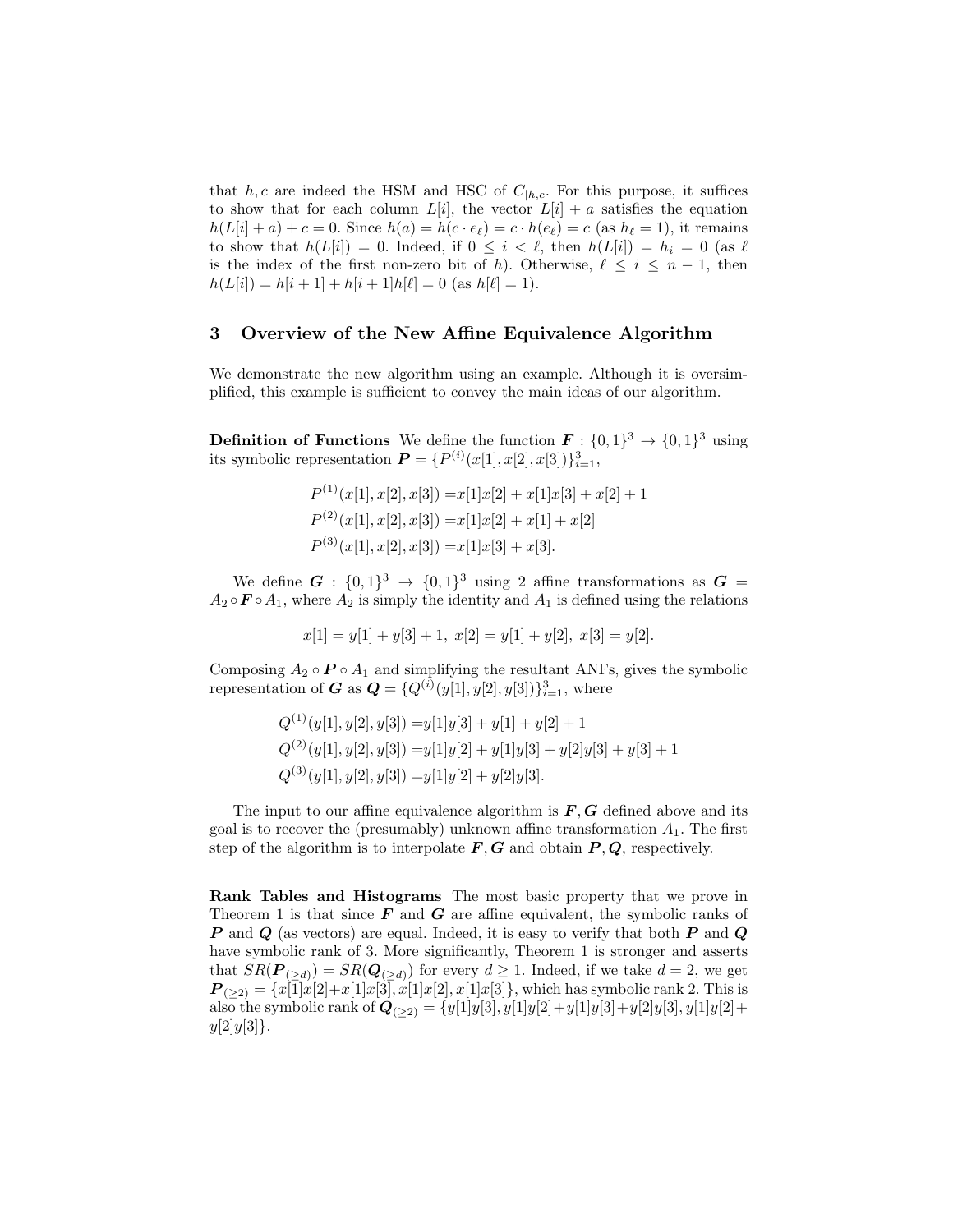that $h, c$ are indeed the HSM and HSC of $C_{|h,c}$. For this purpose, it suffices to show that for each column $L[i]$, the vector $L[i] + a$ satisfies the equation $h(L[i] + a) + c = 0$. Since $h(a) = h(c \cdot e_\ell) = c \cdot h(e_\ell) = c$ (as $h_\ell = 1$), it remains to show that $h(L[i]) = 0$. Indeed, if $0 \leq i < \ell$, then $h(L[i]) = h_i = 0$ (as $\ell$ is the index of the first non-zero bit of $h$). Otherwise, $\ell \leq i \leq n-1$, then $h(L[i]) = h[i+1] + h[i+1]h[\ell] = 0$ (as $h[\ell] = 1$).

## 3 Overview of the New Affine Equivalence Algorithm

We demonstrate the new algorithm using an example. Although it is oversimplified, this example is sufficient to convey the main ideas of our algorithm.

**Definition of Functions** We define the function $\boldsymbol{F} : \{0,1\}^3 \rightarrow \{0,1\}^3$ using its symbolic representation $\boldsymbol{P} = \{P^{(i)}(x[1], x[2], x[3])\}_{i=1}^{3}$,

$$
\begin{aligned}
P^{(1)}(x[1], x[2], x[3]) =& x[1]x[2] + x[1]x[3] + x[2] + 1 \\
P^{(2)}(x[1], x[2], x[3]) =& x[1]x[2] + x[1] + x[2] \\
P^{(3)}(x[1], x[2], x[3]) =& x[1]x[3] + x[3].
\end{aligned}
$$

We define $\boldsymbol{G} : \{0,1\}^3 \rightarrow \{0,1\}^3$ using 2 affine transformations as $\boldsymbol{G} = A_2 \circ \boldsymbol{F} \circ A_1$, where $A_2$ is simply the identity and $A_1$ is defined using the relations

$$
x[1] = y[1] + y[3] + 1, \; x[2] = y[1] + y[2], \; x[3] = y[2].
$$

Composing $A_2 \circ \boldsymbol{P} \circ A_1$ and simplifying the resultant ANFs, gives the symbolic representation of $\boldsymbol{G}$ as $\boldsymbol{Q} = \{Q^{(i)}(y[1], y[2], y[3])\}_{i=1}^{3}$, where

$$
\begin{aligned}
Q^{(1)}(y[1], y[2], y[3]) =& y[1]y[3] + y[1] + y[2] + 1 \\
Q^{(2)}(y[1], y[2], y[3]) =& y[1]y[2] + y[1]y[3] + y[2]y[3] + y[3] + 1 \\
Q^{(3)}(y[1], y[2], y[3]) =& y[1]y[2] + y[2]y[3].
\end{aligned}
$$

The input to our affine equivalence algorithm is $\boldsymbol{F}, \boldsymbol{G}$ defined above and its goal is to recover the (presumably) unknown affine transformation $A_1$. The first step of the algorithm is to interpolate $\boldsymbol{F}, \boldsymbol{G}$ and obtain $\boldsymbol{P}, \boldsymbol{Q}$, respectively.

**Rank Tables and Histograms** The most basic property that we prove in Theorem 1 is that since $\boldsymbol{F}$ and $\boldsymbol{G}$ are affine equivalent, the symbolic ranks of $\boldsymbol{P}$ and $\boldsymbol{Q}$ (as vectors) are equal. Indeed, it is easy to verify that both $\boldsymbol{P}$ and $\boldsymbol{Q}$ have symbolic rank of 3. More significantly, Theorem 1 is stronger and asserts that $SR(\boldsymbol{P}_{(\geq d)}) = SR(\boldsymbol{Q}_{(\geq d)})$ for every $d \geq 1$. Indeed, if we take $d = 2$, we get $\boldsymbol{P}_{(\geq 2)} = \{x[1]x[2]+x[1]x[3], x[1]x[2], x[1]x[3]\}$, which has symbolic rank 2. This is also the symbolic rank of $\boldsymbol{Q}_{(\geq 2)} = \{y[1]y[3], y[1]y[2]+y[1]y[3]+y[2]y[3], y[1]y[2]+y[2]y[3]\}$.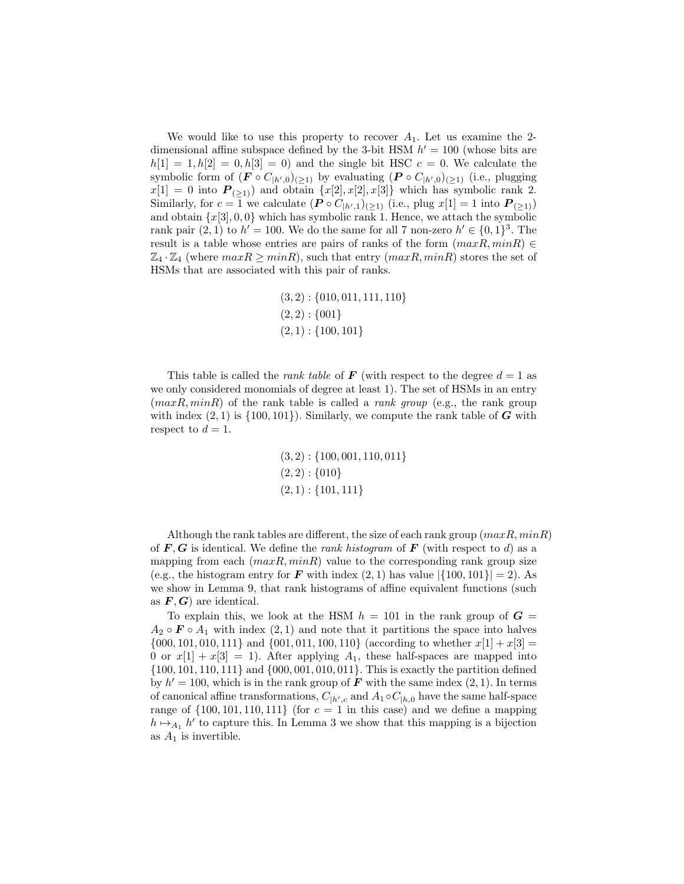We would like to use this property to recover $A_1$. Let us examine the 2-dimensional affine subspace defined by the 3-bit HSM $h' = 100$ (whose bits are $h[1] = 1, h[2] = 0, h[3] = 0$) and the single bit HSC $c = 0$. We calculate the symbolic form of $(\boldsymbol{F} \circ C_{|h',0})_{(\geq 1)}$ by evaluating $(\boldsymbol{P} \circ C_{|h',0})_{(\geq 1)}$ (i.e., plugging $x[1] = 0$ into $\boldsymbol{P}_{(\geq 1)}$) and obtain $\{x[2], x[2], x[3]\}$ which has symbolic rank 2. Similarly, for $c = 1$ we calculate $(\boldsymbol{P} \circ C_{|h',1})_{(\geq 1)}$ (i.e., plug $x[1] = 1$ into $\boldsymbol{P}_{(\geq 1)}$) and obtain $\{x[3], 0, 0\}$ which has symbolic rank 1. Hence, we attach the symbolic rank pair $(2, 1)$ to $h' = 100$. We do the same for all 7 non-zero $h' \in \{0, 1\}^3$. The result is a table whose entries are pairs of ranks of the form $(maxR, minR) \in \mathbb{Z}_4 \cdot \mathbb{Z}_4$ (where $maxR \geq minR$), such that entry $(maxR, minR)$ stores the set of HSMs that are associated with this pair of ranks.

$$(3, 2) : \{010, 011, 111, 110\}$$
$$(2, 2) : \{001\}$$
$$(2, 1) : \{100, 101\}$$

This table is called the *rank table* of $\boldsymbol{F}$ (with respect to the degree $d = 1$ as we only considered monomials of degree at least 1). The set of HSMs in an entry $(maxR, minR)$ of the rank table is called a *rank group* (e.g., the rank group with index $(2, 1)$ is $\{100, 101\}$). Similarly, we compute the rank table of $\boldsymbol{G}$ with respect to $d = 1$.

$$(3, 2) : \{100, 001, 110, 011\}$$
$$(2, 2) : \{010\}$$
$$(2, 1) : \{101, 111\}$$

Although the rank tables are different, the size of each rank group $(maxR, minR)$ of $\boldsymbol{F}, \boldsymbol{G}$ is identical. We define the *rank histogram* of $\boldsymbol{F}$ (with respect to $d$) as a mapping from each $(maxR, minR)$ value to the corresponding rank group size (e.g., the histogram entry for $\boldsymbol{F}$ with index $(2, 1)$ has value $|\{100, 101\}| = 2$). As we show in Lemma 9, that rank histograms of affine equivalent functions (such as $\boldsymbol{F}, \boldsymbol{G}$) are identical.

To explain this, we look at the HSM $h = 101$ in the rank group of $\boldsymbol{G} = A_2 \circ \boldsymbol{F} \circ A_1$ with index $(2, 1)$ and note that it partitions the space into halves $\{000, 101, 010, 111\}$ and $\{001, 011, 100, 110\}$ (according to whether $x[1] + x[3] = 0$ or $x[1] + x[3] = 1$). After applying $A_1$, these half-spaces are mapped into $\{100, 101, 110, 111\}$ and $\{000, 001, 010, 011\}$. This is exactly the partition defined by $h' = 100$, which is in the rank group of $\boldsymbol{F}$ with the same index $(2, 1)$. In terms of canonical affine transformations, $C_{|h',c}$ and $A_1 \circ C_{|h,0}$ have the same half-space range of $\{100, 101, 110, 111\}$ (for $c = 1$ in this case) and we define a mapping $h \mapsto_{A_1} h'$ to capture this. In Lemma 3 we show that this mapping is a bijection as $A_1$ is invertible.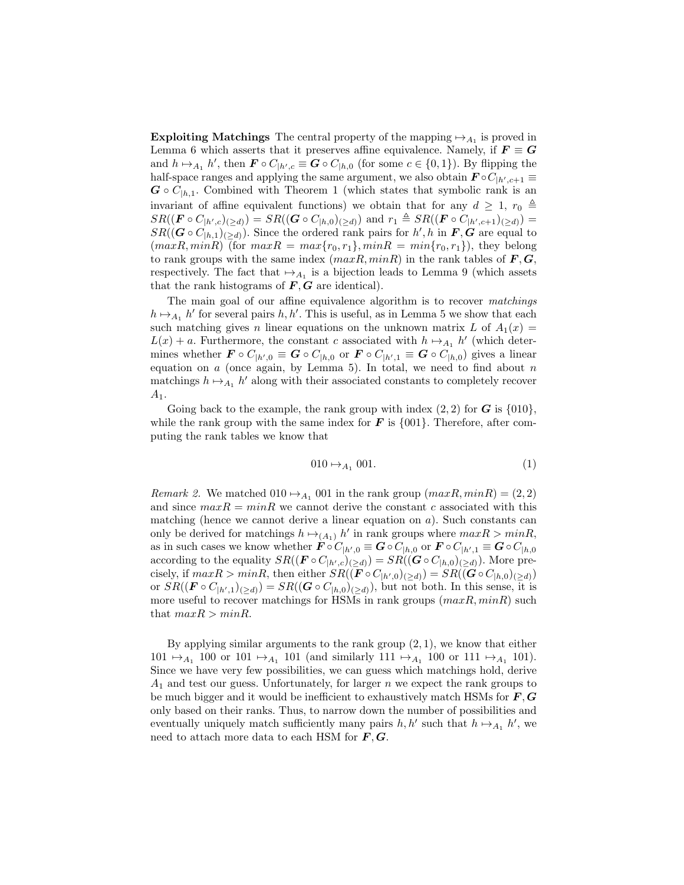**Exploiting Matchings** The central property of the mapping $\mapsto_{A_1}$ is proved in Lemma 6 which asserts that it preserves affine equivalence. Namely, if $\boldsymbol{F} \equiv \boldsymbol{G}$ and $h \mapsto_{A_1} h'$, then $\boldsymbol{F} \circ C_{|h',c} \equiv \boldsymbol{G} \circ C_{|h,0}$ (for some $c \in \{0,1\}$). By flipping the half-space ranges and applying the same argument, we also obtain $\boldsymbol{F} \circ C_{|h',c+1} \equiv \boldsymbol{G} \circ C_{|h,1}$. Combined with Theorem 1 (which states that symbolic rank is an invariant of affine equivalent functions) we obtain that for any $d \geq 1$, $r_0 \triangleq SR((\boldsymbol{F} \circ C_{|h',c})_{(\geq d)}) = SR((\boldsymbol{G} \circ C_{|h,0})_{(\geq d)})$ and $r_1 \triangleq SR((\boldsymbol{F} \circ C_{|h',c+1})_{(\geq d)}) = SR((\boldsymbol{G} \circ C_{|h,1})_{(\geq d)})$. Since the ordered rank pairs for $h', h$ in $\boldsymbol{F}, \boldsymbol{G}$ are equal to $(maxR, minR)$ (for $maxR = max\{r_0, r_1\}, minR = min\{r_0, r_1\}$), they belong to rank groups with the same index $(maxR, minR)$ in the rank tables of $\boldsymbol{F}, \boldsymbol{G}$, respectively. The fact that $\mapsto_{A_1}$ is a bijection leads to Lemma 9 (which assets that the rank histograms of $\boldsymbol{F}, \boldsymbol{G}$ are identical).

The main goal of our affine equivalence algorithm is to recover *matchings* $h \mapsto_{A_1} h'$ for several pairs $h, h'$. This is useful, as in Lemma 5 we show that each such matching gives $n$ linear equations on the unknown matrix $L$ of $A_1(x) = L(x) + a$. Furthermore, the constant $c$ associated with $h \mapsto_{A_1} h'$ (which determines whether $\boldsymbol{F} \circ C_{|h',0} \equiv \boldsymbol{G} \circ C_{|h,0}$ or $\boldsymbol{F} \circ C_{|h',1} \equiv \boldsymbol{G} \circ C_{|h,0}$) gives a linear equation on $a$ (once again, by Lemma 5). In total, we need to find about $n$ matchings $h \mapsto_{A_1} h'$ along with their associated constants to completely recover $A_1$.

Going back to the example, the rank group with index $(2,2)$ for $\boldsymbol{G}$ is $\{010\}$, while the rank group with the same index for $\boldsymbol{F}$ is $\{001\}$. Therefore, after computing the rank tables we know that

$$010 \mapsto_{A_1} 001. \tag{1}$$

*Remark 2.* We matched $010 \mapsto_{A_1} 001$ in the rank group $(maxR, minR) = (2,2)$ and since $maxR = minR$ we cannot derive the constant $c$ associated with this matching (hence we cannot derive a linear equation on $a$). Such constants can only be derived for matchings $h \mapsto_{(A_1)} h'$ in rank groups where $maxR > minR$, as in such cases we know whether $\boldsymbol{F} \circ C_{|h',0} \equiv \boldsymbol{G} \circ C_{|h,0}$ or $\boldsymbol{F} \circ C_{|h',1} \equiv \boldsymbol{G} \circ C_{|h,0}$ according to the equality $SR((\boldsymbol{F} \circ C_{|h',c})_{(\geq d)}) = SR((\boldsymbol{G} \circ C_{|h,0})_{(\geq d)})$. More precisely, if $maxR > minR$, then either $SR((\boldsymbol{F} \circ C_{|h',0})_{(\geq d)}) = SR((\boldsymbol{G} \circ C_{|h,0})_{(\geq d)})$ or $SR((\boldsymbol{F} \circ C_{|h',1})_{(\geq d)}) = SR((\boldsymbol{G} \circ C_{|h,0})_{(\geq d)})$, but not both. In this sense, it is more useful to recover matchings for HSMs in rank groups $(maxR, minR)$ such that $maxR > minR$.

By applying similar arguments to the rank group $(2,1)$, we know that either $101 \mapsto_{A_1} 100$ or $101 \mapsto_{A_1} 101$ (and similarly $111 \mapsto_{A_1} 100$ or $111 \mapsto_{A_1} 101$). Since we have very few possibilities, we can guess which matchings hold, derive $A_1$ and test our guess. Unfortunately, for larger $n$ we expect the rank groups to be much bigger and it would be inefficient to exhaustively match HSMs for $\boldsymbol{F}, \boldsymbol{G}$ only based on their ranks. Thus, to narrow down the number of possibilities and eventually uniquely match sufficiently many pairs $h, h'$ such that $h \mapsto_{A_1} h'$, we need to attach more data to each HSM for $\boldsymbol{F}, \boldsymbol{G}$.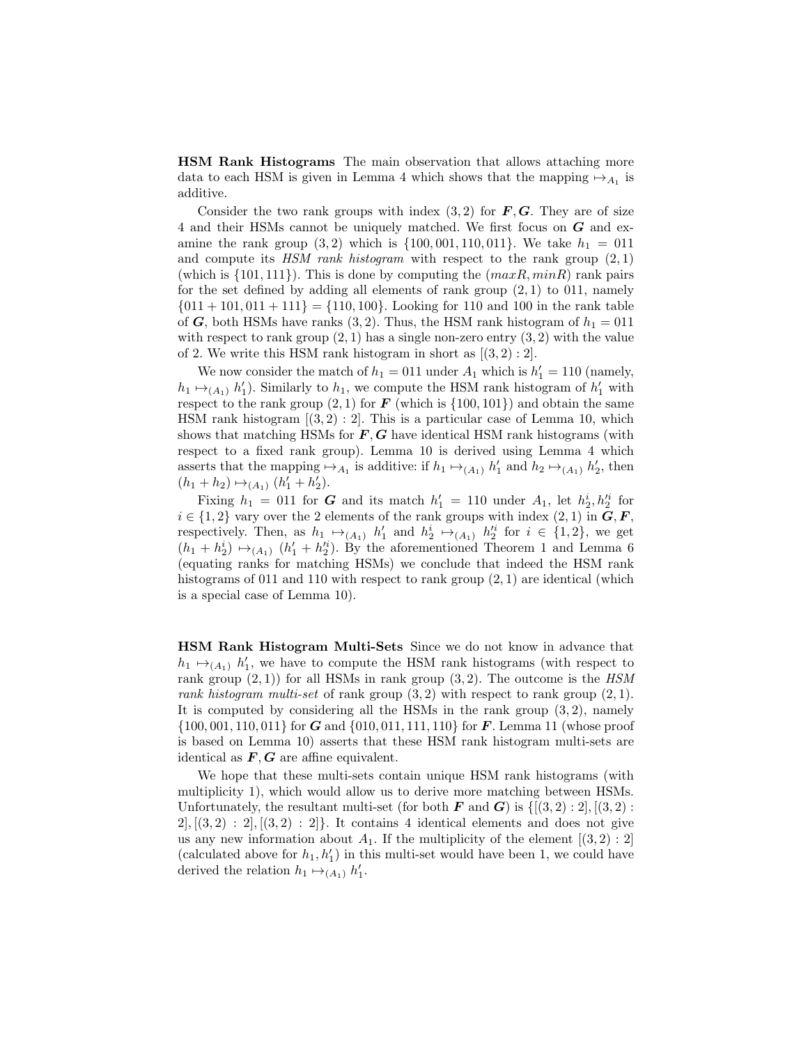**HSM Rank Histograms** The main observation that allows attaching more data to each HSM is given in Lemma 4 which shows that the mapping $\mapsto_{A_1}$ is additive.

Consider the two rank groups with index $(3, 2)$ for $\boldsymbol{F}, \boldsymbol{G}$. They are of size 4 and their HSMs cannot be uniquely matched. We first focus on $\boldsymbol{G}$ and examine the rank group $(3, 2)$ which is $\{100, 001, 110, 011\}$. We take $h_1 = 011$ and compute its *HSM rank histogram* with respect to the rank group $(2, 1)$ (which is $\{101, 111\}$). This is done by computing the $(maxR, minR)$ rank pairs for the set defined by adding all elements of rank group $(2, 1)$ to 011, namely $\{011 + 101, 011 + 111\} = \{110, 100\}$. Looking for 110 and 100 in the rank table of $\boldsymbol{G}$, both HSMs have ranks $(3, 2)$. Thus, the HSM rank histogram of $h_1 = 011$ with respect to rank group $(2, 1)$ has a single non-zero entry $(3, 2)$ with the value of 2. We write this HSM rank histogram in short as $[(3, 2) : 2]$.

We now consider the match of $h_1 = 011$ under $A_1$ which is $h'_1 = 110$ (namely, $h_1 \mapsto_{(A_1)} h'_1$). Similarly to $h_1$, we compute the HSM rank histogram of $h'_1$ with respect to the rank group $(2, 1)$ for $\boldsymbol{F}$ (which is $\{100, 101\}$) and obtain the same HSM rank histogram $[(3, 2) : 2]$. This is a particular case of Lemma 10, which shows that matching HSMs for $\boldsymbol{F}, \boldsymbol{G}$ have identical HSM rank histograms (with respect to a fixed rank group). Lemma 10 is derived using Lemma 4 which asserts that the mapping $\mapsto_{A_1}$ is additive: if $h_1 \mapsto_{(A_1)} h'_1$ and $h_2 \mapsto_{(A_1)} h'_2$, then $(h_1 + h_2) \mapsto_{(A_1)} (h'_1 + h'_2)$.

Fixing $h_1 = 011$ for $\boldsymbol{G}$ and its match $h'_1 = 110$ under $A_1$, let $h^i_2, h'^i_2$ for $i \in \{1, 2\}$ vary over the 2 elements of the rank groups with index $(2, 1)$ in $\boldsymbol{G}, \boldsymbol{F}$, respectively. Then, as $h_1 \mapsto_{(A_1)} h'_1$ and $h^i_2 \mapsto_{(A_1)} h'^i_2$ for $i \in \{1, 2\}$, we get $(h_1 + h^i_2) \mapsto_{(A_1)} (h'_1 + h'^i_2)$. By the aforementioned Theorem 1 and Lemma 6 (equating ranks for matching HSMs) we conclude that indeed the HSM rank histograms of 011 and 110 with respect to rank group $(2, 1)$ are identical (which is a special case of Lemma 10).

**HSM Rank Histogram Multi-Sets** Since we do not know in advance that $h_1 \mapsto_{(A_1)} h'_1$, we have to compute the HSM rank histograms (with respect to rank group $(2, 1)$) for all HSMs in rank group $(3, 2)$. The outcome is the *HSM rank histogram multi-set* of rank group $(3, 2)$ with respect to rank group $(2, 1)$. It is computed by considering all the HSMs in the rank group $(3, 2)$, namely $\{100, 001, 110, 011\}$ for $\boldsymbol{G}$ and $\{010, 011, 111, 110\}$ for $\boldsymbol{F}$. Lemma 11 (whose proof is based on Lemma 10) asserts that these HSM rank histogram multi-sets are identical as $\boldsymbol{F}, \boldsymbol{G}$ are affine equivalent.

We hope that these multi-sets contain unique HSM rank histograms (with multiplicity 1), which would allow us to derive more matching between HSMs. Unfortunately, the resultant multi-set (for both $\boldsymbol{F}$ and $\boldsymbol{G}$) is $\{[(3, 2) : 2], [(3, 2) : 2], [(3, 2) : 2], [(3, 2) : 2]\}$. It contains 4 identical elements and does not give us any new information about $A_1$. If the multiplicity of the element $[(3, 2) : 2]$ (calculated above for $h_1, h'_1$) in this multi-set would have been 1, we could have derived the relation $h_1 \mapsto_{(A_1)} h'_1$.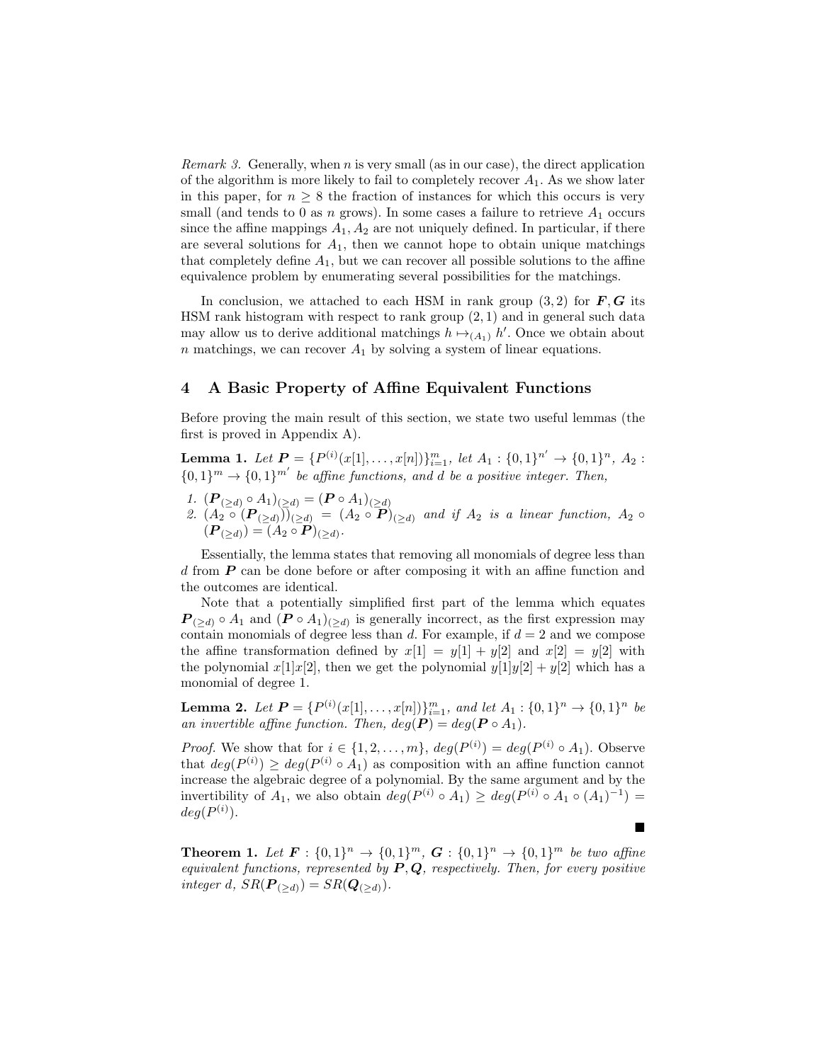*Remark 3.* Generally, when $n$ is very small (as in our case), the direct application of the algorithm is more likely to fail to completely recover $A_1$. As we show later in this paper, for $n \geq 8$ the fraction of instances for which this occurs is very small (and tends to 0 as $n$ grows). In some cases a failure to retrieve $A_1$ occurs since the affine mappings $A_1, A_2$ are not uniquely defined. In particular, if there are several solutions for $A_1$, then we cannot hope to obtain unique matchings that completely define $A_1$, but we can recover all possible solutions to the affine equivalence problem by enumerating several possibilities for the matchings.

In conclusion, we attached to each HSM in rank group $(3, 2)$ for $\boldsymbol{F}, \boldsymbol{G}$ its HSM rank histogram with respect to rank group $(2, 1)$ and in general such data may allow us to derive additional matchings $h \mapsto_{(A_1)} h'$. Once we obtain about $n$ matchings, we can recover $A_1$ by solving a system of linear equations.

## 4 A Basic Property of Affine Equivalent Functions

Before proving the main result of this section, we state two useful lemmas (the first is proved in Appendix A).

**Lemma 1.** *Let $\boldsymbol{P} = \{P^{(i)}(x[1], \ldots, x[n])\}_{i=1}^{m}$, let $A_1 : \{0,1\}^{n'} \to \{0,1\}^n$, $A_2 : \{0,1\}^m \to \{0,1\}^{m'}$ be affine functions, and $d$ be a positive integer. Then,*

1. *$(\boldsymbol{P}_{(\geq d)} \circ A_1)_{(\geq d)} = (\boldsymbol{P} \circ A_1)_{(\geq d)}$*
2. *$(A_2 \circ (\boldsymbol{P}_{(\geq d)}))_{(\geq d)} = (A_2 \circ \boldsymbol{P})_{(\geq d)}$ and if $A_2$ is a linear function, $A_2 \circ (\boldsymbol{P}_{(\geq d)}) = (A_2 \circ \boldsymbol{P})_{(\geq d)}$.*

Essentially, the lemma states that removing all monomials of degree less than $d$ from $\boldsymbol{P}$ can be done before or after composing it with an affine function and the outcomes are identical.

Note that a potentially simplified first part of the lemma which equates $\boldsymbol{P}_{(\geq d)} \circ A_1$ and $(\boldsymbol{P} \circ A_1)_{(\geq d)}$ is generally incorrect, as the first expression may contain monomials of degree less than $d$. For example, if $d = 2$ and we compose the affine transformation defined by $x[1] = y[1] + y[2]$ and $x[2] = y[2]$ with the polynomial $x[1]x[2]$, then we get the polynomial $y[1]y[2] + y[2]$ which has a monomial of degree 1.

**Lemma 2.** *Let $\boldsymbol{P} = \{P^{(i)}(x[1], \ldots, x[n])\}_{i=1}^{m}$, and let $A_1 : \{0,1\}^n \to \{0,1\}^n$ be an invertible affine function. Then, $deg(\boldsymbol{P}) = deg(\boldsymbol{P} \circ A_1)$.*

*Proof.* We show that for $i \in \{1, 2, \ldots, m\}$, $deg(P^{(i)}) = deg(P^{(i)} \circ A_1)$. Observe that $deg(P^{(i)}) \geq deg(P^{(i)} \circ A_1)$ as composition with an affine function cannot increase the algebraic degree of a polynomial. By the same argument and by the invertibility of $A_1$, we also obtain $deg(P^{(i)} \circ A_1) \geq deg(P^{(i)} \circ A_1 \circ (A_1)^{-1}) = deg(P^{(i)})$. ∎

**Theorem 1.** *Let $\boldsymbol{F} : \{0,1\}^n \to \{0,1\}^m$, $\boldsymbol{G} : \{0,1\}^n \to \{0,1\}^m$ be two affine equivalent functions, represented by $\boldsymbol{P}, \boldsymbol{Q}$, respectively. Then, for every positive integer $d$, $SR(\boldsymbol{P}_{(\geq d)}) = SR(\boldsymbol{Q}_{(\geq d)})$.*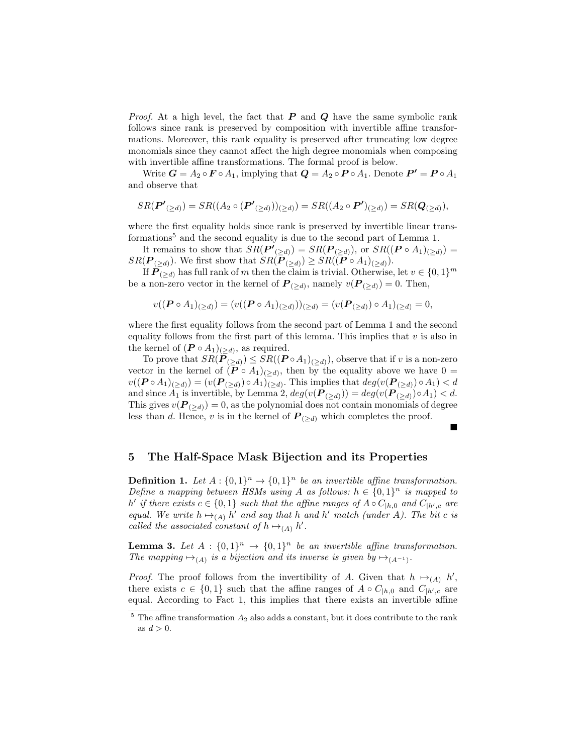*Proof.* At a high level, the fact that $\boldsymbol{P}$ and $\boldsymbol{Q}$ have the same symbolic rank follows since rank is preserved by composition with invertible affine transformations. Moreover, this rank equality is preserved after truncating low degree monomials since they cannot affect the high degree monomials when composing with invertible affine transformations. The formal proof is below.

Write $\boldsymbol{G} = A_2 \circ \boldsymbol{F} \circ A_1$, implying that $\boldsymbol{Q} = A_2 \circ \boldsymbol{P} \circ A_1$. Denote $\boldsymbol{P'} = \boldsymbol{P} \circ A_1$ and observe that

$$SR(\boldsymbol{P'}_{(\geq d)}) = SR((A_2 \circ (\boldsymbol{P'}_{(\geq d)}))_{(\geq d)}) = SR((A_2 \circ \boldsymbol{P'})_{(\geq d)}) = SR(\boldsymbol{Q}_{(\geq d)}),$$

where the first equality holds since rank is preserved by invertible linear transformations[5] and the second equality is due to the second part of Lemma 1.

It remains to show that $SR(\boldsymbol{P'}_{(\geq d)}) = SR(\boldsymbol{P}_{(\geq d)})$, or $SR((\boldsymbol{P} \circ A_1)_{(\geq d)}) = SR(\boldsymbol{P}_{(\geq d)})$. We first show that $SR(\boldsymbol{P}_{(\geq d)}) \geq SR((\boldsymbol{P} \circ A_1)_{(\geq d)})$.

If $\boldsymbol{P}_{(\geq d)}$ has full rank of $m$ then the claim is trivial. Otherwise, let $v \in \{0,1\}^m$ be a non-zero vector in the kernel of $\boldsymbol{P}_{(\geq d)}$, namely $v(\boldsymbol{P}_{(\geq d)}) = 0$. Then,

$$v((\boldsymbol{P} \circ A_1)_{(\geq d)}) = (v((\boldsymbol{P} \circ A_1)_{(\geq d)}))_{(\geq d)} = (v(\boldsymbol{P}_{(\geq d)}) \circ A_1)_{(\geq d)} = 0,$$

where the first equality follows from the second part of Lemma 1 and the second equality follows from the first part of this lemma. This implies that $v$ is also in the kernel of $(\boldsymbol{P} \circ A_1)_{(\geq d)}$, as required.

To prove that $SR(\boldsymbol{P}_{(\geq d)}) \leq SR((\boldsymbol{P} \circ A_1)_{(\geq d)})$, observe that if $v$ is a non-zero vector in the kernel of $(\boldsymbol{P} \circ A_1)_{(\geq d)}$, then by the equality above we have $0 = v((\boldsymbol{P} \circ A_1)_{(\geq d)}) = (v(\boldsymbol{P}_{(\geq d)}) \circ A_1)_{(\geq d)}$. This implies that $deg(v(\boldsymbol{P}_{(\geq d)}) \circ A_1) < d$ and since $A_1$ is invertible, by Lemma 2, $deg(v(\boldsymbol{P}_{(\geq d)})) = deg(v(\boldsymbol{P}_{(\geq d)}) \circ A_1) < d$. This gives $v(\boldsymbol{P}_{(\geq d)}) = 0$, as the polynomial does not contain monomials of degree less than $d$. Hence, $v$ is in the kernel of $\boldsymbol{P}_{(\geq d)}$ which completes the proof. ■

## 5 The Half-Space Mask Bijection and its Properties

**Definition 1.** *Let $A : \{0,1\}^n \to \{0,1\}^n$ be an invertible affine transformation. Define a mapping between HSMs using $A$ as follows: $h \in \{0,1\}^n$ is mapped to $h'$ if there exists $c \in \{0,1\}$ such that the affine ranges of $A \circ C_{|h,0}$ and $C_{|h',c}$ are equal. We write $h \mapsto_{(A)} h'$ and say that $h$ and $h'$ match (under $A$). The bit $c$ is called the associated constant of $h \mapsto_{(A)} h'$.*

**Lemma 3.** *Let $A : \{0,1\}^n \to \{0,1\}^n$ be an invertible affine transformation. The mapping $\mapsto_{(A)}$ is a bijection and its inverse is given by $\mapsto_{(A^{-1})}$.*

*Proof.* The proof follows from the invertibility of $A$. Given that $h \mapsto_{(A)} h'$, there exists $c \in \{0,1\}$ such that the affine ranges of $A \circ C_{|h,0}$ and $C_{|h',c}$ are equal. According to Fact 1, this implies that there exists an invertible affine

[5] The affine transformation $A_2$ also adds a constant, but it does contribute to the rank as $d > 0$.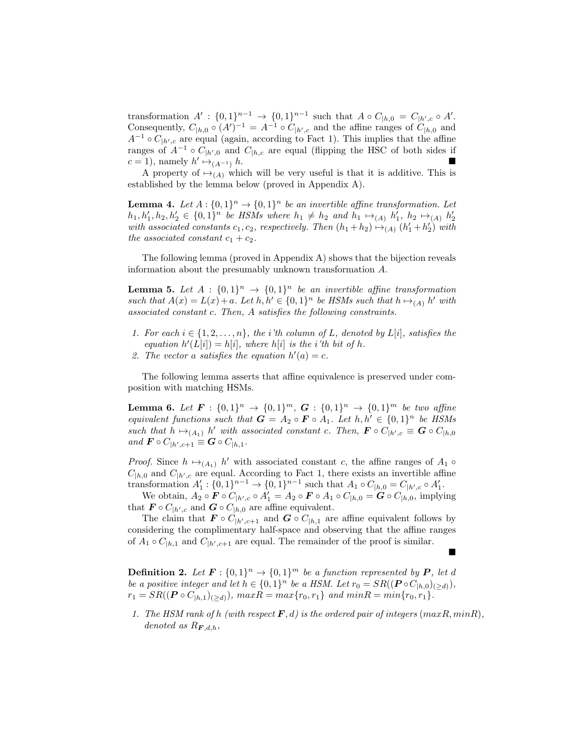transformation $A' : \{0,1\}^{n-1} \to \{0,1\}^{n-1}$ such that $A \circ C_{|h,0} = C_{|h',c} \circ A'$. Consequently, $C_{|h,0} \circ (A')^{-1} = A^{-1} \circ C_{|h',c}$ and the affine ranges of $C_{|h,0}$ and $A^{-1} \circ C_{|h',c}$ are equal (again, according to Fact 1). This implies that the affine ranges of $A^{-1} \circ C_{|h',0}$ and $C_{|h,c}$ are equal (flipping the HSC of both sides if $c = 1$), namely $h' \mapsto_{(A^{-1})} h$. ■

A property of $\mapsto_{(A)}$ which will be very useful is that it is additive. This is established by the lemma below (proved in Appendix A).

**Lemma 4.** *Let $A : \{0,1\}^n \to \{0,1\}^n$ be an invertible affine transformation. Let $h_1, h'_1, h_2, h'_2 \in \{0,1\}^n$ be HSMs where $h_1 \neq h_2$ and $h_1 \mapsto_{(A)} h'_1$, $h_2 \mapsto_{(A)} h'_2$ with associated constants $c_1, c_2$, respectively. Then $(h_1 + h_2) \mapsto_{(A)} (h'_1 + h'_2)$ with the associated constant $c_1 + c_2$.*

The following lemma (proved in Appendix A) shows that the bijection reveals information about the presumably unknown transformation $A$.

**Lemma 5.** *Let $A : \{0,1\}^n \to \{0,1\}^n$ be an invertible affine transformation such that $A(x) = L(x) + a$. Let $h, h' \in \{0,1\}^n$ be HSMs such that $h \mapsto_{(A)} h'$ with associated constant $c$. Then, $A$ satisfies the following constraints.*

1. *For each $i \in \{1, 2, \ldots, n\}$, the i'th column of $L$, denoted by $L[i]$, satisfies the equation $h'(L[i]) = h[i]$, where $h[i]$ is the i'th bit of $h$.*
2. *The vector $a$ satisfies the equation $h'(a) = c$.*

The following lemma asserts that affine equivalence is preserved under composition with matching HSMs.

**Lemma 6.** *Let $\boldsymbol{F} : \{0,1\}^n \to \{0,1\}^m$, $\boldsymbol{G} : \{0,1\}^n \to \{0,1\}^m$ be two affine equivalent functions such that $\boldsymbol{G} = A_2 \circ \boldsymbol{F} \circ A_1$. Let $h, h' \in \{0,1\}^n$ be HSMs such that $h \mapsto_{(A_1)} h'$ with associated constant $c$. Then, $\boldsymbol{F} \circ C_{|h',c} \equiv \boldsymbol{G} \circ C_{|h,0}$ and $\boldsymbol{F} \circ C_{|h',c+1} \equiv \boldsymbol{G} \circ C_{|h,1}$.*

*Proof.* Since $h \mapsto_{(A_1)} h'$ with associated constant $c$, the affine ranges of $A_1 \circ C_{|h,0}$ and $C_{|h',c}$ are equal. According to Fact 1, there exists an invertible affine transformation $A'_1 : \{0,1\}^{n-1} \to \{0,1\}^{n-1}$ such that $A_1 \circ C_{|h,0} = C_{|h',c} \circ A'_1$.

We obtain, $A_2 \circ \boldsymbol{F} \circ C_{|h',c} \circ A'_1 = A_2 \circ \boldsymbol{F} \circ A_1 \circ C_{|h,0} = \boldsymbol{G} \circ C_{|h,0}$, implying that $\boldsymbol{F} \circ C_{|h',c}$ and $\boldsymbol{G} \circ C_{|h,0}$ are affine equivalent.

The claim that $\boldsymbol{F} \circ C_{|h',c+1}$ and $\boldsymbol{G} \circ C_{|h,1}$ are affine equivalent follows by considering the complimentary half-space and observing that the affine ranges of $A_1 \circ C_{|h,1}$ and $C_{|h',c+1}$ are equal. The remainder of the proof is similar. ■

**Definition 2.** *Let $\boldsymbol{F} : \{0,1\}^n \to \{0,1\}^m$ be a function represented by $\boldsymbol{P}$, let $d$ be a positive integer and let $h \in \{0,1\}^n$ be a HSM. Let $r_0 = SR((\boldsymbol{P} \circ C_{|h,0})_{(\geq d)})$, $r_1 = SR((\boldsymbol{P} \circ C_{|h,1})_{(\geq d)})$, $maxR = max\{r_0, r_1\}$ and $minR = min\{r_0, r_1\}$.*

1. *The HSM rank of $h$ (with respect $\boldsymbol{F}, d$) is the ordered pair of integers $(maxR, minR)$, denoted as $R_{\boldsymbol{F},d,h}$,*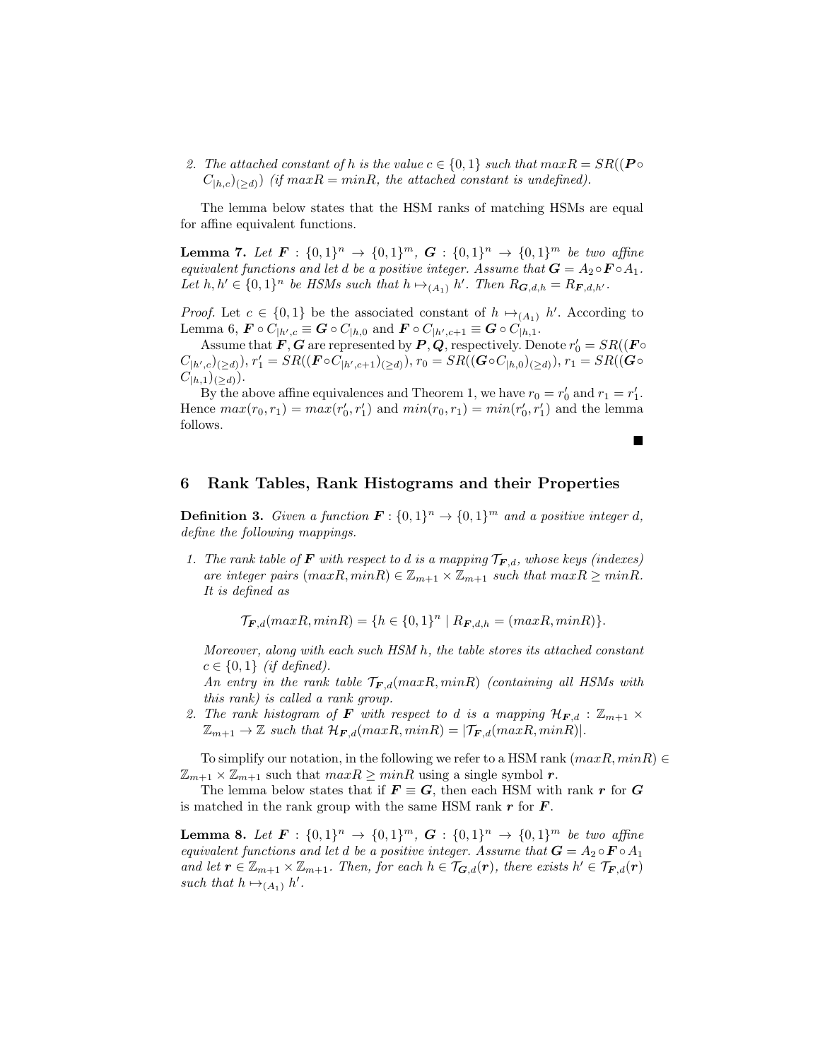2. *The attached constant of h is the value $c \in \{0,1\}$ such that $maxR = SR((\boldsymbol{P} \circ C_{|h,c})_{(\geq d)})$ (if $maxR = minR$, the attached constant is undefined).*

The lemma below states that the HSM ranks of matching HSMs are equal for affine equivalent functions.

**Lemma 7.** *Let $\boldsymbol{F} : \{0,1\}^n \to \{0,1\}^m$, $\boldsymbol{G} : \{0,1\}^n \to \{0,1\}^m$ be two affine equivalent functions and let d be a positive integer. Assume that $\boldsymbol{G} = A_2 \circ \boldsymbol{F} \circ A_1$. Let $h, h' \in \{0,1\}^n$ be HSMs such that $h \mapsto_{(A_1)} h'$. Then $R_{\boldsymbol{G},d,h} = R_{\boldsymbol{F},d,h'}$.*

*Proof.* Let $c \in \{0,1\}$ be the associated constant of $h \mapsto_{(A_1)} h'$. According to Lemma 6, $\boldsymbol{F} \circ C_{|h',c} \equiv \boldsymbol{G} \circ C_{|h,0}$ and $\boldsymbol{F} \circ C_{|h',c+1} \equiv \boldsymbol{G} \circ C_{|h,1}$.

Assume that $\boldsymbol{F}, \boldsymbol{G}$ are represented by $\boldsymbol{P}, \boldsymbol{Q}$, respectively. Denote $r'_0 = SR((\boldsymbol{F} \circ C_{|h',c})_{(\geq d)})$, $r'_1 = SR((\boldsymbol{F} \circ C_{|h',c+1})_{(\geq d)})$, $r_0 = SR((\boldsymbol{G} \circ C_{|h,0})_{(\geq d)})$, $r_1 = SR((\boldsymbol{G} \circ C_{|h,1})_{(\geq d)})$.

By the above affine equivalences and Theorem 1, we have $r_0 = r'_0$ and $r_1 = r'_1$. Hence $max(r_0, r_1) = max(r'_0, r'_1)$ and $min(r_0, r_1) = min(r'_0, r'_1)$ and the lemma follows.

■

## 6 Rank Tables, Rank Histograms and their Properties

**Definition 3.** *Given a function $\boldsymbol{F} : \{0,1\}^n \to \{0,1\}^m$ and a positive integer d, define the following mappings.*

1. *The rank table of $\boldsymbol{F}$ with respect to d is a mapping $\mathcal{T}_{\boldsymbol{F},d}$, whose keys (indexes) are integer pairs $(maxR, minR) \in \mathbb{Z}_{m+1} \times \mathbb{Z}_{m+1}$ such that $maxR \geq minR$. It is defined as*

$$\mathcal{T}_{\boldsymbol{F},d}(maxR, minR) = \{h \in \{0,1\}^n \mid R_{\boldsymbol{F},d,h} = (maxR, minR)\}.$$

   *Moreover, along with each such HSM h, the table stores its attached constant $c \in \{0,1\}$ (if defined).*

   *An entry in the rank table $\mathcal{T}_{\boldsymbol{F},d}(maxR, minR)$ (containing all HSMs with this rank) is called a rank group.*

2. *The rank histogram of $\boldsymbol{F}$ with respect to d is a mapping $\mathcal{H}_{\boldsymbol{F},d} : \mathbb{Z}_{m+1} \times \mathbb{Z}_{m+1} \to \mathbb{Z}$ such that $\mathcal{H}_{\boldsymbol{F},d}(maxR, minR) = |\mathcal{T}_{\boldsymbol{F},d}(maxR, minR)|$.*

To simplify our notation, in the following we refer to a HSM rank $(maxR, minR) \in \mathbb{Z}_{m+1} \times \mathbb{Z}_{m+1}$ such that $maxR \geq minR$ using a single symbol $\boldsymbol{r}$.

The lemma below states that if $\boldsymbol{F} \equiv \boldsymbol{G}$, then each HSM with rank $\boldsymbol{r}$ for $\boldsymbol{G}$ is matched in the rank group with the same HSM rank $\boldsymbol{r}$ for $\boldsymbol{F}$.

**Lemma 8.** *Let $\boldsymbol{F} : \{0,1\}^n \to \{0,1\}^m$, $\boldsymbol{G} : \{0,1\}^n \to \{0,1\}^m$ be two affine equivalent functions and let d be a positive integer. Assume that $\boldsymbol{G} = A_2 \circ \boldsymbol{F} \circ A_1$ and let $\boldsymbol{r} \in \mathbb{Z}_{m+1} \times \mathbb{Z}_{m+1}$. Then, for each $h \in \mathcal{T}_{\boldsymbol{G},d}(\boldsymbol{r})$, there exists $h' \in \mathcal{T}_{\boldsymbol{F},d}(\boldsymbol{r})$ such that $h \mapsto_{(A_1)} h'$.*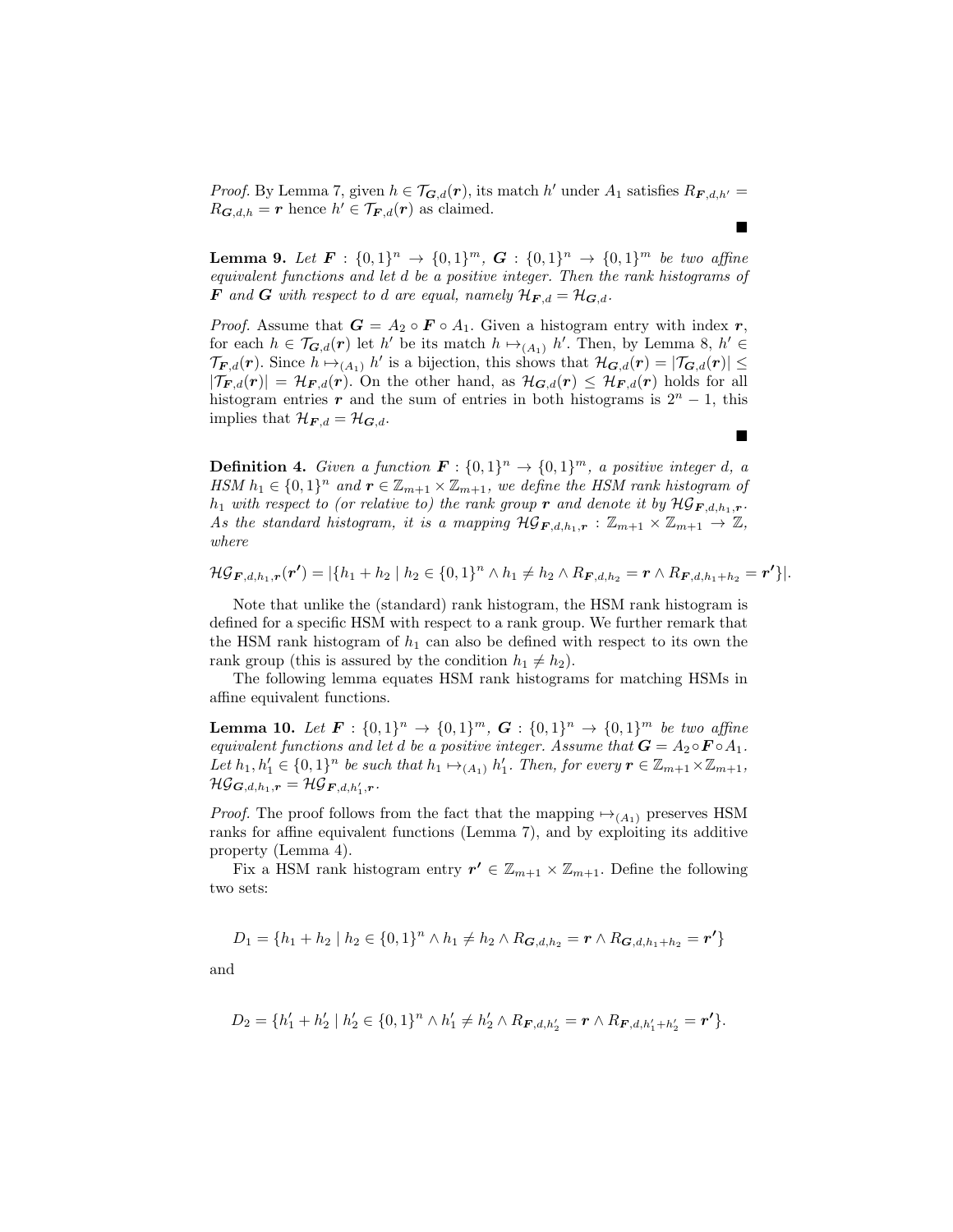*Proof.* By Lemma 7, given $h \in \mathcal{T}_{\boldsymbol{G},d}(\boldsymbol{r})$, its match $h'$ under $A_1$ satisfies $R_{\boldsymbol{F},d,h'} = R_{\boldsymbol{G},d,h} = \boldsymbol{r}$ hence $h' \in \mathcal{T}_{\boldsymbol{F},d}(\boldsymbol{r})$ as claimed. ∎

**Lemma 9.** *Let $\boldsymbol{F} : \{0,1\}^n \rightarrow \{0,1\}^m$, $\boldsymbol{G} : \{0,1\}^n \rightarrow \{0,1\}^m$ be two affine equivalent functions and let $d$ be a positive integer. Then the rank histograms of $\boldsymbol{F}$ and $\boldsymbol{G}$ with respect to $d$ are equal, namely $\mathcal{H}_{\boldsymbol{F},d} = \mathcal{H}_{\boldsymbol{G},d}$.*

*Proof.* Assume that $\boldsymbol{G} = A_2 \circ \boldsymbol{F} \circ A_1$. Given a histogram entry with index $\boldsymbol{r}$, for each $h \in \mathcal{T}_{\boldsymbol{G},d}(\boldsymbol{r})$ let $h'$ be its match $h \mapsto_{(A_1)} h'$. Then, by Lemma 8, $h' \in \mathcal{T}_{\boldsymbol{F},d}(\boldsymbol{r})$. Since $h \mapsto_{(A_1)} h'$ is a bijection, this shows that $\mathcal{H}_{\boldsymbol{G},d}(\boldsymbol{r}) = |\mathcal{T}_{\boldsymbol{G},d}(\boldsymbol{r})| \leq |\mathcal{T}_{\boldsymbol{F},d}(\boldsymbol{r})| = \mathcal{H}_{\boldsymbol{F},d}(\boldsymbol{r})$. On the other hand, as $\mathcal{H}_{\boldsymbol{G},d}(\boldsymbol{r}) \leq \mathcal{H}_{\boldsymbol{F},d}(\boldsymbol{r})$ holds for all histogram entries $\boldsymbol{r}$ and the sum of entries in both histograms is $2^n - 1$, this implies that $\mathcal{H}_{\boldsymbol{F},d} = \mathcal{H}_{\boldsymbol{G},d}$. ∎

**Definition 4.** *Given a function $\boldsymbol{F} : \{0,1\}^n \rightarrow \{0,1\}^m$, a positive integer $d$, a HSM $h_1 \in \{0,1\}^n$ and $\boldsymbol{r} \in \mathbb{Z}_{m+1} \times \mathbb{Z}_{m+1}$, we define the HSM rank histogram of $h_1$ with respect to (or relative to) the rank group $\boldsymbol{r}$ and denote it by $\mathcal{HG}_{\boldsymbol{F},d,h_1,\boldsymbol{r}}$. As the standard histogram, it is a mapping $\mathcal{HG}_{\boldsymbol{F},d,h_1,\boldsymbol{r}} : \mathbb{Z}_{m+1} \times \mathbb{Z}_{m+1} \rightarrow \mathbb{Z}$, where*

$$\mathcal{HG}_{\boldsymbol{F},d,h_1,\boldsymbol{r}}(\boldsymbol{r'}) = |\{h_1 + h_2 \mid h_2 \in \{0,1\}^n \wedge h_1 \neq h_2 \wedge R_{\boldsymbol{F},d,h_2} = \boldsymbol{r} \wedge R_{\boldsymbol{F},d,h_1+h_2} = \boldsymbol{r'}\}|.$$

Note that unlike the (standard) rank histogram, the HSM rank histogram is defined for a specific HSM with respect to a rank group. We further remark that the HSM rank histogram of $h_1$ can also be defined with respect to its own the rank group (this is assured by the condition $h_1 \neq h_2$).

The following lemma equates HSM rank histograms for matching HSMs in affine equivalent functions.

**Lemma 10.** *Let $\boldsymbol{F} : \{0,1\}^n \rightarrow \{0,1\}^m$, $\boldsymbol{G} : \{0,1\}^n \rightarrow \{0,1\}^m$ be two affine equivalent functions and let $d$ be a positive integer. Assume that $\boldsymbol{G} = A_2 \circ \boldsymbol{F} \circ A_1$. Let $h_1, h'_1 \in \{0,1\}^n$ be such that $h_1 \mapsto_{(A_1)} h'_1$. Then, for every $\boldsymbol{r} \in \mathbb{Z}_{m+1} \times \mathbb{Z}_{m+1}$, $\mathcal{HG}_{\boldsymbol{G},d,h_1,\boldsymbol{r}} = \mathcal{HG}_{\boldsymbol{F},d,h'_1,\boldsymbol{r}}$.*

*Proof.* The proof follows from the fact that the mapping $\mapsto_{(A_1)}$ preserves HSM ranks for affine equivalent functions (Lemma 7), and by exploiting its additive property (Lemma 4).

Fix a HSM rank histogram entry $\boldsymbol{r'} \in \mathbb{Z}_{m+1} \times \mathbb{Z}_{m+1}$. Define the following two sets:

$$D_1 = \{h_1 + h_2 \mid h_2 \in \{0,1\}^n \wedge h_1 \neq h_2 \wedge R_{\boldsymbol{G},d,h_2} = \boldsymbol{r} \wedge R_{\boldsymbol{G},d,h_1+h_2} = \boldsymbol{r'}\}$$

and

$$D_2 = \{h'_1 + h'_2 \mid h'_2 \in \{0,1\}^n \wedge h'_1 \neq h'_2 \wedge R_{\boldsymbol{F},d,h'_2} = \boldsymbol{r} \wedge R_{\boldsymbol{F},d,h'_1+h'_2} = \boldsymbol{r'}\}.$$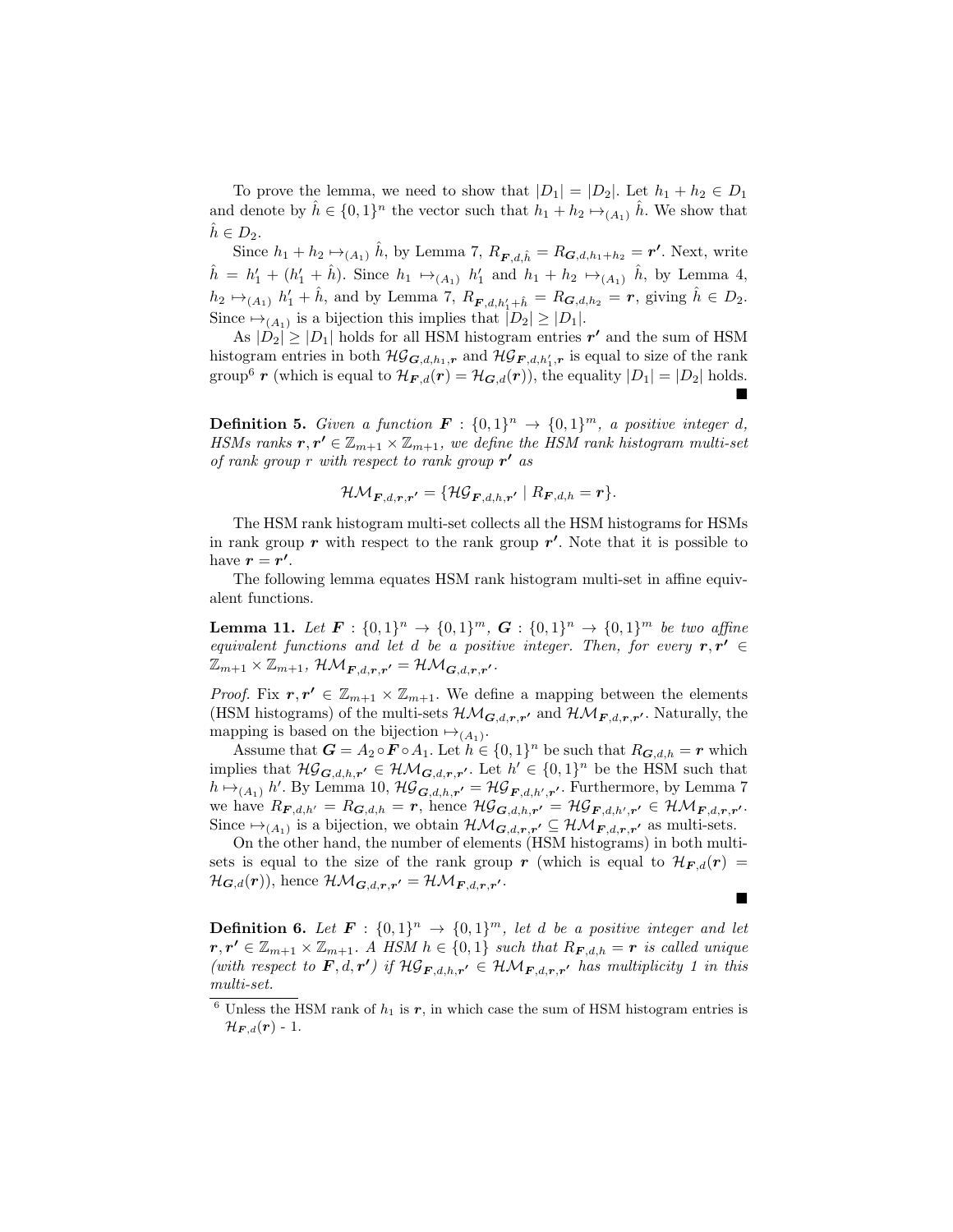To prove the lemma, we need to show that $|D_1| = |D_2|$. Let $h_1 + h_2 \in D_1$ and denote by $\hat{h} \in \{0,1\}^n$ the vector such that $h_1 + h_2 \mapsto_{(A_1)} \hat{h}$. We show that $\hat{h} \in D_2$.

Since $h_1 + h_2 \mapsto_{(A_1)} \hat{h}$, by Lemma 7, $R_{\boldsymbol{F},d,\hat{h}} = R_{\boldsymbol{G},d,h_1+h_2} = \boldsymbol{r'}$. Next, write $\hat{h} = h_1' + (h_1' + \hat{h})$. Since $h_1 \mapsto_{(A_1)} h_1'$ and $h_1 + h_2 \mapsto_{(A_1)} \hat{h}$, by Lemma 4, $h_2 \mapsto_{(A_1)} h_1' + \hat{h}$, and by Lemma 7, $R_{\boldsymbol{F},d,h_1'+\hat{h}} = R_{\boldsymbol{G},d,h_2} = \boldsymbol{r}$, giving $\hat{h} \in D_2$. Since $\mapsto_{(A_1)}$ is a bijection this implies that $|D_2| \geq |D_1|$.

As $|D_2| \geq |D_1|$ holds for all HSM histogram entries $\boldsymbol{r'}$ and the sum of HSM histogram entries in both $\mathcal{HG}_{\boldsymbol{G},d,h_1,\boldsymbol{r}}$ and $\mathcal{HG}_{\boldsymbol{F},d,h_1',\boldsymbol{r}}$ is equal to size of the rank group[6] $\boldsymbol{r}$ (which is equal to $\mathcal{H}_{\boldsymbol{F},d}(\boldsymbol{r}) = \mathcal{H}_{\boldsymbol{G},d}(\boldsymbol{r})$), the equality $|D_1| = |D_2|$ holds. ∎

**Definition 5.** *Given a function $\boldsymbol{F} : \{0,1\}^n \to \{0,1\}^m$, a positive integer $d$, HSMs ranks $\boldsymbol{r}, \boldsymbol{r'} \in \mathbb{Z}_{m+1} \times \mathbb{Z}_{m+1}$, we define the HSM rank histogram multi-set of rank group $r$ with respect to rank group $\boldsymbol{r'}$ as*

$$\mathcal{HM}_{\boldsymbol{F},d,\boldsymbol{r},\boldsymbol{r'}} = \{\mathcal{HG}_{\boldsymbol{F},d,h,\boldsymbol{r'}} \mid R_{\boldsymbol{F},d,h} = \boldsymbol{r}\}.$$

The HSM rank histogram multi-set collects all the HSM histograms for HSMs in rank group $\boldsymbol{r}$ with respect to the rank group $\boldsymbol{r'}$. Note that it is possible to have $\boldsymbol{r} = \boldsymbol{r'}$.

The following lemma equates HSM rank histogram multi-set in affine equivalent functions.

**Lemma 11.** *Let $\boldsymbol{F} : \{0,1\}^n \to \{0,1\}^m$, $\boldsymbol{G} : \{0,1\}^n \to \{0,1\}^m$ be two affine equivalent functions and let $d$ be a positive integer. Then, for every $\boldsymbol{r}, \boldsymbol{r'} \in \mathbb{Z}_{m+1} \times \mathbb{Z}_{m+1}$, $\mathcal{HM}_{\boldsymbol{F},d,\boldsymbol{r},\boldsymbol{r'}} = \mathcal{HM}_{\boldsymbol{G},d,\boldsymbol{r},\boldsymbol{r'}}$.*

*Proof.* Fix $\boldsymbol{r}, \boldsymbol{r'} \in \mathbb{Z}_{m+1} \times \mathbb{Z}_{m+1}$. We define a mapping between the elements (HSM histograms) of the multi-sets $\mathcal{HM}_{\boldsymbol{G},d,\boldsymbol{r},\boldsymbol{r'}}$ and $\mathcal{HM}_{\boldsymbol{F},d,\boldsymbol{r},\boldsymbol{r'}}$. Naturally, the mapping is based on the bijection $\mapsto_{(A_1)}$.

Assume that $\boldsymbol{G} = A_2 \circ \boldsymbol{F} \circ A_1$. Let $h \in \{0,1\}^n$ be such that $R_{\boldsymbol{G},d,h} = \boldsymbol{r}$ which implies that $\mathcal{HG}_{\boldsymbol{G},d,h,\boldsymbol{r'}} \in \mathcal{HM}_{\boldsymbol{G},d,\boldsymbol{r},\boldsymbol{r'}}$. Let $h' \in \{0,1\}^n$ be the HSM such that $h \mapsto_{(A_1)} h'$. By Lemma 10, $\mathcal{HG}_{\boldsymbol{G},d,h,\boldsymbol{r'}} = \mathcal{HG}_{\boldsymbol{F},d,h',\boldsymbol{r'}}$. Furthermore, by Lemma 7 we have $R_{\boldsymbol{F},d,h'} = R_{\boldsymbol{G},d,h} = \boldsymbol{r}$, hence $\mathcal{HG}_{\boldsymbol{G},d,h,\boldsymbol{r'}} = \mathcal{HG}_{\boldsymbol{F},d,h',\boldsymbol{r'}} \in \mathcal{HM}_{\boldsymbol{F},d,\boldsymbol{r},\boldsymbol{r'}}$. Since $\mapsto_{(A_1)}$ is a bijection, we obtain $\mathcal{HM}_{\boldsymbol{G},d,\boldsymbol{r},\boldsymbol{r'}} \subseteq \mathcal{HM}_{\boldsymbol{F},d,\boldsymbol{r},\boldsymbol{r'}}$ as multi-sets.

On the other hand, the number of elements (HSM histograms) in both multi-sets is equal to the size of the rank group $\boldsymbol{r}$ (which is equal to $\mathcal{H}_{\boldsymbol{F},d}(\boldsymbol{r}) = \mathcal{H}_{\boldsymbol{G},d}(\boldsymbol{r})$), hence $\mathcal{HM}_{\boldsymbol{G},d,\boldsymbol{r},\boldsymbol{r'}} = \mathcal{HM}_{\boldsymbol{F},d,\boldsymbol{r},\boldsymbol{r'}}$. ∎

**Definition 6.** *Let $\boldsymbol{F} : \{0,1\}^n \to \{0,1\}^m$, let $d$ be a positive integer and let $\boldsymbol{r}, \boldsymbol{r'} \in \mathbb{Z}_{m+1} \times \mathbb{Z}_{m+1}$. A HSM $h \in \{0,1\}$ such that $R_{\boldsymbol{F},d,h} = \boldsymbol{r}$ is called unique (with respect to $\boldsymbol{F}, d, \boldsymbol{r'}$) if $\mathcal{HG}_{\boldsymbol{F},d,h,\boldsymbol{r'}} \in \mathcal{HM}_{\boldsymbol{F},d,\boldsymbol{r},\boldsymbol{r'}}$ has multiplicity 1 in this multi-set.*

[6] Unless the HSM rank of $h_1$ is $\boldsymbol{r}$, in which case the sum of HSM histogram entries is $\mathcal{H}_{\boldsymbol{F},d}(\boldsymbol{r})$ - 1.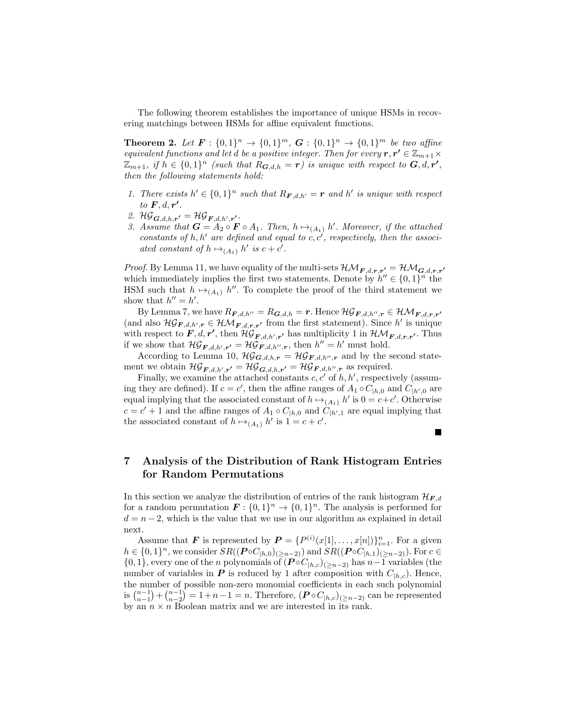The following theorem establishes the importance of unique HSMs in recovering matchings between HSMs for affine equivalent functions.

**Theorem 2.** *Let $\boldsymbol{F} : \{0,1\}^n \rightarrow \{0,1\}^m$, $\boldsymbol{G} : \{0,1\}^n \rightarrow \{0,1\}^m$ be two affine equivalent functions and let $d$ be a positive integer. Then for every $\boldsymbol{r}, \boldsymbol{r'} \in \mathbb{Z}_{m+1} \times \mathbb{Z}_{m+1}$, if $h \in \{0,1\}^n$ (such that $R_{\boldsymbol{G},d,h} = \boldsymbol{r}$) is unique with respect to $\boldsymbol{G}, d, \boldsymbol{r'}$, then the following statements hold:*

1. *There exists $h' \in \{0,1\}^n$ such that $R_{\boldsymbol{F},d,h'} = \boldsymbol{r}$ and $h'$ is unique with respect to $\boldsymbol{F}, d, \boldsymbol{r'}$.*
2. *$\mathcal{HG}_{\boldsymbol{G},d,h,\boldsymbol{r'}} = \mathcal{HG}_{\boldsymbol{F},d,h',\boldsymbol{r'}}$.*
3. *Assume that $\boldsymbol{G} = A_2 \circ \boldsymbol{F} \circ A_1$. Then, $h \mapsto_{(A_1)} h'$. Moreover, if the attached constants of $h, h'$ are defined and equal to $c, c'$, respectively, then the associated constant of $h \mapsto_{(A_1)} h'$ is $c + c'$.*

*Proof.* By Lemma 11, we have equality of the multi-sets $\mathcal{HM}_{\boldsymbol{F},d,\boldsymbol{r},\boldsymbol{r'}} = \mathcal{HM}_{\boldsymbol{G},d,\boldsymbol{r},\boldsymbol{r'}}$ which immediately implies the first two statements. Denote by $h'' \in \{0,1\}^n$ the HSM such that $h \mapsto_{(A_1)} h''$. To complete the proof of the third statement we show that $h'' = h'$.

By Lemma 7, we have $R_{\boldsymbol{F},d,h''} = R_{\boldsymbol{G},d,h} = \boldsymbol{r}$. Hence $\mathcal{HG}_{\boldsymbol{F},d,h'',\boldsymbol{r}} \in \mathcal{HM}_{\boldsymbol{F},d,\boldsymbol{r},\boldsymbol{r'}}$ (and also $\mathcal{HG}_{\boldsymbol{F},d,h',\boldsymbol{r}} \in \mathcal{HM}_{\boldsymbol{F},d,\boldsymbol{r},\boldsymbol{r'}}$ from the first statement). Since $h'$ is unique with respect to $\boldsymbol{F}, d, \boldsymbol{r'}$, then $\mathcal{HG}_{\boldsymbol{F},d,h',\boldsymbol{r'}}$ has multiplicity 1 in $\mathcal{HM}_{\boldsymbol{F},d,\boldsymbol{r},\boldsymbol{r'}}$. Thus if we show that $\mathcal{HG}_{\boldsymbol{F},d,h',\boldsymbol{r'}} = \mathcal{HG}_{\boldsymbol{F},d,h'',\boldsymbol{r}}$, then $h'' = h'$ must hold.

According to Lemma 10, $\mathcal{HG}_{\boldsymbol{G},d,h,\boldsymbol{r}} = \mathcal{HG}_{\boldsymbol{F},d,h'',\boldsymbol{r}}$ and by the second statement we obtain $\mathcal{HG}_{\boldsymbol{F},d,h',\boldsymbol{r'}} = \mathcal{HG}_{\boldsymbol{G},d,h,\boldsymbol{r'}} = \mathcal{HG}_{\boldsymbol{F},d,h'',\boldsymbol{r}}$ as required.

Finally, we examine the attached constants $c, c'$ of $h, h'$, respectively (assuming they are defined). If $c = c'$, then the affine ranges of $A_1 \circ C_{|h,0}$ and $C_{|h',0}$ are equal implying that the associated constant of $h \mapsto_{(A_1)} h'$ is $0 = c + c'$. Otherwise $c = c' + 1$ and the affine ranges of $A_1 \circ C_{|h,0}$ and $C_{|h',1}$ are equal implying that the associated constant of $h \mapsto_{(A_1)} h'$ is $1 = c + c'$.

∎

## 7 Analysis of the Distribution of Rank Histogram Entries for Random Permutations

In this section we analyze the distribution of entries of the rank histogram $\mathcal{H}_{\boldsymbol{F},d}$ for a random permutation $\boldsymbol{F} : \{0,1\}^n \rightarrow \{0,1\}^n$. The analysis is performed for $d = n - 2$, which is the value that we use in our algorithm as explained in detail next.

Assume that $\boldsymbol{F}$ is represented by $\boldsymbol{P} = \{P^{(i)}(x[1], \ldots, x[n])\}_{i=1}^{n}$. For a given $h \in \{0,1\}^n$, we consider $SR((\boldsymbol{P} \circ C_{|h,0})_{(\geq n-2)})$ and $SR((\boldsymbol{P} \circ C_{|h,1})_{(\geq n-2)})$. For $c \in \{0,1\}$, every one of the $n$ polynomials of $(\boldsymbol{P} \circ C_{|h,c})_{(\geq n-2)}$ has $n-1$ variables (the number of variables in $\boldsymbol{P}$ is reduced by 1 after composition with $C_{|h,c}$). Hence, the number of possible non-zero monomial coefficients in each such polynomial is $\binom{n-1}{n-1} + \binom{n-1}{n-2} = 1 + n - 1 = n$. Therefore, $(\boldsymbol{P} \circ C_{|h,c})_{(\geq n-2)}$ can be represented by an $n \times n$ Boolean matrix and we are interested in its rank.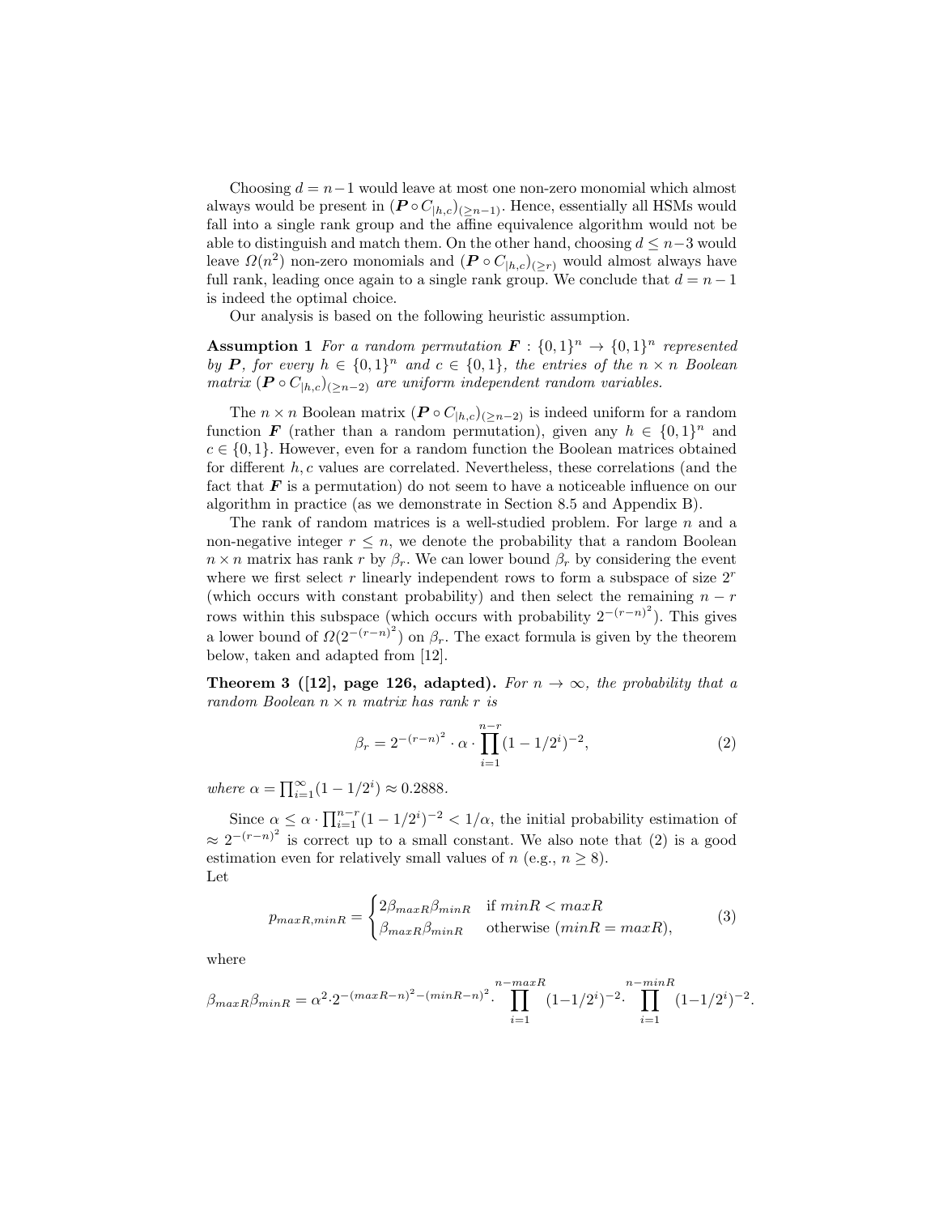Choosing $d = n-1$ would leave at most one non-zero monomial which almost always would be present in $(\boldsymbol{P} \circ C_{|h,c})_{(\geq n-1)}$. Hence, essentially all HSMs would fall into a single rank group and the affine equivalence algorithm would not be able to distinguish and match them. On the other hand, choosing $d \leq n-3$ would leave $\Omega(n^2)$ non-zero monomials and $(\boldsymbol{P} \circ C_{|h,c})_{(\geq r)}$ would almost always have full rank, leading once again to a single rank group. We conclude that $d = n-1$ is indeed the optimal choice.

Our analysis is based on the following heuristic assumption.

**Assumption 1** *For a random permutation $\boldsymbol{F} : \{0,1\}^n \to \{0,1\}^n$ represented by $\boldsymbol{P}$, for every $h \in \{0,1\}^n$ and $c \in \{0,1\}$, the entries of the $n \times n$ Boolean matrix $(\boldsymbol{P} \circ C_{|h,c})_{(\geq n-2)}$ are uniform independent random variables.*

The $n \times n$ Boolean matrix $(\boldsymbol{P} \circ C_{|h,c})_{(\geq n-2)}$ is indeed uniform for a random function $\boldsymbol{F}$ (rather than a random permutation), given any $h \in \{0,1\}^n$ and $c \in \{0,1\}$. However, even for a random function the Boolean matrices obtained for different $h, c$ values are correlated. Nevertheless, these correlations (and the fact that $\boldsymbol{F}$ is a permutation) do not seem to have a noticeable influence on our algorithm in practice (as we demonstrate in Section 8.5 and Appendix B).

The rank of random matrices is a well-studied problem. For large $n$ and a non-negative integer $r \leq n$, we denote the probability that a random Boolean $n \times n$ matrix has rank $r$ by $\beta_r$. We can lower bound $\beta_r$ by considering the event where we first select $r$ linearly independent rows to form a subspace of size $2^r$ (which occurs with constant probability) and then select the remaining $n - r$ rows within this subspace (which occurs with probability $2^{-(r-n)^2}$). This gives a lower bound of $\Omega(2^{-(r-n)^2})$ on $\beta_r$. The exact formula is given by the theorem below, taken and adapted from [12].

**Theorem 3 ([12], page 126, adapted).** *For $n \to \infty$, the probability that a random Boolean $n \times n$ matrix has rank $r$ is*

$$\beta_r = 2^{-(r-n)^2} \cdot \alpha \cdot \prod_{i=1}^{n-r} (1 - 1/2^i)^{-2}, \tag{2}$$

*where $\alpha = \prod_{i=1}^{\infty} (1 - 1/2^i) \approx 0.2888$.*

Since $\alpha \leq \alpha \cdot \prod_{i=1}^{n-r} (1 - 1/2^i)^{-2} < 1/\alpha$, the initial probability estimation of $\approx 2^{-(r-n)^2}$ is correct up to a small constant. We also note that (2) is a good estimation even for relatively small values of $n$ (e.g., $n \geq 8$).

Let

$$p_{maxR,minR} = \begin{cases} 2\beta_{maxR}\beta_{minR} & \text{if } minR < maxR \\ \beta_{maxR}\beta_{minR} & \text{otherwise } (minR = maxR), \end{cases} \tag{3}$$

where

$$\beta_{maxR}\beta_{minR} = \alpha^2 \cdot 2^{-(maxR-n)^2-(minR-n)^2} \cdot \prod_{i=1}^{n-maxR} (1-1/2^i)^{-2} \cdot \prod_{i=1}^{n-minR} (1-1/2^i)^{-2}.$$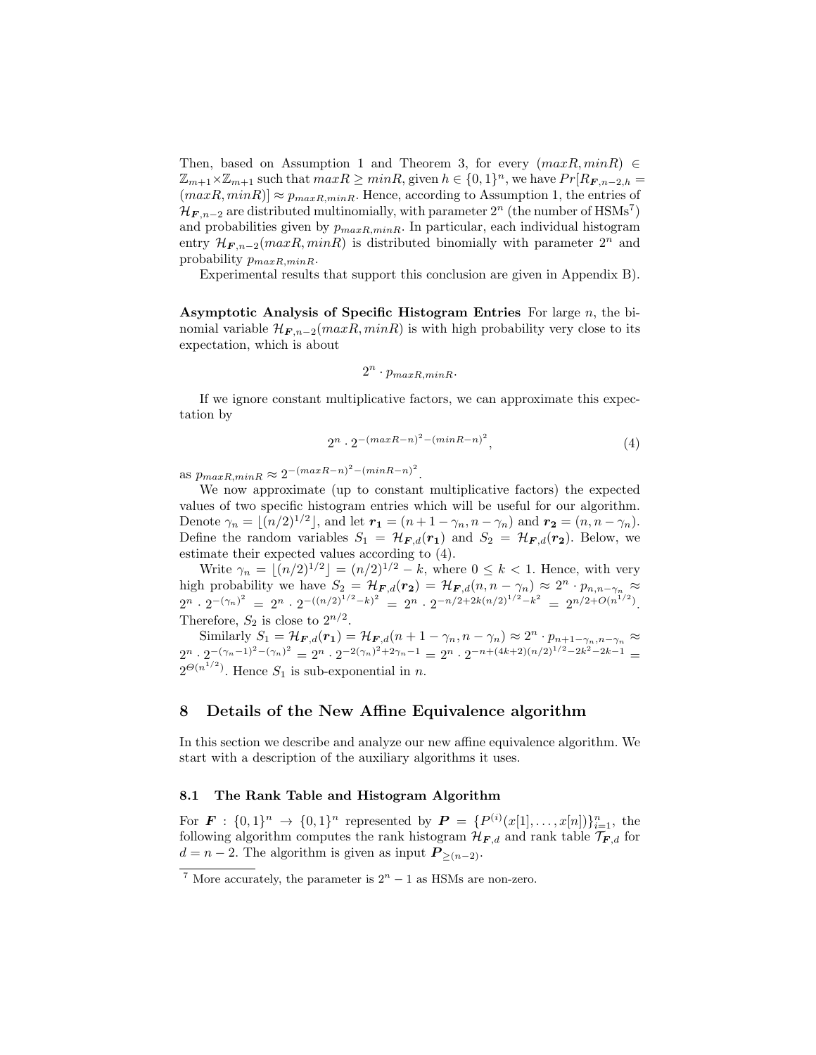Then, based on Assumption 1 and Theorem 3, for every $(maxR, minR) \in \mathbb{Z}_{m+1} \times \mathbb{Z}_{m+1}$ such that $maxR \geq minR$, given $h \in \{0,1\}^n$, we have $Pr[R_{\boldsymbol{F},n-2,h} = (maxR, minR)] \approx p_{maxR,minR}$. Hence, according to Assumption 1, the entries of $\mathcal{H}_{\boldsymbol{F},n-2}$ are distributed multinomially, with parameter $2^n$ (the number of HSMs[7]) and probabilities given by $p_{maxR,minR}$. In particular, each individual histogram entry $\mathcal{H}_{\boldsymbol{F},n-2}(maxR, minR)$ is distributed binomially with parameter $2^n$ and probability $p_{maxR,minR}$.

Experimental results that support this conclusion are given in Appendix B).

**Asymptotic Analysis of Specific Histogram Entries** For large $n$, the binomial variable $\mathcal{H}_{\boldsymbol{F},n-2}(maxR, minR)$ is with high probability very close to its expectation, which is about

$$2^n \cdot p_{maxR,minR}.$$

If we ignore constant multiplicative factors, we can approximate this expectation by

$$2^n \cdot 2^{-(maxR-n)^2-(minR-n)^2}, \tag{4}$$

as $p_{maxR,minR} \approx 2^{-(maxR-n)^2-(minR-n)^2}$.

We now approximate (up to constant multiplicative factors) the expected values of two specific histogram entries which will be useful for our algorithm. Denote $\gamma_n = \lfloor (n/2)^{1/2} \rfloor$, and let $\boldsymbol{r_1} = (n+1-\gamma_n, n-\gamma_n)$ and $\boldsymbol{r_2} = (n, n-\gamma_n)$. Define the random variables $S_1 = \mathcal{H}_{\boldsymbol{F},d}(\boldsymbol{r_1})$ and $S_2 = \mathcal{H}_{\boldsymbol{F},d}(\boldsymbol{r_2})$. Below, we estimate their expected values according to (4).

Write $\gamma_n = \lfloor (n/2)^{1/2} \rfloor = (n/2)^{1/2} - k$, where $0 \leq k < 1$. Hence, with very high probability we have $S_2 = \mathcal{H}_{\boldsymbol{F},d}(\boldsymbol{r_2}) = \mathcal{H}_{\boldsymbol{F},d}(n, n-\gamma_n) \approx 2^n \cdot p_{n,n-\gamma_n} \approx 2^n \cdot 2^{-(\gamma_n)^2} = 2^n \cdot 2^{-((n/2)^{1/2}-k)^2} = 2^n \cdot 2^{-n/2+2k(n/2)^{1/2}-k^2} = 2^{n/2+O(n^{1/2})}$. Therefore, $S_2$ is close to $2^{n/2}$.

Similarly $S_1 = \mathcal{H}_{\boldsymbol{F},d}(\boldsymbol{r_1}) = \mathcal{H}_{\boldsymbol{F},d}(n+1-\gamma_n, n-\gamma_n) \approx 2^n \cdot p_{n+1-\gamma_n,n-\gamma_n} \approx 2^n \cdot 2^{-(\gamma_n-1)^2-(\gamma_n)^2} = 2^n \cdot 2^{-2(\gamma_n)^2+2\gamma_n-1} = 2^n \cdot 2^{-n+(4k+2)(n/2)^{1/2}-2k^2-2k-1} = 2^{\Theta(n^{1/2})}$. Hence $S_1$ is sub-exponential in $n$.

## 8 Details of the New Affine Equivalence algorithm

In this section we describe and analyze our new affine equivalence algorithm. We start with a description of the auxiliary algorithms it uses.

### 8.1 The Rank Table and Histogram Algorithm

For $\boldsymbol{F} : \{0,1\}^n \to \{0,1\}^n$ represented by $\boldsymbol{P} = \{P^{(i)}(x[1], \ldots, x[n])\}_{i=1}^n$, the following algorithm computes the rank histogram $\mathcal{H}_{\boldsymbol{F},d}$ and rank table $\mathcal{T}_{\boldsymbol{F},d}$ for $d = n-2$. The algorithm is given as input $\boldsymbol{P}_{\geq(n-2)}$.

[7] More accurately, the parameter is $2^n - 1$ as HSMs are non-zero.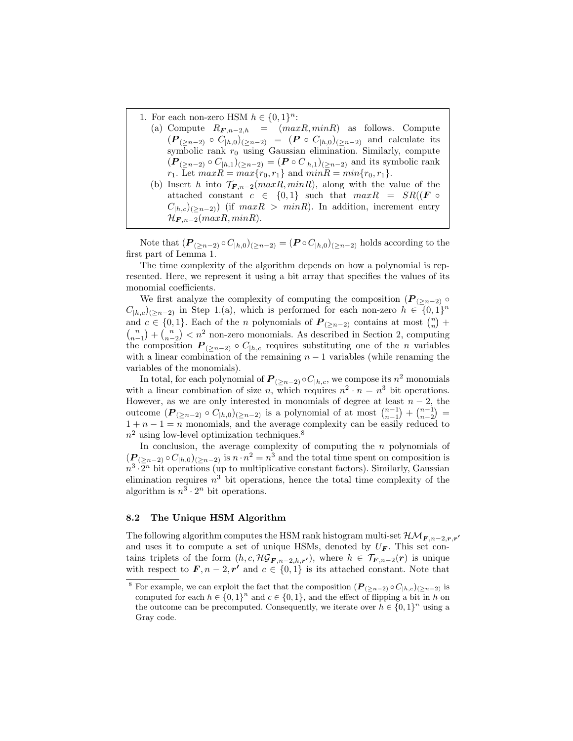1. For each non-zero HSM $h \in \{0,1\}^n$:
   (a) Compute $R_{\boldsymbol{F},n-2,h} = (maxR, minR)$ as follows. Compute $(\boldsymbol{P}_{(\geq n-2)} \circ C_{|h,0})_{(\geq n-2)} = (\boldsymbol{P} \circ C_{|h,0})_{(\geq n-2)}$ and calculate its symbolic rank $r_0$ using Gaussian elimination. Similarly, compute $(\boldsymbol{P}_{(\geq n-2)} \circ C_{|h,1})_{(\geq n-2)} = (\boldsymbol{P} \circ C_{|h,1})_{(\geq n-2)}$ and its symbolic rank $r_1$. Let $maxR = max\{r_0, r_1\}$ and $minR = min\{r_0, r_1\}$.
   (b) Insert $h$ into $\mathcal{T}_{\boldsymbol{F},n-2}(maxR, minR)$, along with the value of the attached constant $c \in \{0,1\}$ such that $maxR = SR((\boldsymbol{F} \circ C_{|h,c})_{(\geq n-2)})$ (if $maxR > minR$). In addition, increment entry $\mathcal{H}_{\boldsymbol{F},n-2}(maxR, minR)$.

Note that $(\boldsymbol{P}_{(\geq n-2)} \circ C_{|h,0})_{(\geq n-2)} = (\boldsymbol{P} \circ C_{|h,0})_{(\geq n-2)}$ holds according to the first part of Lemma 1.

The time complexity of the algorithm depends on how a polynomial is represented. Here, we represent it using a bit array that specifies the values of its monomial coefficients.

We first analyze the complexity of computing the composition $(\boldsymbol{P}_{(\geq n-2)} \circ C_{|h,c})_{(\geq n-2)}$ in Step 1.(a), which is performed for each non-zero $h \in \{0,1\}^n$ and $c \in \{0,1\}$. Each of the $n$ polynomials of $\boldsymbol{P}_{(\geq n-2)}$ contains at most $\binom{n}{n} + \binom{n}{n-1} + \binom{n}{n-2} < n^2$ non-zero monomials. As described in Section 2, computing the composition $\boldsymbol{P}_{(\geq n-2)} \circ C_{|h,c}$ requires substituting one of the $n$ variables with a linear combination of the remaining $n-1$ variables (while renaming the variables of the monomials).

In total, for each polynomial of $\boldsymbol{P}_{(\geq n-2)} \circ C_{|h,c}$, we compose its $n^2$ monomials with a linear combination of size $n$, which requires $n^2 \cdot n = n^3$ bit operations. However, as we are only interested in monomials of degree at least $n-2$, the outcome $(\boldsymbol{P}_{(\geq n-2)} \circ C_{|h,0})_{(\geq n-2)}$ is a polynomial of at most $\binom{n-1}{n-1} + \binom{n-1}{n-2} = 1 + n - 1 = n$ monomials, and the average complexity can be easily reduced to $n^2$ using low-level optimization techniques.[8]

In conclusion, the average complexity of computing the $n$ polynomials of $(\boldsymbol{P}_{(\geq n-2)} \circ C_{|h,0})_{(\geq n-2)}$ is $n \cdot n^2 = n^3$ and the total time spent on composition is $n^3 \cdot 2^n$ bit operations (up to multiplicative constant factors). Similarly, Gaussian elimination requires $n^3$ bit operations, hence the total time complexity of the algorithm is $n^3 \cdot 2^n$ bit operations.

### 8.2 The Unique HSM Algorithm

The following algorithm computes the HSM rank histogram multi-set $\mathcal{HM}_{\boldsymbol{F},n-2,\boldsymbol{r},\boldsymbol{r'}}$ and uses it to compute a set of unique HSMs, denoted by $U_{\boldsymbol{F}}$. This set contains triplets of the form $(h, c, \mathcal{HG}_{\boldsymbol{F},n-2,h,\boldsymbol{r'}})$, where $h \in \mathcal{T}_{\boldsymbol{F},n-2}(\boldsymbol{r})$ is unique with respect to $\boldsymbol{F}, n-2, \boldsymbol{r'}$ and $c \in \{0,1\}$ is its attached constant. Note that

[8] For example, we can exploit the fact that the composition $(\boldsymbol{P}_{(\geq n-2)} \circ C_{|h,c})_{(\geq n-2)}$ is computed for each $h \in \{0,1\}^n$ and $c \in \{0,1\}$, and the effect of flipping a bit in $h$ on the outcome can be precomputed. Consequently, we iterate over $h \in \{0,1\}^n$ using a Gray code.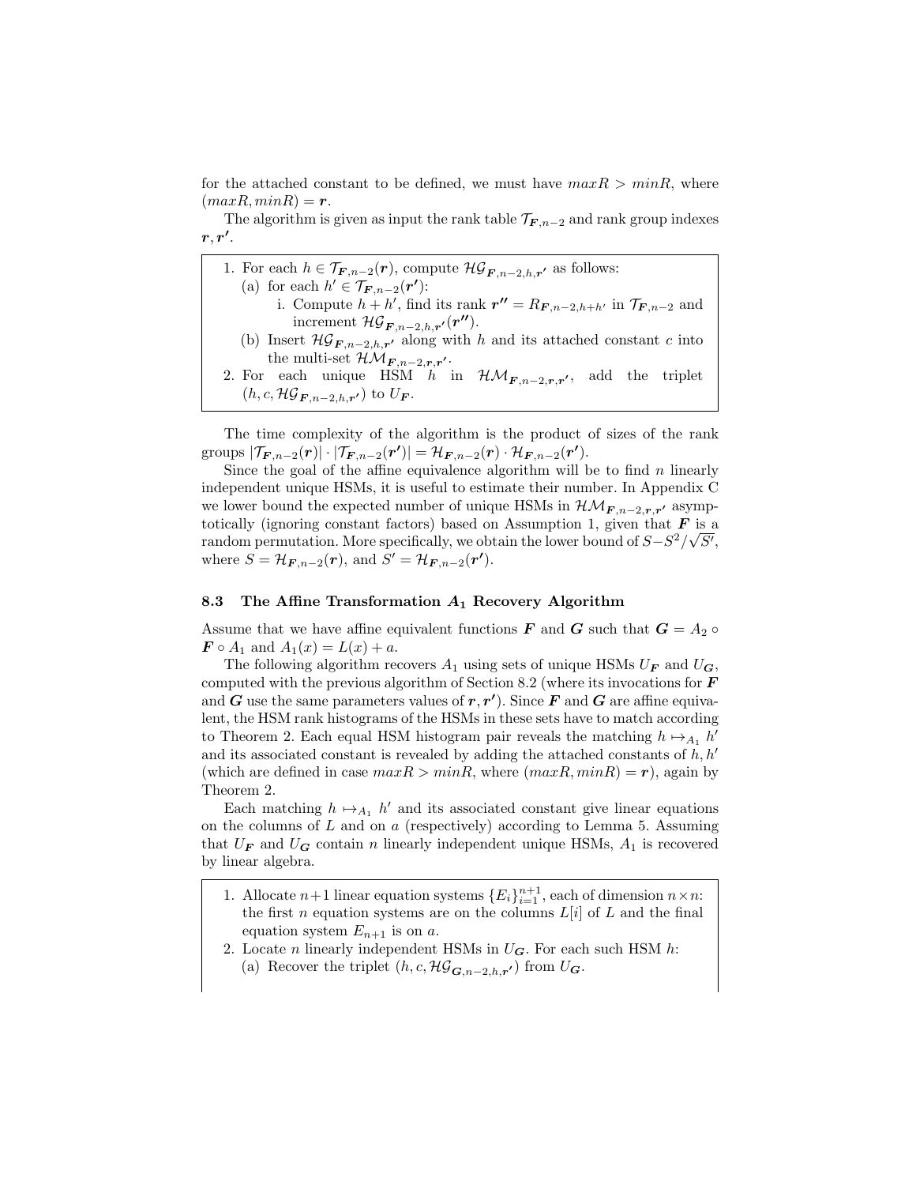for the attached constant to be defined, we must have $maxR > minR$, where $(maxR, minR) = \boldsymbol{r}$.

The algorithm is given as input the rank table $\mathcal{T}_{\boldsymbol{F},n-2}$ and rank group indexes $\boldsymbol{r}, \boldsymbol{r'}$.

1. For each $h \in \mathcal{T}_{\boldsymbol{F},n-2}(\boldsymbol{r})$, compute $\mathcal{HG}_{\boldsymbol{F},n-2,h,\boldsymbol{r'}}$ as follows:
   (a) for each $h' \in \mathcal{T}_{\boldsymbol{F},n-2}(\boldsymbol{r'})$:
      i. Compute $h + h'$, find its rank $\boldsymbol{r''} = R_{\boldsymbol{F},n-2,h+h'}$ in $\mathcal{T}_{\boldsymbol{F},n-2}$ and increment $\mathcal{HG}_{\boldsymbol{F},n-2,h,\boldsymbol{r'}}(\boldsymbol{r''})$.
   (b) Insert $\mathcal{HG}_{\boldsymbol{F},n-2,h,\boldsymbol{r'}}$ along with $h$ and its attached constant $c$ into the multi-set $\mathcal{HM}_{\boldsymbol{F},n-2,\boldsymbol{r},\boldsymbol{r'}}$.
2. For each unique HSM $h$ in $\mathcal{HM}_{\boldsymbol{F},n-2,\boldsymbol{r},\boldsymbol{r'}}$, add the triplet $(h, c, \mathcal{HG}_{\boldsymbol{F},n-2,h,\boldsymbol{r'}})$ to $U_{\boldsymbol{F}}$.

The time complexity of the algorithm is the product of sizes of the rank groups $|\mathcal{T}_{\boldsymbol{F},n-2}(\boldsymbol{r})| \cdot |\mathcal{T}_{\boldsymbol{F},n-2}(\boldsymbol{r'})| = \mathcal{H}_{\boldsymbol{F},n-2}(\boldsymbol{r}) \cdot \mathcal{H}_{\boldsymbol{F},n-2}(\boldsymbol{r'})$.

Since the goal of the affine equivalence algorithm will be to find $n$ linearly independent unique HSMs, it is useful to estimate their number. In Appendix C we lower bound the expected number of unique HSMs in $\mathcal{HM}_{\boldsymbol{F},n-2,\boldsymbol{r},\boldsymbol{r'}}$ asymptotically (ignoring constant factors) based on Assumption 1, given that $\boldsymbol{F}$ is a random permutation. More specifically, we obtain the lower bound of $S - S^2/\sqrt{S'}$, where $S = \mathcal{H}_{\boldsymbol{F},n-2}(\boldsymbol{r})$, and $S' = \mathcal{H}_{\boldsymbol{F},n-2}(\boldsymbol{r'})$.

### 8.3 The Affine Transformation $A_1$ Recovery Algorithm

Assume that we have affine equivalent functions $\boldsymbol{F}$ and $\boldsymbol{G}$ such that $\boldsymbol{G} = A_2 \circ \boldsymbol{F} \circ A_1$ and $A_1(x) = L(x) + a$.

The following algorithm recovers $A_1$ using sets of unique HSMs $U_{\boldsymbol{F}}$ and $U_{\boldsymbol{G}}$, computed with the previous algorithm of Section 8.2 (where its invocations for $\boldsymbol{F}$ and $\boldsymbol{G}$ use the same parameters values of $\boldsymbol{r}, \boldsymbol{r'}$). Since $\boldsymbol{F}$ and $\boldsymbol{G}$ are affine equivalent, the HSM rank histograms of the HSMs in these sets have to match according to Theorem 2. Each equal HSM histogram pair reveals the matching $h \mapsto_{A_1} h'$ and its associated constant is revealed by adding the attached constants of $h, h'$ (which are defined in case $maxR > minR$, where $(maxR, minR) = \boldsymbol{r}$), again by Theorem 2.

Each matching $h \mapsto_{A_1} h'$ and its associated constant give linear equations on the columns of $L$ and on $a$ (respectively) according to Lemma 5. Assuming that $U_{\boldsymbol{F}}$ and $U_{\boldsymbol{G}}$ contain $n$ linearly independent unique HSMs, $A_1$ is recovered by linear algebra.

1. Allocate $n+1$ linear equation systems $\{E_i\}_{i=1}^{n+1}$, each of dimension $n \times n$: the first $n$ equation systems are on the columns $L[i]$ of $L$ and the final equation system $E_{n+1}$ is on $a$.
2. Locate $n$ linearly independent HSMs in $U_{\boldsymbol{G}}$. For each such HSM $h$:
   (a) Recover the triplet $(h, c, \mathcal{HG}_{\boldsymbol{G},n-2,h,\boldsymbol{r'}})$ from $U_{\boldsymbol{G}}$.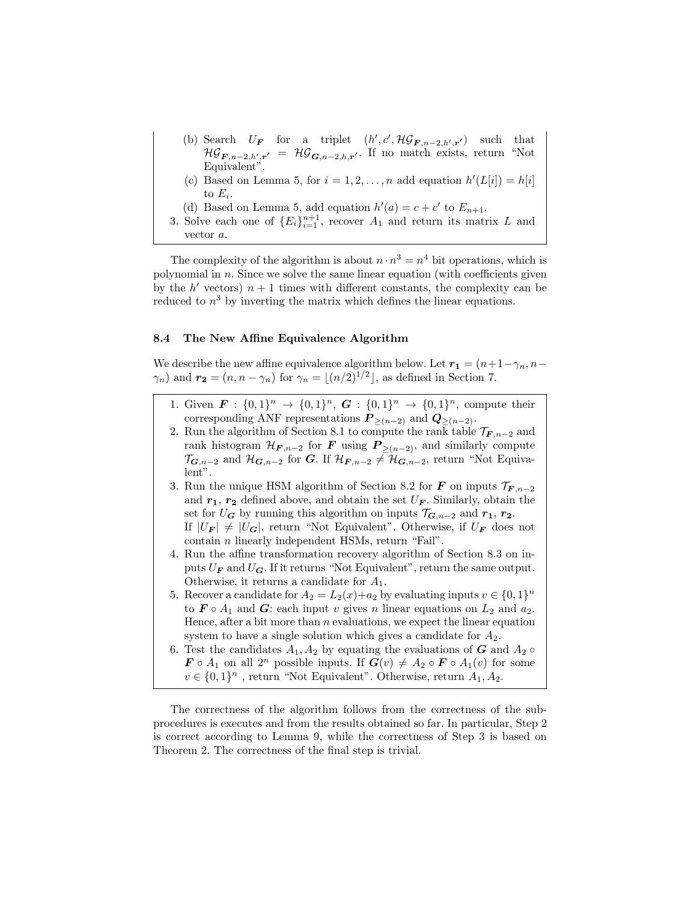(b) Search $U_{\boldsymbol{F}}$ for a triplet $(h', c', \mathcal{HG}_{\boldsymbol{F},n-2,h',\boldsymbol{r'}})$ such that $\mathcal{HG}_{\boldsymbol{F},n-2,h',\boldsymbol{r'}} = \mathcal{HG}_{\boldsymbol{G},n-2,h,\boldsymbol{r'}}$. If no match exists, return "Not Equivalent".

(c) Based on Lemma 5, for $i = 1, 2, \ldots, n$ add equation $h'(L[i]) = h[i]$ to $E_i$.

(d) Based on Lemma 5, add equation $h'(a) = c + c'$ to $E_{n+1}$.

3. Solve each one of $\{E_i\}_{i=1}^{n+1}$, recover $A_1$ and return its matrix $L$ and vector $a$.

The complexity of the algorithm is about $n \cdot n^3 = n^4$ bit operations, which is polynomial in $n$. Since we solve the same linear equation (with coefficients given by the $h'$ vectors) $n+1$ times with different constants, the complexity can be reduced to $n^3$ by inverting the matrix which defines the linear equations.

### 8.4 The New Affine Equivalence Algorithm

We describe the new affine equivalence algorithm below. Let $\boldsymbol{r_1} = (n+1-\gamma_n, n-\gamma_n)$ and $\boldsymbol{r_2} = (n, n-\gamma_n)$ for $\gamma_n = \lfloor (n/2)^{1/2} \rfloor$, as defined in Section 7.

1. Given $\boldsymbol{F} : \{0,1\}^n \rightarrow \{0,1\}^n$, $\boldsymbol{G} : \{0,1\}^n \rightarrow \{0,1\}^n$, compute their corresponding ANF representations $\boldsymbol{P}_{\geq(n-2)}$ and $\boldsymbol{Q}_{\geq(n-2)}$.
2. Run the algorithm of Section 8.1 to compute the rank table $\mathcal{T}_{\boldsymbol{F},n-2}$ and rank histogram $\mathcal{H}_{\boldsymbol{F},n-2}$ for $\boldsymbol{F}$ using $\boldsymbol{P}_{\geq(n-2)}$, and similarly compute $\mathcal{T}_{\boldsymbol{G},n-2}$ and $\mathcal{H}_{\boldsymbol{G},n-2}$ for $\boldsymbol{G}$. If $\mathcal{H}_{\boldsymbol{F},n-2} \neq \mathcal{H}_{\boldsymbol{G},n-2}$, return "Not Equivalent".
3. Run the unique HSM algorithm of Section 8.2 for $\boldsymbol{F}$ on inputs $\mathcal{T}_{\boldsymbol{F},n-2}$ and $\boldsymbol{r_1}$, $\boldsymbol{r_2}$ defined above, and obtain the set $U_{\boldsymbol{F}}$. Similarly, obtain the set for $U_{\boldsymbol{G}}$ by running this algorithm on inputs $\mathcal{T}_{\boldsymbol{G},n-2}$ and $\boldsymbol{r_1}$, $\boldsymbol{r_2}$. If $|U_{\boldsymbol{F}}| \neq |U_{\boldsymbol{G}}|$, return "Not Equivalent". Otherwise, if $U_{\boldsymbol{F}}$ does not contain $n$ linearly independent HSMs, return "Fail".
4. Run the affine transformation recovery algorithm of Section 8.3 on inputs $U_{\boldsymbol{F}}$ and $U_{\boldsymbol{G}}$. If it returns "Not Equivalent", return the same output. Otherwise, it returns a candidate for $A_1$.
5. Recover a candidate for $A_2 = L_2(x)+a_2$ by evaluating inputs $v \in \{0,1\}^n$ to $\boldsymbol{F} \circ A_1$ and $\boldsymbol{G}$: each input $v$ gives $n$ linear equations on $L_2$ and $a_2$. Hence, after a bit more than $n$ evaluations, we expect the linear equation system to have a single solution which gives a candidate for $A_2$.
6. Test the candidates $A_1, A_2$ by equating the evaluations of $\boldsymbol{G}$ and $A_2 \circ \boldsymbol{F} \circ A_1$ on all $2^n$ possible inputs. If $\boldsymbol{G}(v) \neq A_2 \circ \boldsymbol{F} \circ A_1(v)$ for some $v \in \{0,1\}^n$ , return "Not Equivalent". Otherwise, return $A_1, A_2$.

The correctness of the algorithm follows from the correctness of the sub-procedures is executes and from the results obtained so far. In particular, Step 2 is correct according to Lemma 9, while the correctness of Step 3 is based on Theorem 2. The correctness of the final step is trivial.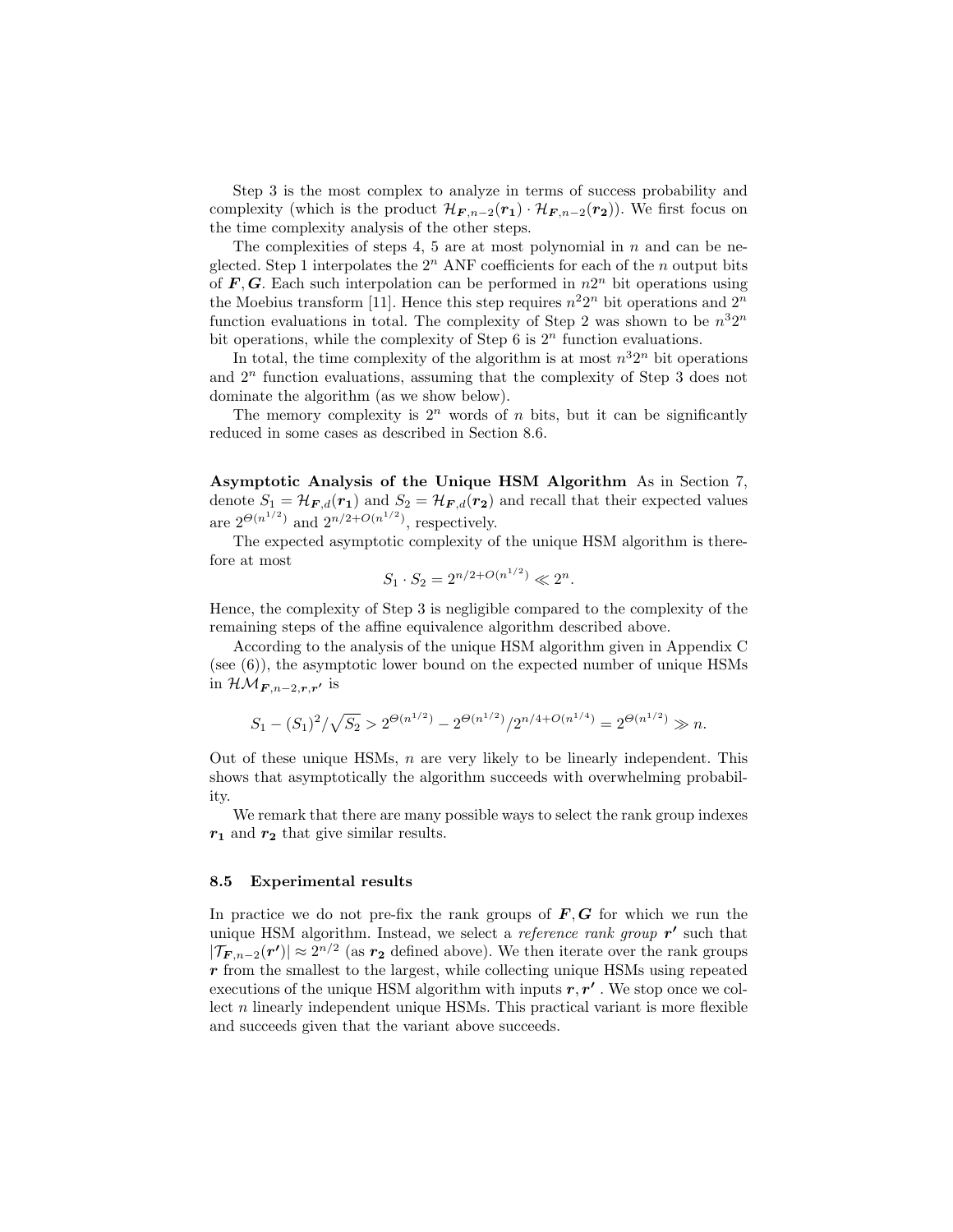Step 3 is the most complex to analyze in terms of success probability and complexity (which is the product $\mathcal{H}_{\boldsymbol{F},n-2}(\boldsymbol{r_1}) \cdot \mathcal{H}_{\boldsymbol{F},n-2}(\boldsymbol{r_2})$). We first focus on the time complexity analysis of the other steps.

The complexities of steps 4, 5 are at most polynomial in $n$ and can be neglected. Step 1 interpolates the $2^n$ ANF coefficients for each of the $n$ output bits of $\boldsymbol{F}, \boldsymbol{G}$. Each such interpolation can be performed in $n2^n$ bit operations using the Moebius transform [11]. Hence this step requires $n^2 2^n$ bit operations and $2^n$ function evaluations in total. The complexity of Step 2 was shown to be $n^3 2^n$ bit operations, while the complexity of Step 6 is $2^n$ function evaluations.

In total, the time complexity of the algorithm is at most $n^3 2^n$ bit operations and $2^n$ function evaluations, assuming that the complexity of Step 3 does not dominate the algorithm (as we show below).

The memory complexity is $2^n$ words of $n$ bits, but it can be significantly reduced in some cases as described in Section 8.6.

**Asymptotic Analysis of the Unique HSM Algorithm** As in Section 7, denote $S_1 = \mathcal{H}_{\boldsymbol{F},d}(\boldsymbol{r_1})$ and $S_2 = \mathcal{H}_{\boldsymbol{F},d}(\boldsymbol{r_2})$ and recall that their expected values are $2^{\Theta(n^{1/2})}$ and $2^{n/2+O(n^{1/2})}$, respectively.

The expected asymptotic complexity of the unique HSM algorithm is therefore at most

$$S_1 \cdot S_2 = 2^{n/2+O(n^{1/2})} \ll 2^n.$$

Hence, the complexity of Step 3 is negligible compared to the complexity of the remaining steps of the affine equivalence algorithm described above.

According to the analysis of the unique HSM algorithm given in Appendix C (see (6)), the asymptotic lower bound on the expected number of unique HSMs in $\mathcal{HM}_{\boldsymbol{F},n-2,\boldsymbol{r},\boldsymbol{r'}}$ is

$$S_1 - (S_1)^2/\sqrt{S_2} > 2^{\Theta(n^{1/2})} - 2^{\Theta(n^{1/2})}/2^{n/4+O(n^{1/4})} = 2^{\Theta(n^{1/2})} \gg n.$$

Out of these unique HSMs, $n$ are very likely to be linearly independent. This shows that asymptotically the algorithm succeeds with overwhelming probability.

We remark that there are many possible ways to select the rank group indexes $\boldsymbol{r_1}$ and $\boldsymbol{r_2}$ that give similar results.

### 8.5 Experimental results

In practice we do not pre-fix the rank groups of $\boldsymbol{F}, \boldsymbol{G}$ for which we run the unique HSM algorithm. Instead, we select a *reference rank group* $\boldsymbol{r'}$ such that $|\mathcal{T}_{\boldsymbol{F},n-2}(\boldsymbol{r'})| \approx 2^{n/2}$ (as $\boldsymbol{r_2}$ defined above). We then iterate over the rank groups $\boldsymbol{r}$ from the smallest to the largest, while collecting unique HSMs using repeated executions of the unique HSM algorithm with inputs $\boldsymbol{r}, \boldsymbol{r'}$ . We stop once we collect $n$ linearly independent unique HSMs. This practical variant is more flexible and succeeds given that the variant above succeeds.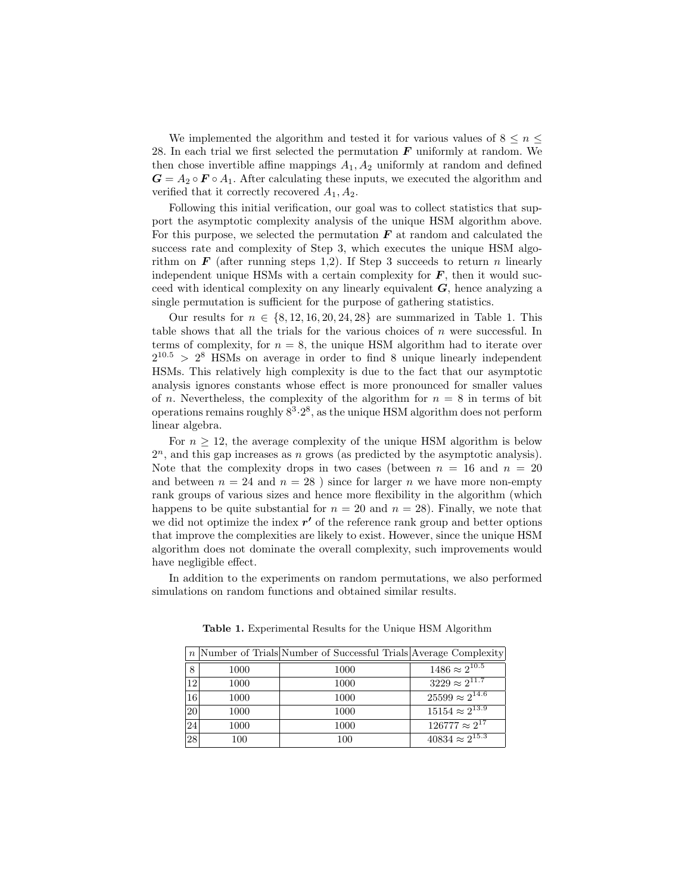We implemented the algorithm and tested it for various values of $8 \leq n \leq 28$. In each trial we first selected the permutation $\boldsymbol{F}$ uniformly at random. We then chose invertible affine mappings $A_1, A_2$ uniformly at random and defined $\boldsymbol{G} = A_2 \circ \boldsymbol{F} \circ A_1$. After calculating these inputs, we executed the algorithm and verified that it correctly recovered $A_1, A_2$.

Following this initial verification, our goal was to collect statistics that support the asymptotic complexity analysis of the unique HSM algorithm above. For this purpose, we selected the permutation $\boldsymbol{F}$ at random and calculated the success rate and complexity of Step 3, which executes the unique HSM algorithm on $\boldsymbol{F}$ (after running steps 1,2). If Step 3 succeeds to return $n$ linearly independent unique HSMs with a certain complexity for $\boldsymbol{F}$, then it would succeed with identical complexity on any linearly equivalent $\boldsymbol{G}$, hence analyzing a single permutation is sufficient for the purpose of gathering statistics.

Our results for $n \in \{8, 12, 16, 20, 24, 28\}$ are summarized in Table 1. This table shows that all the trials for the various choices of $n$ were successful. In terms of complexity, for $n = 8$, the unique HSM algorithm had to iterate over $2^{10.5} > 2^8$ HSMs on average in order to find 8 unique linearly independent HSMs. This relatively high complexity is due to the fact that our asymptotic analysis ignores constants whose effect is more pronounced for smaller values of $n$. Nevertheless, the complexity of the algorithm for $n = 8$ in terms of bit operations remains roughly $8^3 \cdot 2^8$, as the unique HSM algorithm does not perform linear algebra.

For $n \geq 12$, the average complexity of the unique HSM algorithm is below $2^n$, and this gap increases as $n$ grows (as predicted by the asymptotic analysis). Note that the complexity drops in two cases (between $n = 16$ and $n = 20$ and between $n = 24$ and $n = 28$ ) since for larger $n$ we have more non-empty rank groups of various sizes and hence more flexibility in the algorithm (which happens to be quite substantial for $n = 20$ and $n = 28$). Finally, we note that we did not optimize the index $\boldsymbol{r'}$ of the reference rank group and better options that improve the complexities are likely to exist. However, since the unique HSM algorithm does not dominate the overall complexity, such improvements would have negligible effect.

In addition to the experiments on random permutations, we also performed simulations on random functions and obtained similar results.

**Table 1.** Experimental Results for the Unique HSM Algorithm

| $n$ | Number of Trials | Number of Successful Trials | Average Complexity |
|---|---|---|---|
| 8 | 1000 | 1000 | $1486 \approx 2^{10.5}$ |
| 12 | 1000 | 1000 | $3229 \approx 2^{11.7}$ |
| 16 | 1000 | 1000 | $25599 \approx 2^{14.6}$ |
| 20 | 1000 | 1000 | $15154 \approx 2^{13.9}$ |
| 24 | 1000 | 1000 | $126777 \approx 2^{17}$ |
| 28 | 100 | 100 | $40834 \approx 2^{15.3}$ |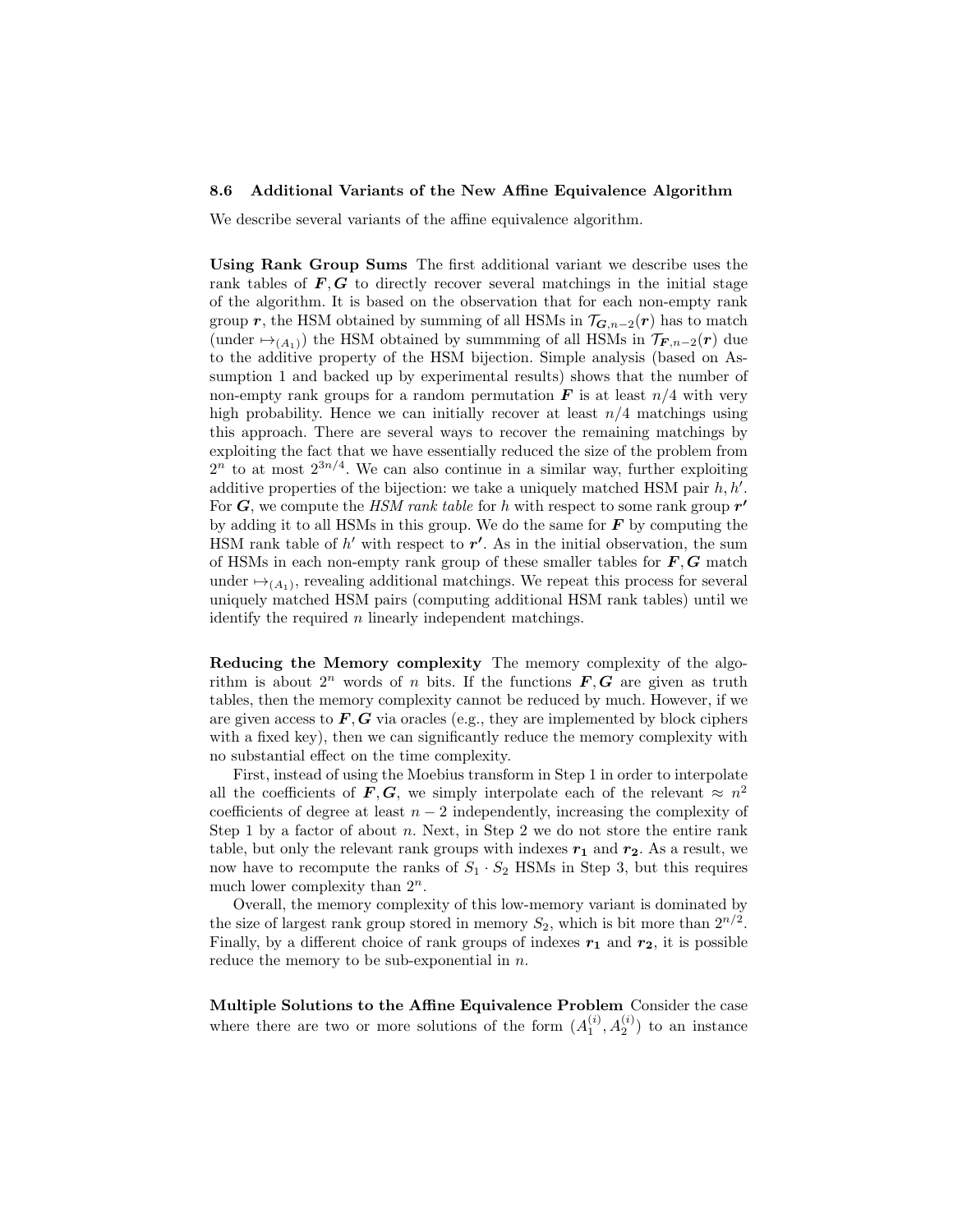### 8.6 Additional Variants of the New Affine Equivalence Algorithm

We describe several variants of the affine equivalence algorithm.

**Using Rank Group Sums** The first additional variant we describe uses the rank tables of $\boldsymbol{F}, \boldsymbol{G}$ to directly recover several matchings in the initial stage of the algorithm. It is based on the observation that for each non-empty rank group $\boldsymbol{r}$, the HSM obtained by summing of all HSMs in $\mathcal{T}_{\boldsymbol{G},n-2}(\boldsymbol{r})$ has to match (under $\mapsto_{(A_1)}$) the HSM obtained by summming of all HSMs in $\mathcal{T}_{\boldsymbol{F},n-2}(\boldsymbol{r})$ due to the additive property of the HSM bijection. Simple analysis (based on Assumption 1 and backed up by experimental results) shows that the number of non-empty rank groups for a random permutation $\boldsymbol{F}$ is at least $n/4$ with very high probability. Hence we can initially recover at least $n/4$ matchings using this approach. There are several ways to recover the remaining matchings by exploiting the fact that we have essentially reduced the size of the problem from $2^n$ to at most $2^{3n/4}$. We can also continue in a similar way, further exploiting additive properties of the bijection: we take a uniquely matched HSM pair $h, h'$. For $\boldsymbol{G}$, we compute the *HSM rank table* for $h$ with respect to some rank group $\boldsymbol{r'}$ by adding it to all HSMs in this group. We do the same for $\boldsymbol{F}$ by computing the HSM rank table of $h'$ with respect to $\boldsymbol{r'}$. As in the initial observation, the sum of HSMs in each non-empty rank group of these smaller tables for $\boldsymbol{F}, \boldsymbol{G}$ match under $\mapsto_{(A_1)}$, revealing additional matchings. We repeat this process for several uniquely matched HSM pairs (computing additional HSM rank tables) until we identify the required $n$ linearly independent matchings.

**Reducing the Memory complexity** The memory complexity of the algorithm is about $2^n$ words of $n$ bits. If the functions $\boldsymbol{F}, \boldsymbol{G}$ are given as truth tables, then the memory complexity cannot be reduced by much. However, if we are given access to $\boldsymbol{F}, \boldsymbol{G}$ via oracles (e.g., they are implemented by block ciphers with a fixed key), then we can significantly reduce the memory complexity with no substantial effect on the time complexity.

First, instead of using the Moebius transform in Step 1 in order to interpolate all the coefficients of $\boldsymbol{F}, \boldsymbol{G}$, we simply interpolate each of the relevant $\approx n^2$ coefficients of degree at least $n-2$ independently, increasing the complexity of Step 1 by a factor of about $n$. Next, in Step 2 we do not store the entire rank table, but only the relevant rank groups with indexes $\boldsymbol{r_1}$ and $\boldsymbol{r_2}$. As a result, we now have to recompute the ranks of $S_1 \cdot S_2$ HSMs in Step 3, but this requires much lower complexity than $2^n$.

Overall, the memory complexity of this low-memory variant is dominated by the size of largest rank group stored in memory $S_2$, which is bit more than $2^{n/2}$. Finally, by a different choice of rank groups of indexes $\boldsymbol{r_1}$ and $\boldsymbol{r_2}$, it is possible reduce the memory to be sub-exponential in $n$.

**Multiple Solutions to the Affine Equivalence Problem** Consider the case where there are two or more solutions of the form $(A_1^{(i)}, A_2^{(i)})$ to an instance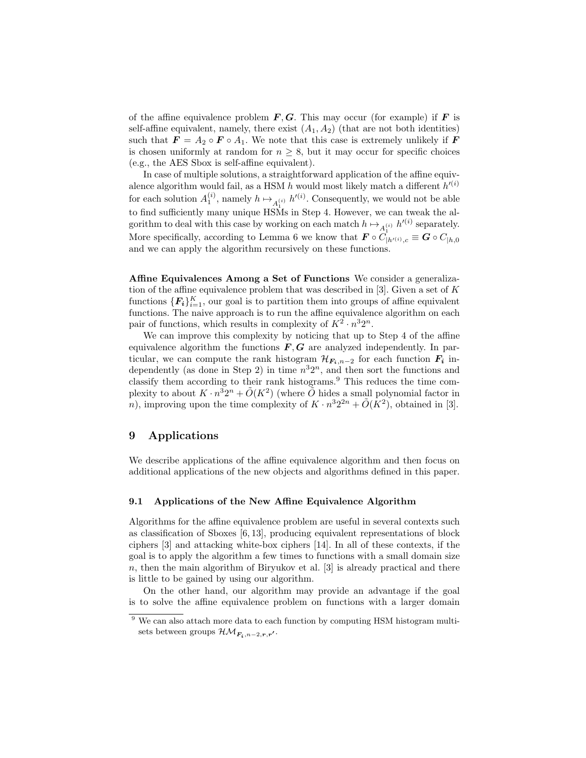of the affine equivalence problem $\boldsymbol{F}, \boldsymbol{G}$. This may occur (for example) if $\boldsymbol{F}$ is self-affine equivalent, namely, there exist $(A_1, A_2)$ (that are not both identities) such that $\boldsymbol{F} = A_2 \circ \boldsymbol{F} \circ A_1$. We note that this case is extremely unlikely if $\boldsymbol{F}$ is chosen uniformly at random for $n \geq 8$, but it may occur for specific choices (e.g., the AES Sbox is self-affine equivalent).

In case of multiple solutions, a straightforward application of the affine equivalence algorithm would fail, as a HSM $h$ would most likely match a different $h'^{(i)}$ for each solution $A_1^{(i)}$, namely $h \mapsto_{A_1^{(i)}} h'^{(i)}$. Consequently, we would not be able to find sufficiently many unique HSMs in Step 4. However, we can tweak the algorithm to deal with this case by working on each match $h \mapsto_{A_1^{(i)}} h'^{(i)}$ separately. More specifically, according to Lemma 6 we know that $\boldsymbol{F} \circ C_{|h'^{(i)},c} \equiv \boldsymbol{G} \circ C_{|h,0}$ and we can apply the algorithm recursively on these functions.

**Affine Equivalences Among a Set of Functions** We consider a generalization of the affine equivalence problem that was described in [3]. Given a set of $K$ functions $\{\boldsymbol{F_i}\}_{i=1}^{K}$, our goal is to partition them into groups of affine equivalent functions. The naive approach is to run the affine equivalence algorithm on each pair of functions, which results in complexity of $K^2 \cdot n^3 2^n$.

We can improve this complexity by noticing that up to Step 4 of the affine equivalence algorithm the functions $\boldsymbol{F}, \boldsymbol{G}$ are analyzed independently. In particular, we can compute the rank histogram $\mathcal{H}_{\boldsymbol{F_i},n-2}$ for each function $\boldsymbol{F_i}$ independently (as done in Step 2) in time $n^3 2^n$, and then sort the functions and classify them according to their rank histograms.[9] This reduces the time complexity to about $K \cdot n^3 2^n + \tilde{O}(K^2)$ (where $\tilde{O}$ hides a small polynomial factor in $n$), improving upon the time complexity of $K \cdot n^3 2^{2n} + \tilde{O}(K^2)$, obtained in [3].

## 9 Applications

We describe applications of the affine equivalence algorithm and then focus on additional applications of the new objects and algorithms defined in this paper.

### 9.1 Applications of the New Affine Equivalence Algorithm

Algorithms for the affine equivalence problem are useful in several contexts such as classification of Sboxes [6, 13], producing equivalent representations of block ciphers [3] and attacking white-box ciphers [14]. In all of these contexts, if the goal is to apply the algorithm a few times to functions with a small domain size $n$, then the main algorithm of Biryukov et al. [3] is already practical and there is little to be gained by using our algorithm.

On the other hand, our algorithm may provide an advantage if the goal is to solve the affine equivalence problem on functions with a larger domain

[9] We can also attach more data to each function by computing HSM histogram multisets between groups $\mathcal{HM}_{\boldsymbol{F_i},n-2,\boldsymbol{r},\boldsymbol{r'}}$.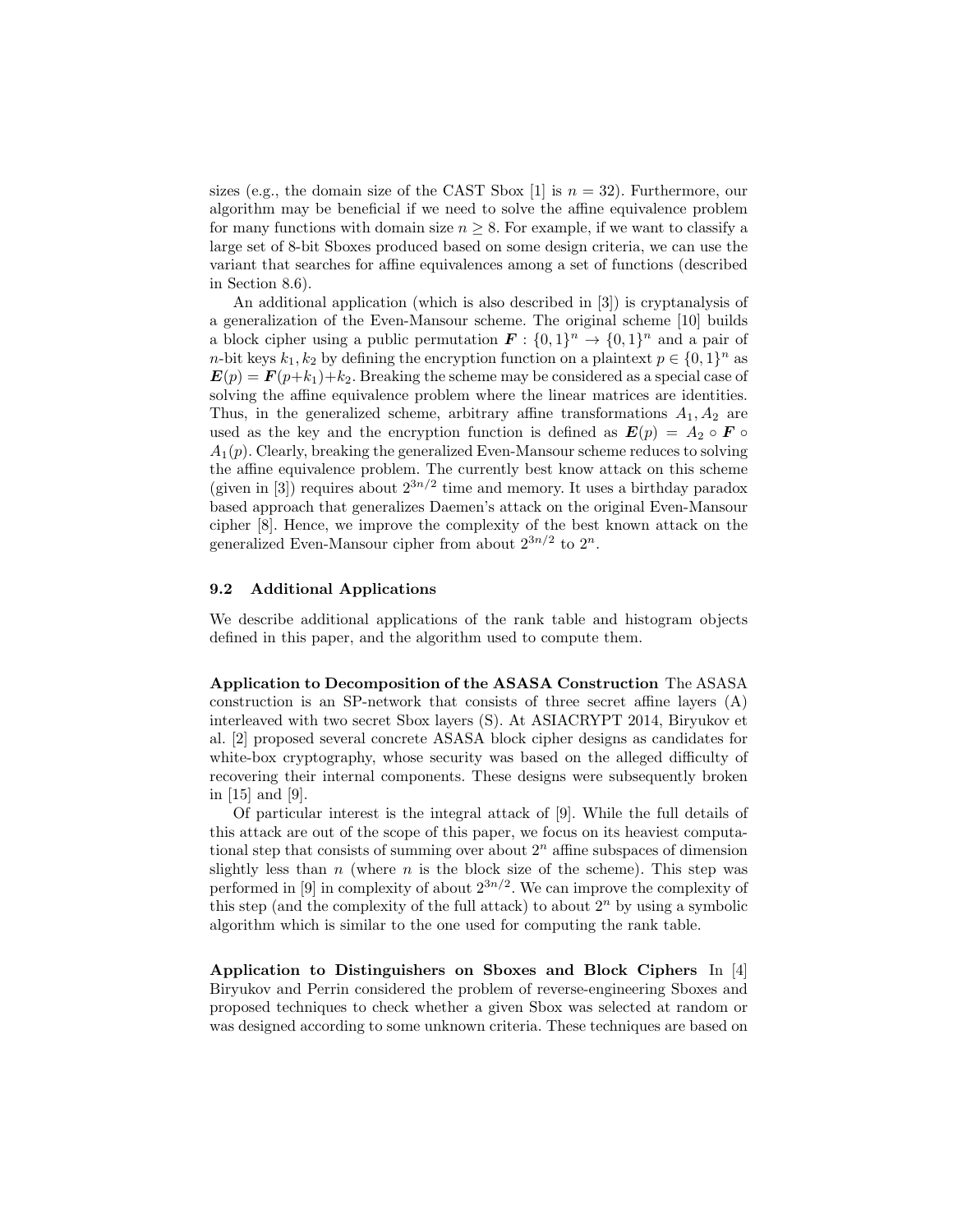sizes (e.g., the domain size of the CAST Sbox [1] is $n = 32$). Furthermore, our algorithm may be beneficial if we need to solve the affine equivalence problem for many functions with domain size $n \geq 8$. For example, if we want to classify a large set of 8-bit Sboxes produced based on some design criteria, we can use the variant that searches for affine equivalences among a set of functions (described in Section 8.6).

An additional application (which is also described in [3]) is cryptanalysis of a generalization of the Even-Mansour scheme. The original scheme [10] builds a block cipher using a public permutation $\boldsymbol{F} : \{0,1\}^n \rightarrow \{0,1\}^n$ and a pair of $n$-bit keys $k_1, k_2$ by defining the encryption function on a plaintext $p \in \{0,1\}^n$ as $\boldsymbol{E}(p) = \boldsymbol{F}(p+k_1)+k_2$. Breaking the scheme may be considered as a special case of solving the affine equivalence problem where the linear matrices are identities. Thus, in the generalized scheme, arbitrary affine transformations $A_1, A_2$ are used as the key and the encryption function is defined as $\boldsymbol{E}(p) = A_2 \circ \boldsymbol{F} \circ A_1(p)$. Clearly, breaking the generalized Even-Mansour scheme reduces to solving the affine equivalence problem. The currently best know attack on this scheme (given in [3]) requires about $2^{3n/2}$ time and memory. It uses a birthday paradox based approach that generalizes Daemen's attack on the original Even-Mansour cipher [8]. Hence, we improve the complexity of the best known attack on the generalized Even-Mansour cipher from about $2^{3n/2}$ to $2^n$.

### 9.2 Additional Applications

We describe additional applications of the rank table and histogram objects defined in this paper, and the algorithm used to compute them.

**Application to Decomposition of the ASASA Construction** The ASASA construction is an SP-network that consists of three secret affine layers (A) interleaved with two secret Sbox layers (S). At ASIACRYPT 2014, Biryukov et al. [2] proposed several concrete ASASA block cipher designs as candidates for white-box cryptography, whose security was based on the alleged difficulty of recovering their internal components. These designs were subsequently broken in [15] and [9].

Of particular interest is the integral attack of [9]. While the full details of this attack are out of the scope of this paper, we focus on its heaviest computational step that consists of summing over about $2^n$ affine subspaces of dimension slightly less than $n$ (where $n$ is the block size of the scheme). This step was performed in [9] in complexity of about $2^{3n/2}$. We can improve the complexity of this step (and the complexity of the full attack) to about $2^n$ by using a symbolic algorithm which is similar to the one used for computing the rank table.

**Application to Distinguishers on Sboxes and Block Ciphers** In [4] Biryukov and Perrin considered the problem of reverse-engineering Sboxes and proposed techniques to check whether a given Sbox was selected at random or was designed according to some unknown criteria. These techniques are based on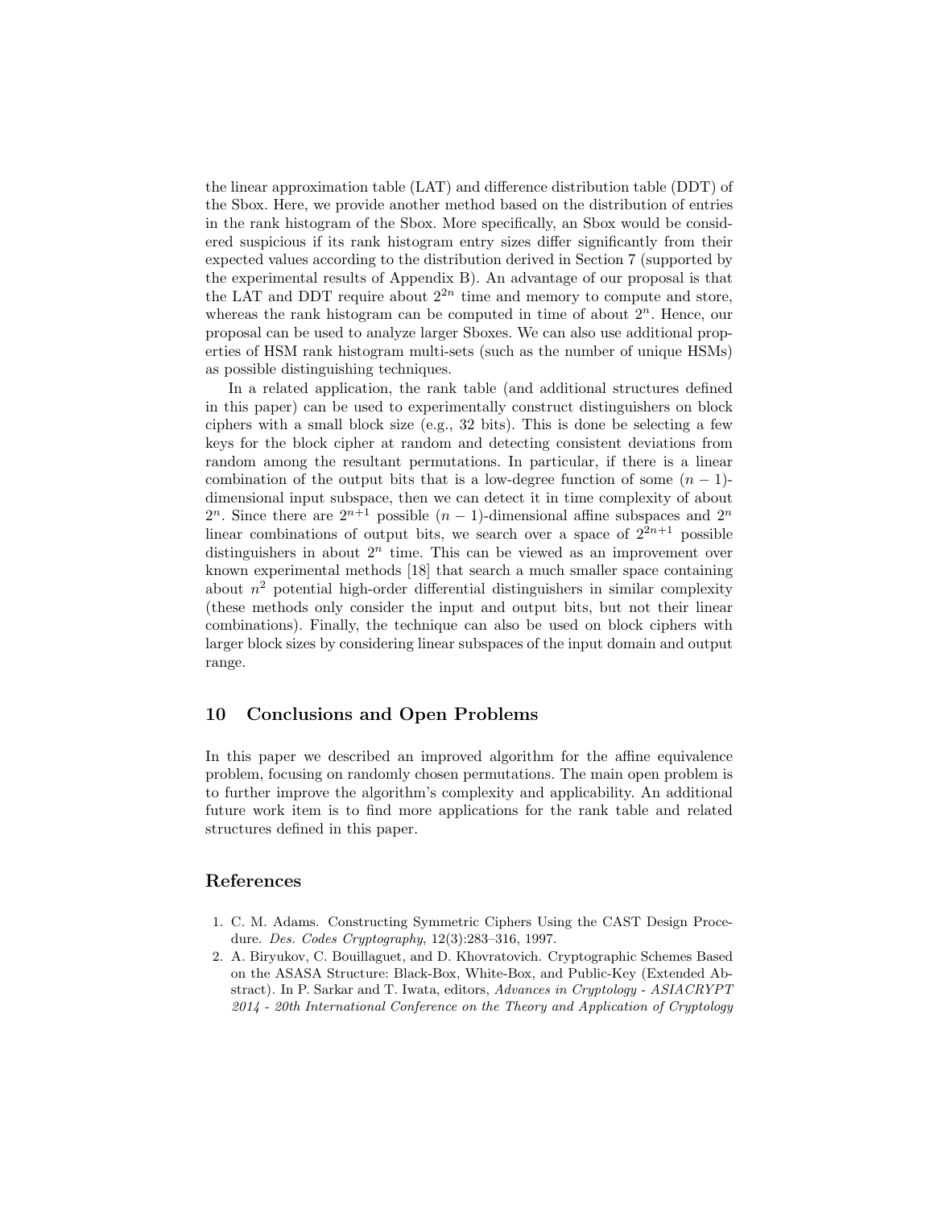the linear approximation table (LAT) and difference distribution table (DDT) of the Sbox. Here, we provide another method based on the distribution of entries in the rank histogram of the Sbox. More specifically, an Sbox would be considered suspicious if its rank histogram entry sizes differ significantly from their expected values according to the distribution derived in Section 7 (supported by the experimental results of Appendix B). An advantage of our proposal is that the LAT and DDT require about $2^{2n}$ time and memory to compute and store, whereas the rank histogram can be computed in time of about $2^n$. Hence, our proposal can be used to analyze larger Sboxes. We can also use additional properties of HSM rank histogram multi-sets (such as the number of unique HSMs) as possible distinguishing techniques.

In a related application, the rank table (and additional structures defined in this paper) can be used to experimentally construct distinguishers on block ciphers with a small block size (e.g., 32 bits). This is done be selecting a few keys for the block cipher at random and detecting consistent deviations from random among the resultant permutations. In particular, if there is a linear combination of the output bits that is a low-degree function of some $(n-1)$-dimensional input subspace, then we can detect it in time complexity of about $2^n$. Since there are $2^{n+1}$ possible $(n-1)$-dimensional affine subspaces and $2^n$ linear combinations of output bits, we search over a space of $2^{2n+1}$ possible distinguishers in about $2^n$ time. This can be viewed as an improvement over known experimental methods [18] that search a much smaller space containing about $n^2$ potential high-order differential distinguishers in similar complexity (these methods only consider the input and output bits, but not their linear combinations). Finally, the technique can also be used on block ciphers with larger block sizes by considering linear subspaces of the input domain and output range.

## 10 Conclusions and Open Problems

In this paper we described an improved algorithm for the affine equivalence problem, focusing on randomly chosen permutations. The main open problem is to further improve the algorithm's complexity and applicability. An additional future work item is to find more applications for the rank table and related structures defined in this paper.

## References

1. C. M. Adams. Constructing Symmetric Ciphers Using the CAST Design Procedure. *Des. Codes Cryptography*, 12(3):283–316, 1997.
2. A. Biryukov, C. Bouillaguet, and D. Khovratovich. Cryptographic Schemes Based on the ASASA Structure: Black-Box, White-Box, and Public-Key (Extended Abstract). In P. Sarkar and T. Iwata, editors, *Advances in Cryptology - ASIACRYPT 2014 - 20th International Conference on the Theory and Application of Cryptology*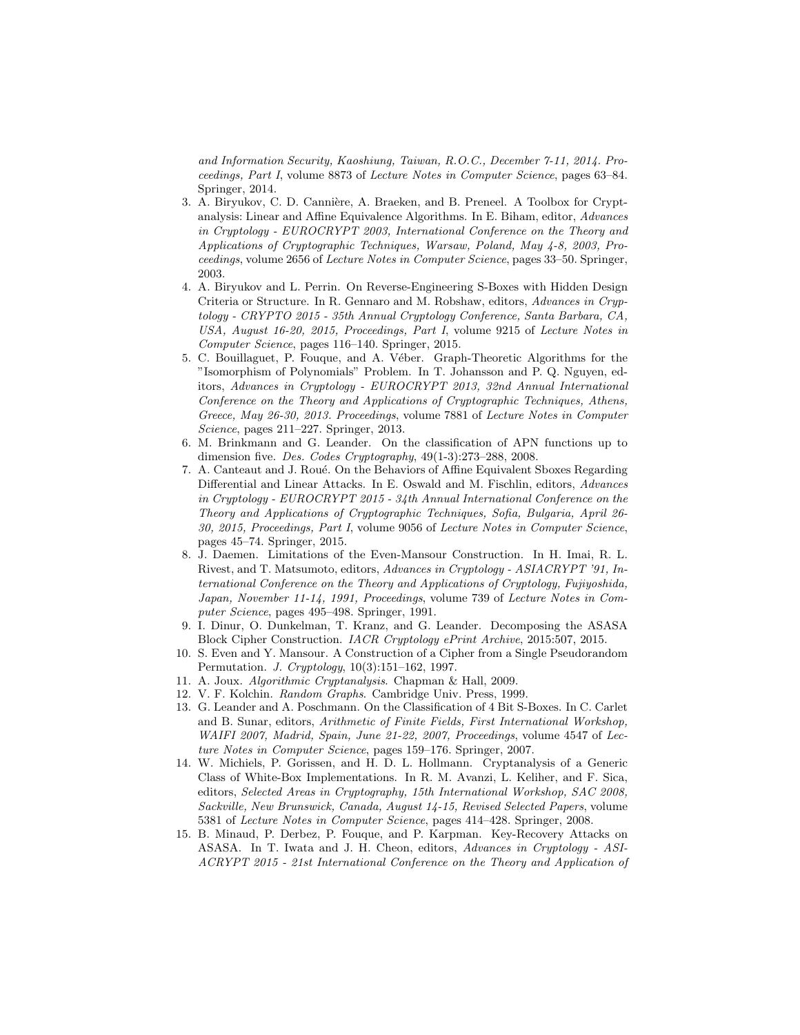*and Information Security, Kaoshiung, Taiwan, R.O.C., December 7-11, 2014. Proceedings, Part I*, volume 8873 of *Lecture Notes in Computer Science*, pages 63–84. Springer, 2014.

3. A. Biryukov, C. D. Cannière, A. Braeken, and B. Preneel. A Toolbox for Cryptanalysis: Linear and Affine Equivalence Algorithms. In E. Biham, editor, *Advances in Cryptology - EUROCRYPT 2003, International Conference on the Theory and Applications of Cryptographic Techniques, Warsaw, Poland, May 4-8, 2003, Proceedings*, volume 2656 of *Lecture Notes in Computer Science*, pages 33–50. Springer, 2003.
4. A. Biryukov and L. Perrin. On Reverse-Engineering S-Boxes with Hidden Design Criteria or Structure. In R. Gennaro and M. Robshaw, editors, *Advances in Cryptology - CRYPTO 2015 - 35th Annual Cryptology Conference, Santa Barbara, CA, USA, August 16-20, 2015, Proceedings, Part I*, volume 9215 of *Lecture Notes in Computer Science*, pages 116–140. Springer, 2015.
5. C. Bouillaguet, P. Fouque, and A. Véber. Graph-Theoretic Algorithms for the "Isomorphism of Polynomials" Problem. In T. Johansson and P. Q. Nguyen, editors, *Advances in Cryptology - EUROCRYPT 2013, 32nd Annual International Conference on the Theory and Applications of Cryptographic Techniques, Athens, Greece, May 26-30, 2013. Proceedings*, volume 7881 of *Lecture Notes in Computer Science*, pages 211–227. Springer, 2013.
6. M. Brinkmann and G. Leander. On the classification of APN functions up to dimension five. *Des. Codes Cryptography*, 49(1-3):273–288, 2008.
7. A. Canteaut and J. Roué. On the Behaviors of Affine Equivalent Sboxes Regarding Differential and Linear Attacks. In E. Oswald and M. Fischlin, editors, *Advances in Cryptology - EUROCRYPT 2015 - 34th Annual International Conference on the Theory and Applications of Cryptographic Techniques, Sofia, Bulgaria, April 26-30, 2015, Proceedings, Part I*, volume 9056 of *Lecture Notes in Computer Science*, pages 45–74. Springer, 2015.
8. J. Daemen. Limitations of the Even-Mansour Construction. In H. Imai, R. L. Rivest, and T. Matsumoto, editors, *Advances in Cryptology - ASIACRYPT '91, International Conference on the Theory and Applications of Cryptology, Fujiyoshida, Japan, November 11-14, 1991, Proceedings*, volume 739 of *Lecture Notes in Computer Science*, pages 495–498. Springer, 1991.
9. I. Dinur, O. Dunkelman, T. Kranz, and G. Leander. Decomposing the ASASA Block Cipher Construction. *IACR Cryptology ePrint Archive*, 2015:507, 2015.
10. S. Even and Y. Mansour. A Construction of a Cipher from a Single Pseudorandom Permutation. *J. Cryptology*, 10(3):151–162, 1997.
11. A. Joux. *Algorithmic Cryptanalysis*. Chapman & Hall, 2009.
12. V. F. Kolchin. *Random Graphs*. Cambridge Univ. Press, 1999.
13. G. Leander and A. Poschmann. On the Classification of 4 Bit S-Boxes. In C. Carlet and B. Sunar, editors, *Arithmetic of Finite Fields, First International Workshop, WAIFI 2007, Madrid, Spain, June 21-22, 2007, Proceedings*, volume 4547 of *Lecture Notes in Computer Science*, pages 159–176. Springer, 2007.
14. W. Michiels, P. Gorissen, and H. D. L. Hollmann. Cryptanalysis of a Generic Class of White-Box Implementations. In R. M. Avanzi, L. Keliher, and F. Sica, editors, *Selected Areas in Cryptography, 15th International Workshop, SAC 2008, Sackville, New Brunswick, Canada, August 14-15, Revised Selected Papers*, volume 5381 of *Lecture Notes in Computer Science*, pages 414–428. Springer, 2008.
15. B. Minaud, P. Derbez, P. Fouque, and P. Karpman. Key-Recovery Attacks on ASASA. In T. Iwata and J. H. Cheon, editors, *Advances in Cryptology - ASIACRYPT 2015 - 21st International Conference on the Theory and Application of*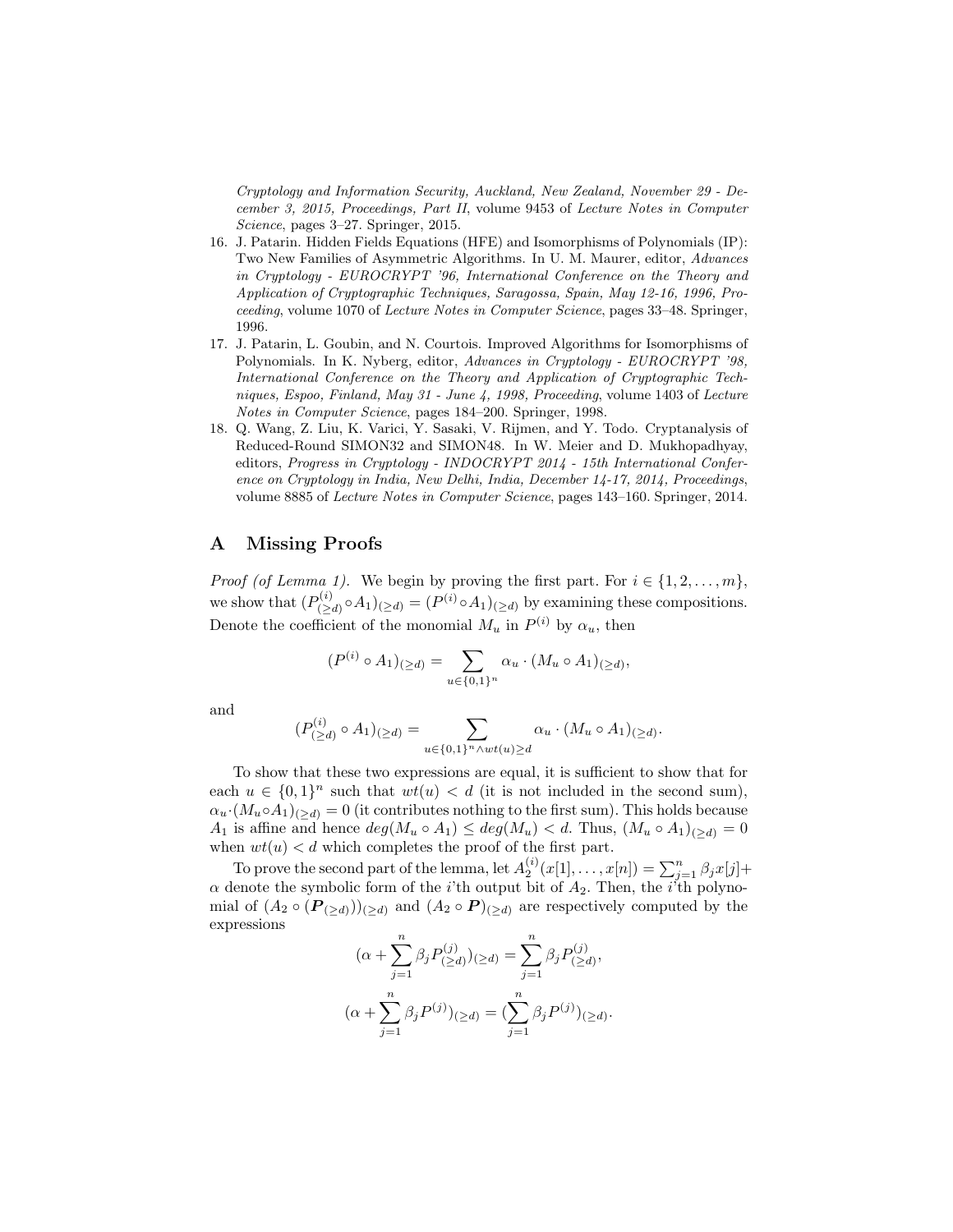*Cryptology and Information Security, Auckland, New Zealand, November 29 - December 3, 2015, Proceedings, Part II*, volume 9453 of *Lecture Notes in Computer Science*, pages 3–27. Springer, 2015.

16. J. Patarin. Hidden Fields Equations (HFE) and Isomorphisms of Polynomials (IP): Two New Families of Asymmetric Algorithms. In U. M. Maurer, editor, *Advances in Cryptology - EUROCRYPT '96, International Conference on the Theory and Application of Cryptographic Techniques, Saragossa, Spain, May 12-16, 1996, Proceeding*, volume 1070 of *Lecture Notes in Computer Science*, pages 33–48. Springer, 1996.
17. J. Patarin, L. Goubin, and N. Courtois. Improved Algorithms for Isomorphisms of Polynomials. In K. Nyberg, editor, *Advances in Cryptology - EUROCRYPT '98, International Conference on the Theory and Application of Cryptographic Techniques, Espoo, Finland, May 31 - June 4, 1998, Proceeding*, volume 1403 of *Lecture Notes in Computer Science*, pages 184–200. Springer, 1998.
18. Q. Wang, Z. Liu, K. Varici, Y. Sasaki, V. Rijmen, and Y. Todo. Cryptanalysis of Reduced-Round SIMON32 and SIMON48. In W. Meier and D. Mukhopadhyay, editors, *Progress in Cryptology - INDOCRYPT 2014 - 15th International Conference on Cryptology in India, New Delhi, India, December 14-17, 2014, Proceedings*, volume 8885 of *Lecture Notes in Computer Science*, pages 143–160. Springer, 2014.

# A Missing Proofs

*Proof (of Lemma 1).* We begin by proving the first part. For $i \in \{1, 2, \ldots, m\}$, we show that $(P^{(i)}_{(\geq d)} \circ A_1)_{(\geq d)} = (P^{(i)} \circ A_1)_{(\geq d)}$ by examining these compositions. Denote the coefficient of the monomial $M_u$ in $P^{(i)}$ by $\alpha_u$, then

$$(P^{(i)} \circ A_1)_{(\geq d)} = \sum_{u \in \{0,1\}^n} \alpha_u \cdot (M_u \circ A_1)_{(\geq d)},$$

and

$$(P^{(i)}_{(\geq d)} \circ A_1)_{(\geq d)} = \sum_{u \in \{0,1\}^n \wedge wt(u) \geq d} \alpha_u \cdot (M_u \circ A_1)_{(\geq d)}.$$

To show that these two expressions are equal, it is sufficient to show that for each $u \in \{0,1\}^n$ such that $wt(u) < d$ (it is not included in the second sum), $\alpha_u \cdot (M_u \circ A_1)_{(\geq d)} = 0$ (it contributes nothing to the first sum). This holds because $A_1$ is affine and hence $deg(M_u \circ A_1) \leq deg(M_u) < d$. Thus, $(M_u \circ A_1)_{(\geq d)} = 0$ when $wt(u) < d$ which completes the proof of the first part.

To prove the second part of the lemma, let $A_2^{(i)}(x[1], \ldots, x[n]) = \sum_{j=1}^{n} \beta_j x[j] + \alpha$ denote the symbolic form of the $i$'th output bit of $A_2$. Then, the $i$'th polynomial of $(A_2 \circ (\boldsymbol{P}_{(\geq d)}))_{(\geq d)}$ and $(A_2 \circ \boldsymbol{P})_{(\geq d)}$ are respectively computed by the expressions

$$(\alpha + \sum_{j=1}^{n} \beta_j P^{(j)}_{(\geq d)})_{(\geq d)} = \sum_{j=1}^{n} \beta_j P^{(j)}_{(\geq d)},$$

$$(\alpha + \sum_{j=1}^{n} \beta_j P^{(j)})_{(\geq d)} = (\sum_{j=1}^{n} \beta_j P^{(j)})_{(\geq d)}.$$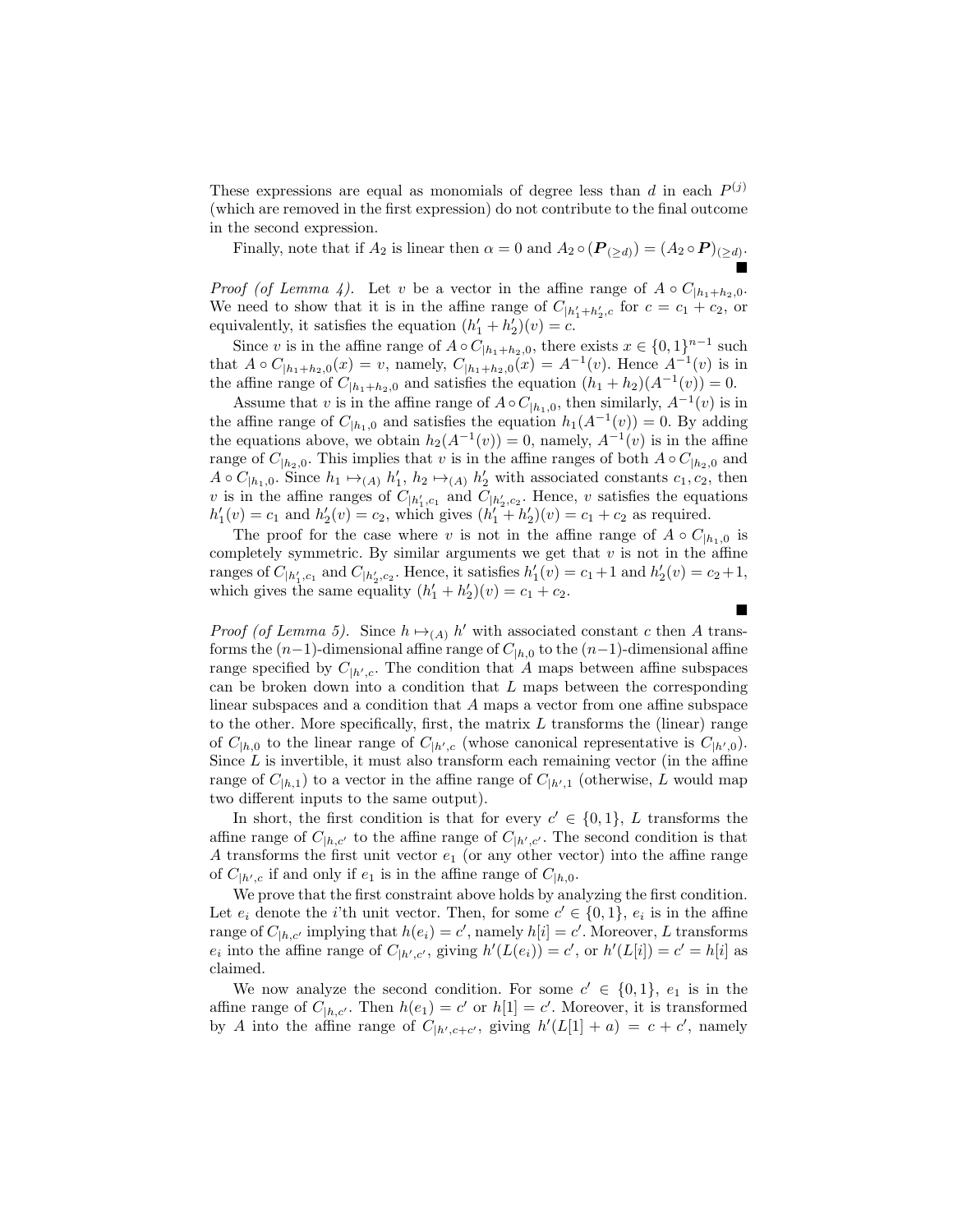These expressions are equal as monomials of degree less than $d$ in each $P^{(j)}$ (which are removed in the first expression) do not contribute to the final outcome in the second expression.

Finally, note that if $A_2$ is linear then $\alpha = 0$ and $A_2 \circ (\boldsymbol{P}_{(\geq d)}) = (A_2 \circ \boldsymbol{P})_{(\geq d)}$. ■

*Proof (of Lemma 4).* Let $v$ be a vector in the affine range of $A \circ C_{|h_1+h_2,0}$. We need to show that it is in the affine range of $C_{|h'_1+h'_2,c}$ for $c = c_1 + c_2$, or equivalently, it satisfies the equation $(h'_1 + h'_2)(v) = c$.

Since $v$ is in the affine range of $A \circ C_{|h_1+h_2,0}$, there exists $x \in \{0,1\}^{n-1}$ such that $A \circ C_{|h_1+h_2,0}(x) = v$, namely, $C_{|h_1+h_2,0}(x) = A^{-1}(v)$. Hence $A^{-1}(v)$ is in the affine range of $C_{|h_1+h_2,0}$ and satisfies the equation $(h_1 + h_2)(A^{-1}(v)) = 0$.

Assume that $v$ is in the affine range of $A \circ C_{|h_1,0}$, then similarly, $A^{-1}(v)$ is in the affine range of $C_{|h_1,0}$ and satisfies the equation $h_1(A^{-1}(v)) = 0$. By adding the equations above, we obtain $h_2(A^{-1}(v)) = 0$, namely, $A^{-1}(v)$ is in the affine range of $C_{|h_2,0}$. This implies that $v$ is in the affine ranges of both $A \circ C_{|h_2,0}$ and $A \circ C_{|h_1,0}$. Since $h_1 \mapsto_{(A)} h'_1$, $h_2 \mapsto_{(A)} h'_2$ with associated constants $c_1, c_2$, then $v$ is in the affine ranges of $C_{|h'_1,c_1}$ and $C_{|h'_2,c_2}$. Hence, $v$ satisfies the equations $h'_1(v) = c_1$ and $h'_2(v) = c_2$, which gives $(h'_1 + h'_2)(v) = c_1 + c_2$ as required.

The proof for the case where $v$ is not in the affine range of $A \circ C_{|h_1,0}$ is completely symmetric. By similar arguments we get that $v$ is not in the affine ranges of $C_{|h'_1,c_1}$ and $C_{|h'_2,c_2}$. Hence, it satisfies $h'_1(v) = c_1+1$ and $h'_2(v) = c_2+1$, which gives the same equality $(h'_1 + h'_2)(v) = c_1 + c_2$.

■

*Proof (of Lemma 5).* Since $h \mapsto_{(A)} h'$ with associated constant $c$ then $A$ transforms the $(n-1)$-dimensional affine range of $C_{|h,0}$ to the $(n-1)$-dimensional affine range specified by $C_{|h',c}$. The condition that $A$ maps between affine subspaces can be broken down into a condition that $L$ maps between the corresponding linear subspaces and a condition that $A$ maps a vector from one affine subspace to the other. More specifically, first, the matrix $L$ transforms the (linear) range of $C_{|h,0}$ to the linear range of $C_{|h',c}$ (whose canonical representative is $C_{|h',0}$). Since $L$ is invertible, it must also transform each remaining vector (in the affine range of $C_{|h,1}$) to a vector in the affine range of $C_{|h',1}$ (otherwise, $L$ would map two different inputs to the same output).

In short, the first condition is that for every $c' \in \{0,1\}$, $L$ transforms the affine range of $C_{|h,c'}$ to the affine range of $C_{|h',c'}$. The second condition is that $A$ transforms the first unit vector $e_1$ (or any other vector) into the affine range of $C_{|h',c}$ if and only if $e_1$ is in the affine range of $C_{|h,0}$.

We prove that the first constraint above holds by analyzing the first condition. Let $e_i$ denote the $i$'th unit vector. Then, for some $c' \in \{0,1\}$, $e_i$ is in the affine range of $C_{|h,c'}$ implying that $h(e_i) = c'$, namely $h[i] = c'$. Moreover, $L$ transforms $e_i$ into the affine range of $C_{|h',c'}$, giving $h'(L(e_i)) = c'$, or $h'(L[i]) = c' = h[i]$ as claimed.

We now analyze the second condition. For some $c' \in \{0,1\}$, $e_1$ is in the affine range of $C_{|h,c'}$. Then $h(e_1) = c'$ or $h[1] = c'$. Moreover, it is transformed by $A$ into the affine range of $C_{|h',c+c'}$, giving $h'(L[1] + a) = c + c'$, namely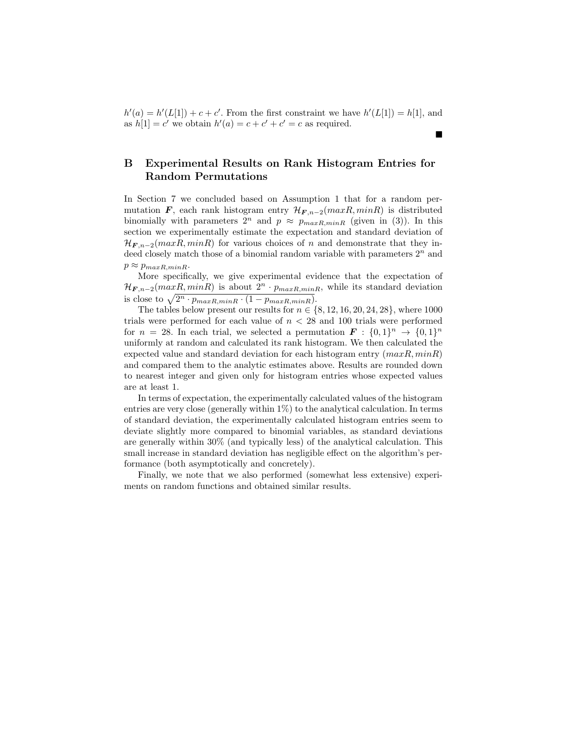$h'(a) = h'(L[1]) + c + c'$. From the first constraint we have $h'(L[1]) = h[1]$, and as $h[1] = c'$ we obtain $h'(a) = c + c' + c' = c$ as required.

■

## B Experimental Results on Rank Histogram Entries for Random Permutations

In Section 7 we concluded based on Assumption 1 that for a random permutation $\boldsymbol{F}$, each rank histogram entry $\mathcal{H}_{\boldsymbol{F},n-2}(maxR, minR)$ is distributed binomially with parameters $2^n$ and $p \approx p_{maxR,minR}$ (given in (3)). In this section we experimentally estimate the expectation and standard deviation of $\mathcal{H}_{\boldsymbol{F},n-2}(maxR, minR)$ for various choices of $n$ and demonstrate that they indeed closely match those of a binomial random variable with parameters $2^n$ and $p \approx p_{maxR,minR}$.

More specifically, we give experimental evidence that the expectation of $\mathcal{H}_{\boldsymbol{F},n-2}(maxR, minR)$ is about $2^n \cdot p_{maxR,minR}$, while its standard deviation is close to $\sqrt{2^n \cdot p_{maxR,minR} \cdot (1 - p_{maxR,minR})}$.

The tables below present our results for $n \in \{8, 12, 16, 20, 24, 28\}$, where 1000 trials were performed for each value of $n < 28$ and 100 trials were performed for $n = 28$. In each trial, we selected a permutation $\boldsymbol{F} : \{0,1\}^n \rightarrow \{0,1\}^n$ uniformly at random and calculated its rank histogram. We then calculated the expected value and standard deviation for each histogram entry $(maxR, minR)$ and compared them to the analytic estimates above. Results are rounded down to nearest integer and given only for histogram entries whose expected values are at least 1.

In terms of expectation, the experimentally calculated values of the histogram entries are very close (generally within 1%) to the analytical calculation. In terms of standard deviation, the experimentally calculated histogram entries seem to deviate slightly more compared to binomial variables, as standard deviations are generally within 30% (and typically less) of the analytical calculation. This small increase in standard deviation has negligible effect on the algorithm's performance (both asymptotically and concretely).

Finally, we note that we also performed (somewhat less extensive) experiments on random functions and obtained similar results.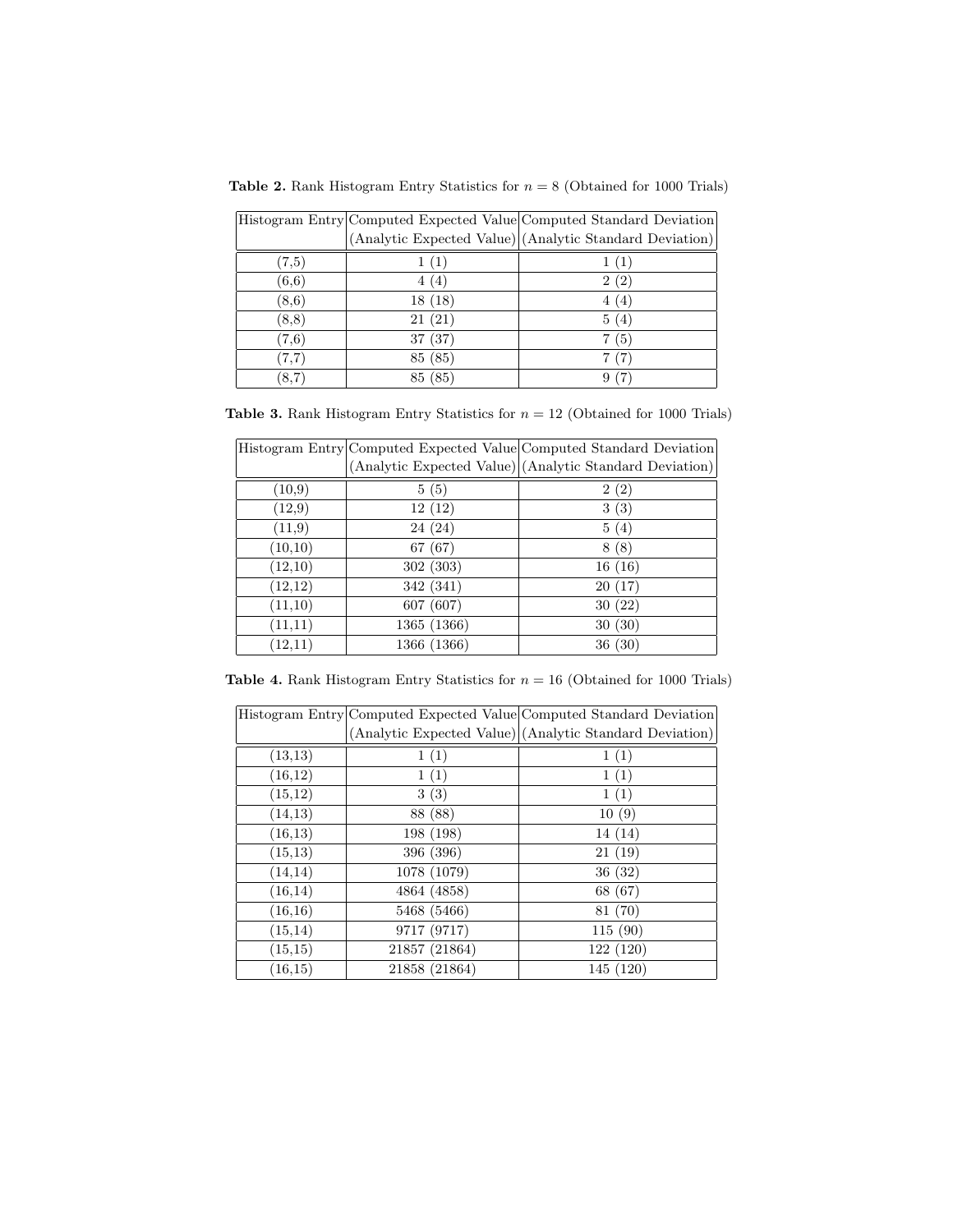**Table 2.** Rank Histogram Entry Statistics for $n = 8$ (Obtained for 1000 Trials)

| Histogram Entry | Computed Expected Value (Analytic Expected Value) | Computed Standard Deviation (Analytic Standard Deviation) |
|---|---|---|
| (7,5) | 1 (1) | 1 (1) |
| (6,6) | 4 (4) | 2 (2) |
| (8,6) | 18 (18) | 4 (4) |
| (8,8) | 21 (21) | 5 (4) |
| (7,6) | 37 (37) | 7 (5) |
| (7,7) | 85 (85) | 7 (7) |
| (8,7) | 85 (85) | 9 (7) |

**Table 3.** Rank Histogram Entry Statistics for $n = 12$ (Obtained for 1000 Trials)

| Histogram Entry | Computed Expected Value (Analytic Expected Value) | Computed Standard Deviation (Analytic Standard Deviation) |
|---|---|---|
| (10,9) | 5 (5) | 2 (2) |
| (12,9) | 12 (12) | 3 (3) |
| (11,9) | 24 (24) | 5 (4) |
| (10,10) | 67 (67) | 8 (8) |
| (12,10) | 302 (303) | 16 (16) |
| (12,12) | 342 (341) | 20 (17) |
| (11,10) | 607 (607) | 30 (22) |
| (11,11) | 1365 (1366) | 30 (30) |
| (12,11) | 1366 (1366) | 36 (30) |

**Table 4.** Rank Histogram Entry Statistics for $n = 16$ (Obtained for 1000 Trials)

| Histogram Entry | Computed Expected Value (Analytic Expected Value) | Computed Standard Deviation (Analytic Standard Deviation) |
|---|---|---|
| (13,13) | 1 (1) | 1 (1) |
| (16,12) | 1 (1) | 1 (1) |
| (15,12) | 3 (3) | 1 (1) |
| (14,13) | 88 (88) | 10 (9) |
| (16,13) | 198 (198) | 14 (14) |
| (15,13) | 396 (396) | 21 (19) |
| (14,14) | 1078 (1079) | 36 (32) |
| (16,14) | 4864 (4858) | 68 (67) |
| (16,16) | 5468 (5466) | 81 (70) |
| (15,14) | 9717 (9717) | 115 (90) |
| (15,15) | 21857 (21864) | 122 (120) |
| (16,15) | 21858 (21864) | 145 (120) |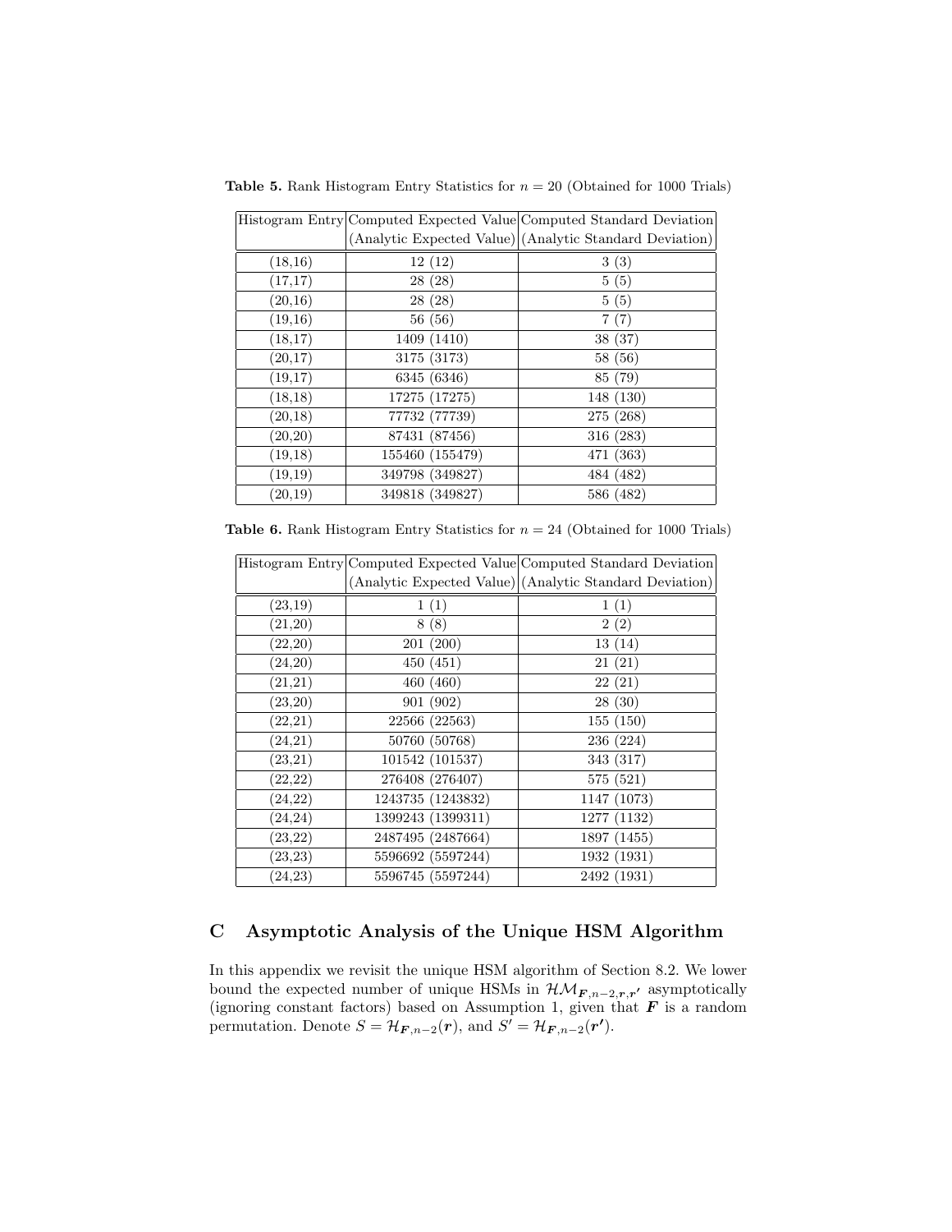**Table 5.** Rank Histogram Entry Statistics for $n = 20$ (Obtained for 1000 Trials)

| Histogram Entry | Computed Expected Value (Analytic Expected Value) | Computed Standard Deviation (Analytic Standard Deviation) |
|---|---|---|
| (18,16) | 12 (12) | 3 (3) |
| (17,17) | 28 (28) | 5 (5) |
| (20,16) | 28 (28) | 5 (5) |
| (19,16) | 56 (56) | 7 (7) |
| (18,17) | 1409 (1410) | 38 (37) |
| (20,17) | 3175 (3173) | 58 (56) |
| (19,17) | 6345 (6346) | 85 (79) |
| (18,18) | 17275 (17275) | 148 (130) |
| (20,18) | 77732 (77739) | 275 (268) |
| (20,20) | 87431 (87456) | 316 (283) |
| (19,18) | 155460 (155479) | 471 (363) |
| (19,19) | 349798 (349827) | 484 (482) |
| (20,19) | 349818 (349827) | 586 (482) |

**Table 6.** Rank Histogram Entry Statistics for $n = 24$ (Obtained for 1000 Trials)

| Histogram Entry | Computed Expected Value (Analytic Expected Value) | Computed Standard Deviation (Analytic Standard Deviation) |
|---|---|---|
| (23,19) | 1 (1) | 1 (1) |
| (21,20) | 8 (8) | 2 (2) |
| (22,20) | 201 (200) | 13 (14) |
| (24,20) | 450 (451) | 21 (21) |
| (21,21) | 460 (460) | 22 (21) |
| (23,20) | 901 (902) | 28 (30) |
| (22,21) | 22566 (22563) | 155 (150) |
| (24,21) | 50760 (50768) | 236 (224) |
| (23,21) | 101542 (101537) | 343 (317) |
| (22,22) | 276408 (276407) | 575 (521) |
| (24,22) | 1243735 (1243832) | 1147 (1073) |
| (24,24) | 1399243 (1399311) | 1277 (1132) |
| (23,22) | 2487495 (2487664) | 1897 (1455) |
| (23,23) | 5596692 (5597244) | 1932 (1931) |
| (24,23) | 5596745 (5597244) | 2492 (1931) |

## C Asymptotic Analysis of the Unique HSM Algorithm

In this appendix we revisit the unique HSM algorithm of Section 8.2. We lower bound the expected number of unique HSMs in $\mathcal{HM}_{\boldsymbol{F},n-2,\boldsymbol{r},\boldsymbol{r'}}$ asymptotically (ignoring constant factors) based on Assumption 1, given that $\boldsymbol{F}$ is a random permutation. Denote $S = \mathcal{H}_{\boldsymbol{F},n-2}(\boldsymbol{r})$, and $S' = \mathcal{H}_{\boldsymbol{F},n-2}(\boldsymbol{r'})$.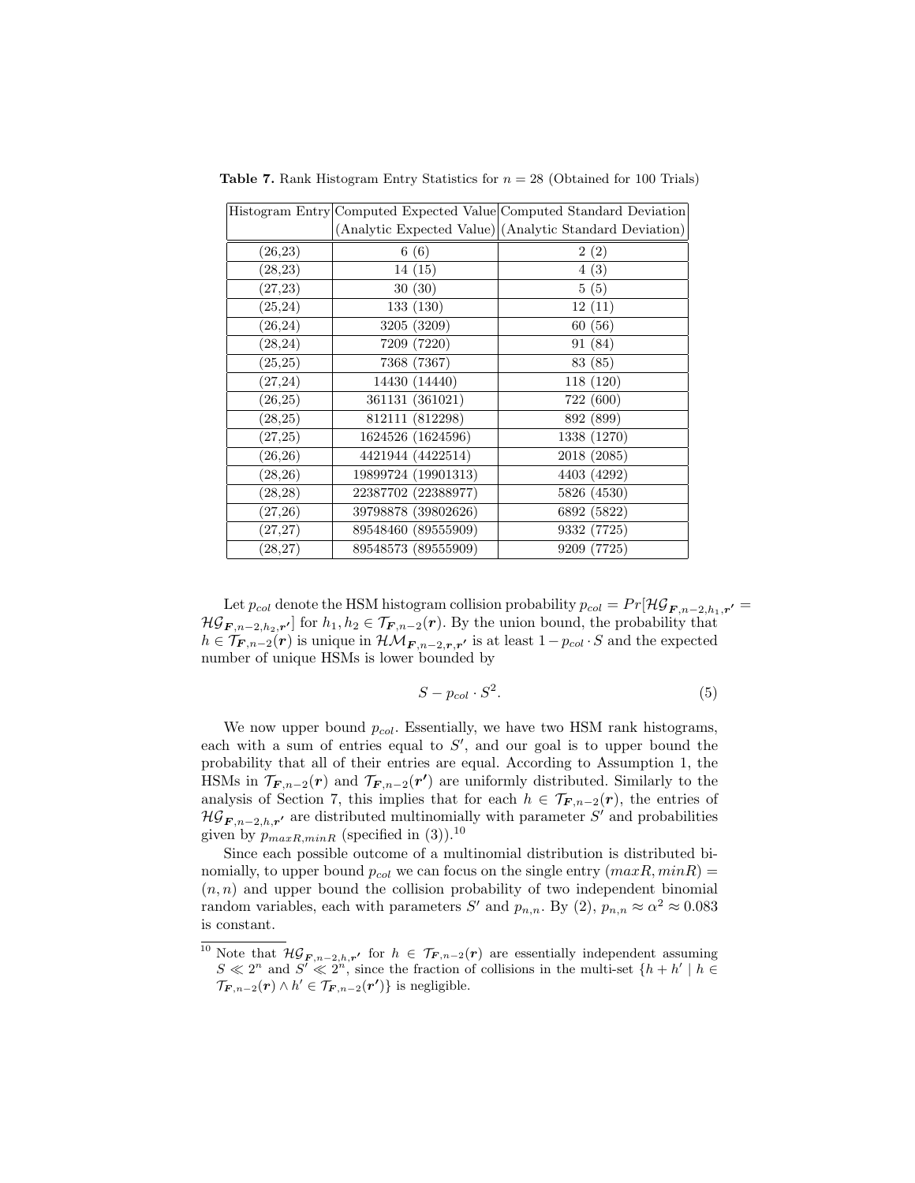**Table 7.** Rank Histogram Entry Statistics for $n = 28$ (Obtained for 100 Trials)

| Histogram Entry | Computed Expected Value (Analytic Expected Value) | Computed Standard Deviation (Analytic Standard Deviation) |
|---|---|---|
| (26,23) | 6 (6) | 2 (2) |
| (28,23) | 14 (15) | 4 (3) |
| (27,23) | 30 (30) | 5 (5) |
| (25,24) | 133 (130) | 12 (11) |
| (26,24) | 3205 (3209) | 60 (56) |
| (28,24) | 7209 (7220) | 91 (84) |
| (25,25) | 7368 (7367) | 83 (85) |
| (27,24) | 14430 (14440) | 118 (120) |
| (26,25) | 361131 (361021) | 722 (600) |
| (28,25) | 812111 (812298) | 892 (899) |
| (27,25) | 1624526 (1624596) | 1338 (1270) |
| (26,26) | 4421944 (4422514) | 2018 (2085) |
| (28,26) | 19899724 (19901313) | 4403 (4292) |
| (28,28) | 22387702 (22388977) | 5826 (4530) |
| (27,26) | 39798878 (39802626) | 6892 (5822) |
| (27,27) | 89548460 (89555909) | 9332 (7725) |
| (28,27) | 89548573 (89555909) | 9209 (7725) |

Let $p_{col}$ denote the HSM histogram collision probability $p_{col} = Pr[\mathcal{HG}_{\boldsymbol{F},n-2,h_1,\boldsymbol{r'}} = \mathcal{HG}_{\boldsymbol{F},n-2,h_2,\boldsymbol{r'}}]$ for $h_1, h_2 \in \mathcal{T}_{\boldsymbol{F},n-2}(\boldsymbol{r})$. By the union bound, the probability that $h \in \mathcal{T}_{\boldsymbol{F},n-2}(\boldsymbol{r})$ is unique in $\mathcal{HM}_{\boldsymbol{F},n-2,\boldsymbol{r},\boldsymbol{r'}}$ is at least $1 - p_{col} \cdot S$ and the expected number of unique HSMs is lower bounded by

$$S - p_{col} \cdot S^2. \tag{5}$$

We now upper bound $p_{col}$. Essentially, we have two HSM rank histograms, each with a sum of entries equal to $S'$, and our goal is to upper bound the probability that all of their entries are equal. According to Assumption 1, the HSMs in $\mathcal{T}_{\boldsymbol{F},n-2}(\boldsymbol{r})$ and $\mathcal{T}_{\boldsymbol{F},n-2}(\boldsymbol{r'})$ are uniformly distributed. Similarly to the analysis of Section 7, this implies that for each $h \in \mathcal{T}_{\boldsymbol{F},n-2}(\boldsymbol{r})$, the entries of $\mathcal{HG}_{\boldsymbol{F},n-2,h,\boldsymbol{r'}}$ are distributed multinomially with parameter $S'$ and probabilities given by $p_{maxR,minR}$ (specified in (3)).[10]

Since each possible outcome of a multinomial distribution is distributed binomially, to upper bound $p_{col}$ we can focus on the single entry $(maxR, minR) = (n, n)$ and upper bound the collision probability of two independent binomial random variables, each with parameters $S'$ and $p_{n,n}$. By (2), $p_{n,n} \approx \alpha^2 \approx 0.083$ is constant.

[10] Note that $\mathcal{HG}_{\boldsymbol{F},n-2,h,\boldsymbol{r'}}$ for $h \in \mathcal{T}_{\boldsymbol{F},n-2}(\boldsymbol{r})$ are essentially independent assuming $S \ll 2^n$ and $S' \ll 2^n$, since the fraction of collisions in the multi-set $\{h + h' \mid h \in \mathcal{T}_{\boldsymbol{F},n-2}(\boldsymbol{r}) \wedge h' \in \mathcal{T}_{\boldsymbol{F},n-2}(\boldsymbol{r'})\}$ is negligible.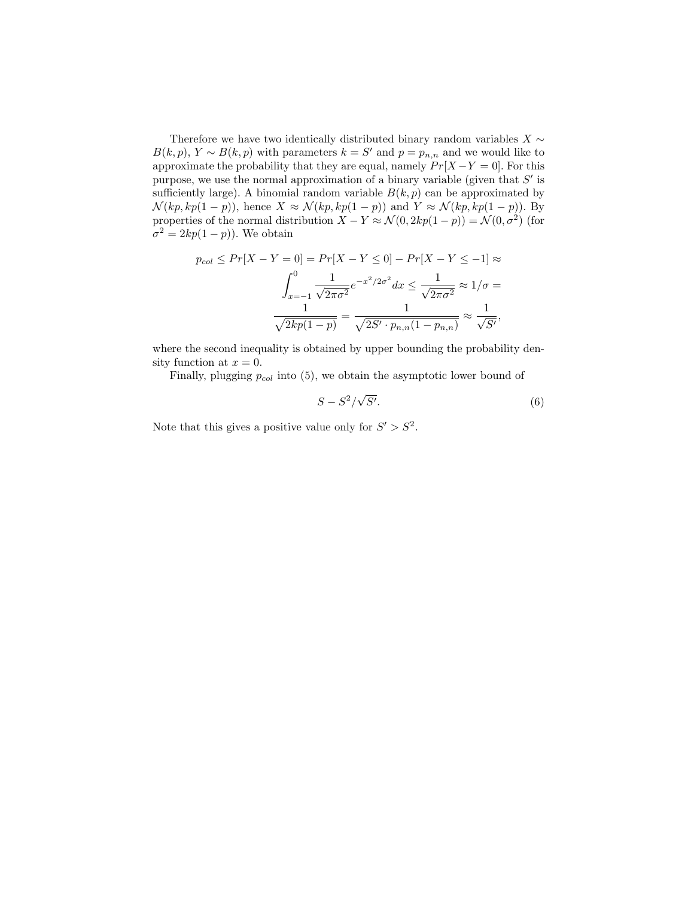Therefore we have two identically distributed binary random variables $X \sim B(k,p)$, $Y \sim B(k,p)$ with parameters $k = S'$ and $p = p_{n,n}$ and we would like to approximate the probability that they are equal, namely $Pr[X - Y = 0]$. For this purpose, we use the normal approximation of a binary variable (given that $S'$ is sufficiently large). A binomial random variable $B(k,p)$ can be approximated by $\mathcal{N}(kp, kp(1-p))$, hence $X \approx \mathcal{N}(kp, kp(1-p))$ and $Y \approx \mathcal{N}(kp, kp(1-p))$. By properties of the normal distribution $X - Y \approx \mathcal{N}(0, 2kp(1-p)) = \mathcal{N}(0, \sigma^2)$ (for $\sigma^2 = 2kp(1-p)$). We obtain

$$
\begin{aligned}
p_{col} \leq Pr[X - Y = 0] = Pr[X - Y \leq 0] - Pr[X - Y \leq -1] \approx \\
\int_{x=-1}^{0} \frac{1}{\sqrt{2\pi\sigma^2}} e^{-x^2/2\sigma^2} dx \leq \frac{1}{\sqrt{2\pi\sigma^2}} \approx 1/\sigma = \\
\frac{1}{\sqrt{2kp(1-p)}} = \frac{1}{\sqrt{2S' \cdot p_{n,n}(1-p_{n,n})}} \approx \frac{1}{\sqrt{S'}},
\end{aligned}
$$

where the second inequality is obtained by upper bounding the probability density function at $x = 0$.

Finally, plugging $p_{col}$ into (5), we obtain the asymptotic lower bound of

$$
S - S^2/\sqrt{S'}. \tag{6}
$$

Note that this gives a positive value only for $S' > S^2$.